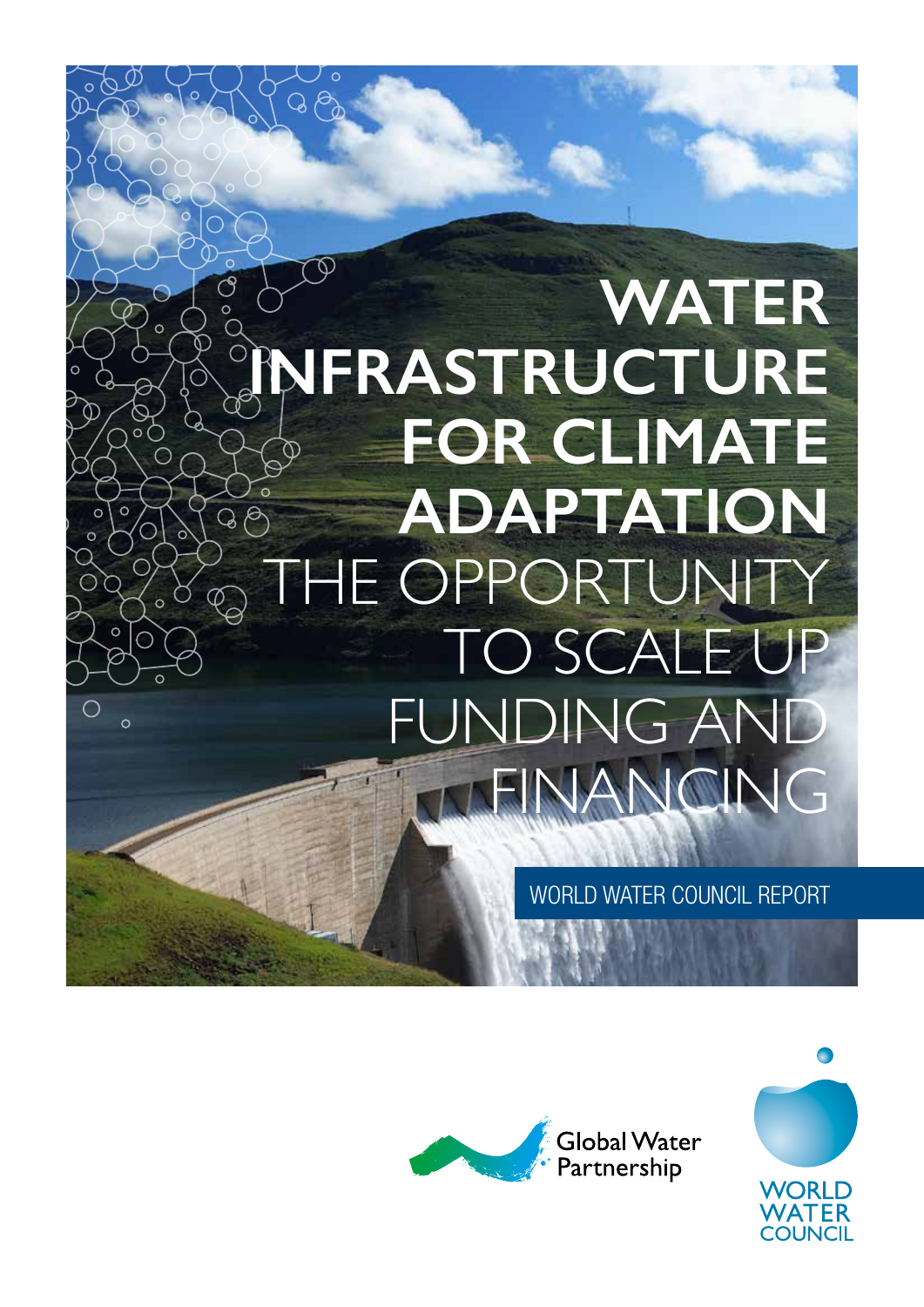# WATER INFRASTRUCTURE FOR CLIMATE ADAPTATION

## THE OPPORTUNITY TO SCALE UP FUNDING AND FINANCING

WORLD WATER COUNCIL REPORT

Global Water Partnership

WORLD WATER COUNCIL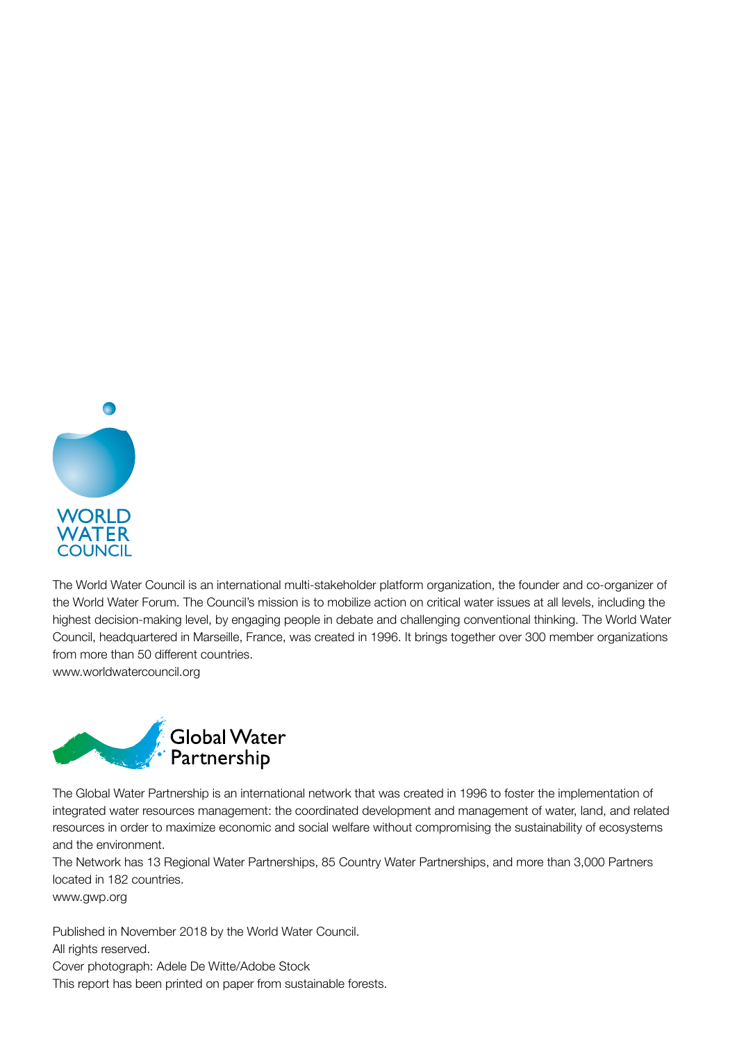WORLD
WATER
COUNCIL

The World Water Council is an international multi-stakeholder platform organization, the founder and co-organizer of the World Water Forum. The Council's mission is to mobilize action on critical water issues at all levels, including the highest decision-making level, by engaging people in debate and challenging conventional thinking. The World Water Council, headquartered in Marseille, France, was created in 1996. It brings together over 300 member organizations from more than 50 different countries.
www.worldwatercouncil.org

Global Water Partnership

The Global Water Partnership is an international network that was created in 1996 to foster the implementation of integrated water resources management: the coordinated development and management of water, land, and related resources in order to maximize economic and social welfare without compromising the sustainability of ecosystems and the environment.
The Network has 13 Regional Water Partnerships, 85 Country Water Partnerships, and more than 3,000 Partners located in 182 countries.
www.gwp.org

Published in November 2018 by the World Water Council.
All rights reserved.
Cover photograph: Adele De Witte/Adobe Stock
This report has been printed on paper from sustainable forests.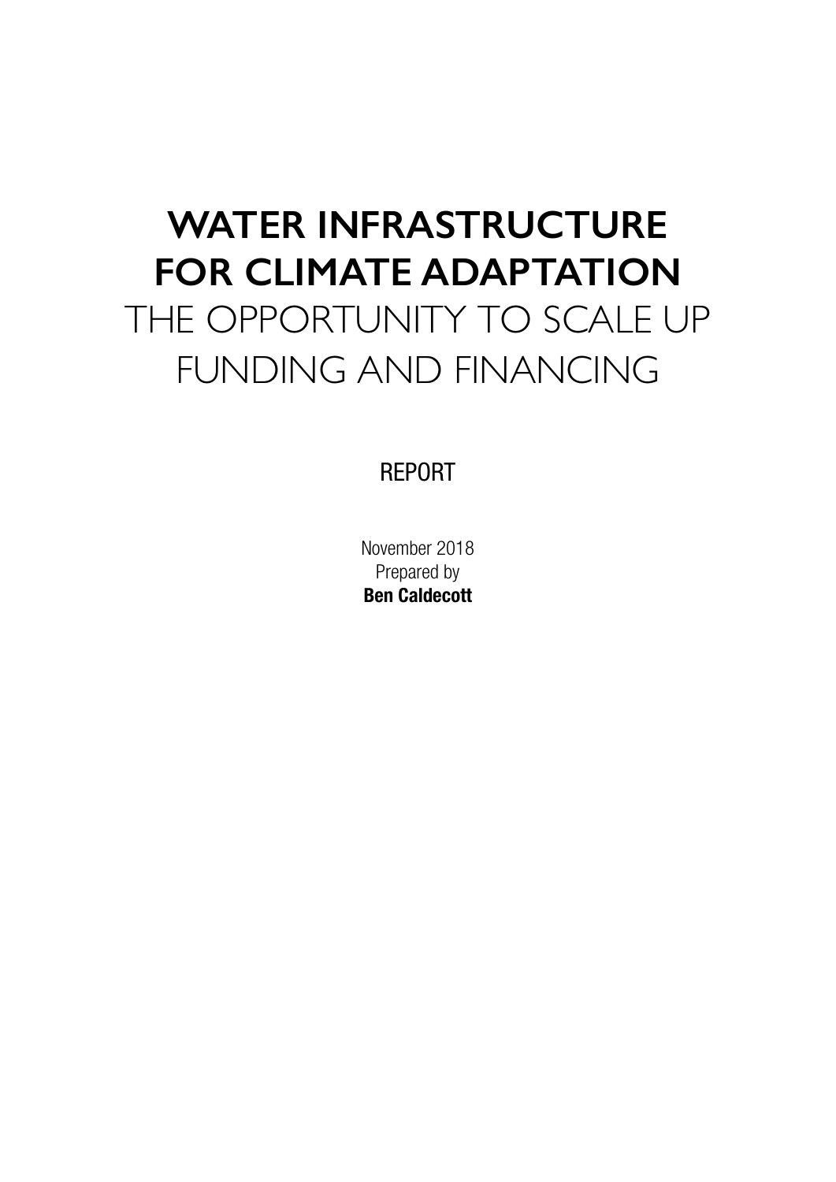# WATER INFRASTRUCTURE FOR CLIMATE ADAPTATION

## THE OPPORTUNITY TO SCALE UP FUNDING AND FINANCING

REPORT

November 2018
Prepared by
**Ben Caldecott**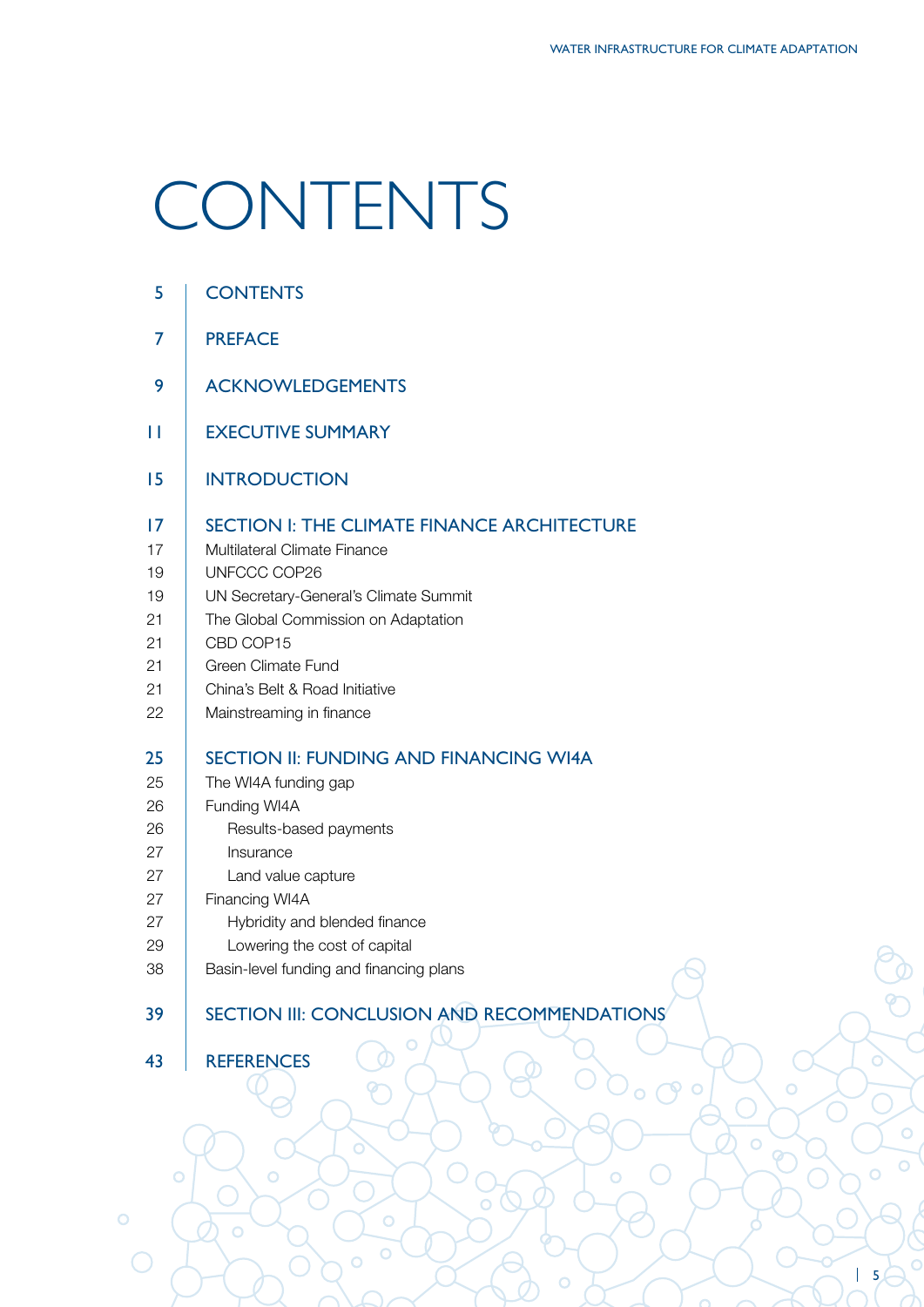# CONTENTS

| | |
|---|---|
| 5 | CONTENTS |
| 7 | PREFACE |
| 9 | ACKNOWLEDGEMENTS |
| 11 | EXECUTIVE SUMMARY |
| 15 | INTRODUCTION |
| 17 | SECTION I: THE CLIMATE FINANCE ARCHITECTURE |
| 17 | Multilateral Climate Finance |
| 19 | UNFCCC COP26 |
| 19 | UN Secretary-General's Climate Summit |
| 21 | The Global Commission on Adaptation |
| 21 | CBD COP15 |
| 21 | Green Climate Fund |
| 21 | China's Belt & Road Initiative |
| 22 | Mainstreaming in finance |
| 25 | SECTION II: FUNDING AND FINANCING WI4A |
| 25 | The WI4A funding gap |
| 26 | Funding WI4A |
| 26 | Results-based payments |
| 27 | Insurance |
| 27 | Land value capture |
| 27 | Financing WI4A |
| 27 | Hybridity and blended finance |
| 29 | Lowering the cost of capital |
| 38 | Basin-level funding and financing plans |
| 39 | SECTION III: CONCLUSION AND RECOMMENDATIONS |
| 43 | REFERENCES |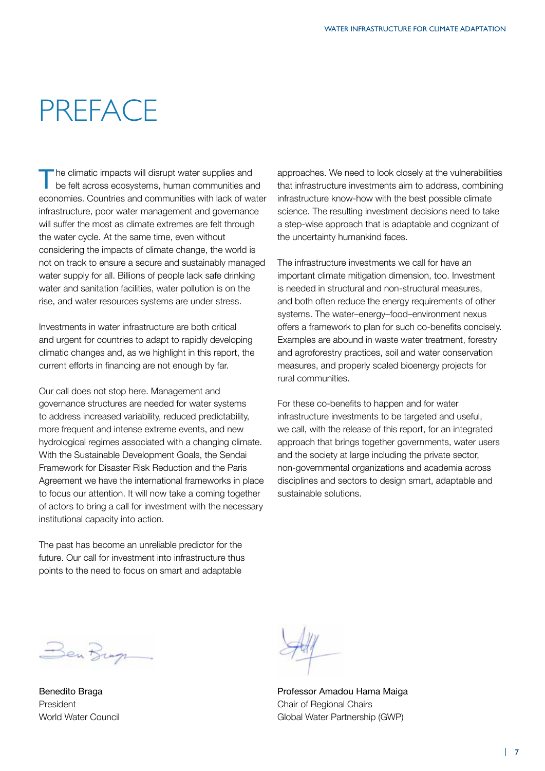# PREFACE

The climatic impacts will disrupt water supplies and be felt across ecosystems, human communities and economies. Countries and communities with lack of water infrastructure, poor water management and governance will suffer the most as climate extremes are felt through the water cycle. At the same time, even without considering the impacts of climate change, the world is not on track to ensure a secure and sustainably managed water supply for all. Billions of people lack safe drinking water and sanitation facilities, water pollution is on the rise, and water resources systems are under stress.

Investments in water infrastructure are both critical and urgent for countries to adapt to rapidly developing climatic changes and, as we highlight in this report, the current efforts in financing are not enough by far.

Our call does not stop here. Management and governance structures are needed for water systems to address increased variability, reduced predictability, more frequent and intense extreme events, and new hydrological regimes associated with a changing climate. With the Sustainable Development Goals, the Sendai Framework for Disaster Risk Reduction and the Paris Agreement we have the international frameworks in place to focus our attention. It will now take a coming together of actors to bring a call for investment with the necessary institutional capacity into action.

The past has become an unreliable predictor for the future. Our call for investment into infrastructure thus points to the need to focus on smart and adaptable approaches. We need to look closely at the vulnerabilities that infrastructure investments aim to address, combining infrastructure know-how with the best possible climate science. The resulting investment decisions need to take a step-wise approach that is adaptable and cognizant of the uncertainty humankind faces.

The infrastructure investments we call for have an important climate mitigation dimension, too. Investment is needed in structural and non-structural measures, and both often reduce the energy requirements of other systems. The water–energy–food–environment nexus offers a framework to plan for such co-benefits concisely. Examples are abound in waste water treatment, forestry and agroforestry practices, soil and water conservation measures, and properly scaled bioenergy projects for rural communities.

For these co-benefits to happen and for water infrastructure investments to be targeted and useful, we call, with the release of this report, for an integrated approach that brings together governments, water users and the society at large including the private sector, non-governmental organizations and academia across disciplines and sectors to design smart, adaptable and sustainable solutions.

Benedito Braga
President
World Water Council

Professor Amadou Hama Maiga
Chair of Regional Chairs
Global Water Partnership (GWP)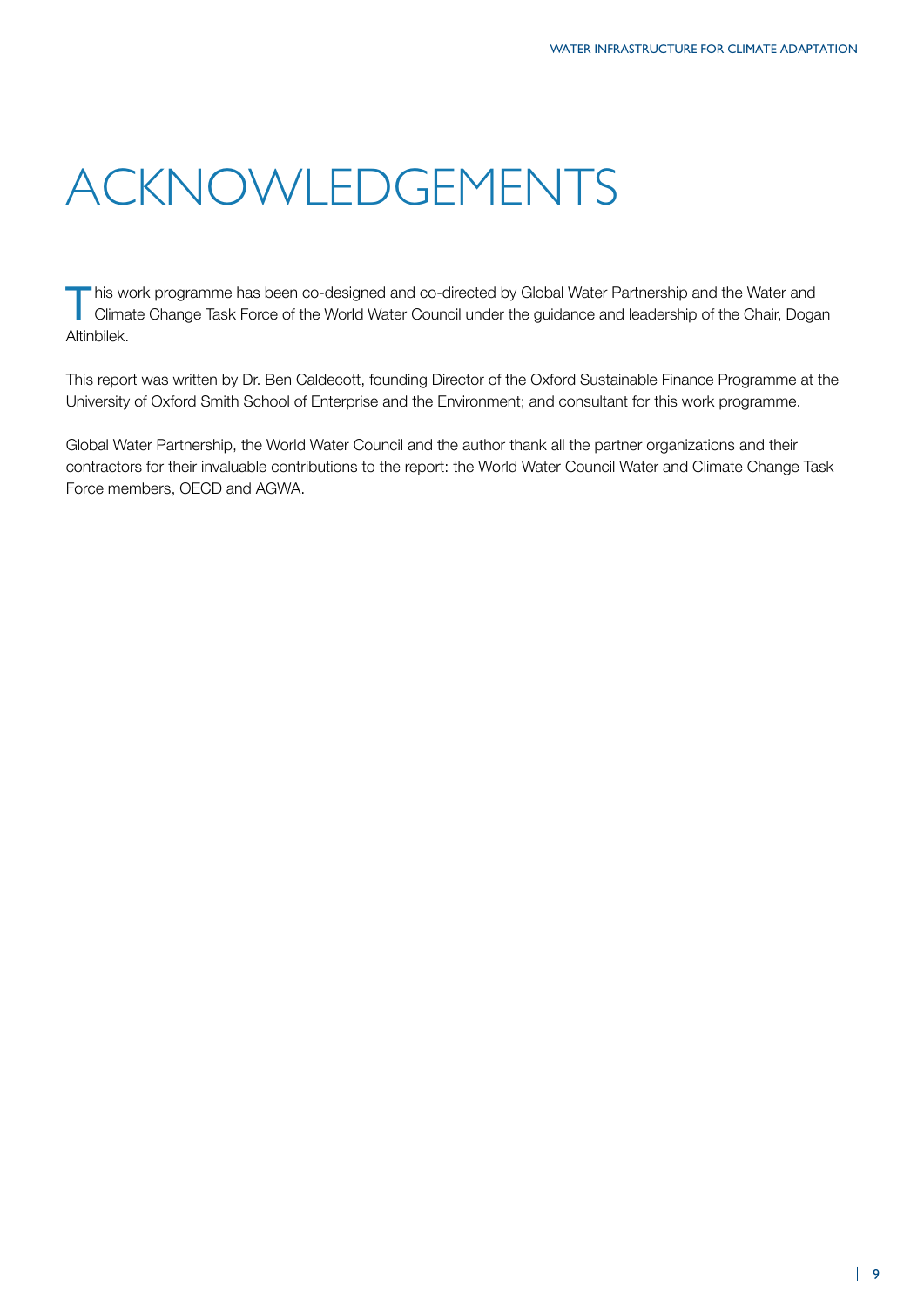# ACKNOWLEDGEMENTS

This work programme has been co-designed and co-directed by Global Water Partnership and the Water and Climate Change Task Force of the World Water Council under the guidance and leadership of the Chair, Dogan Altinbilek.

This report was written by Dr. Ben Caldecott, founding Director of the Oxford Sustainable Finance Programme at the University of Oxford Smith School of Enterprise and the Environment; and consultant for this work programme.

Global Water Partnership, the World Water Council and the author thank all the partner organizations and their contractors for their invaluable contributions to the report: the World Water Council Water and Climate Change Task Force members, OECD and AGWA.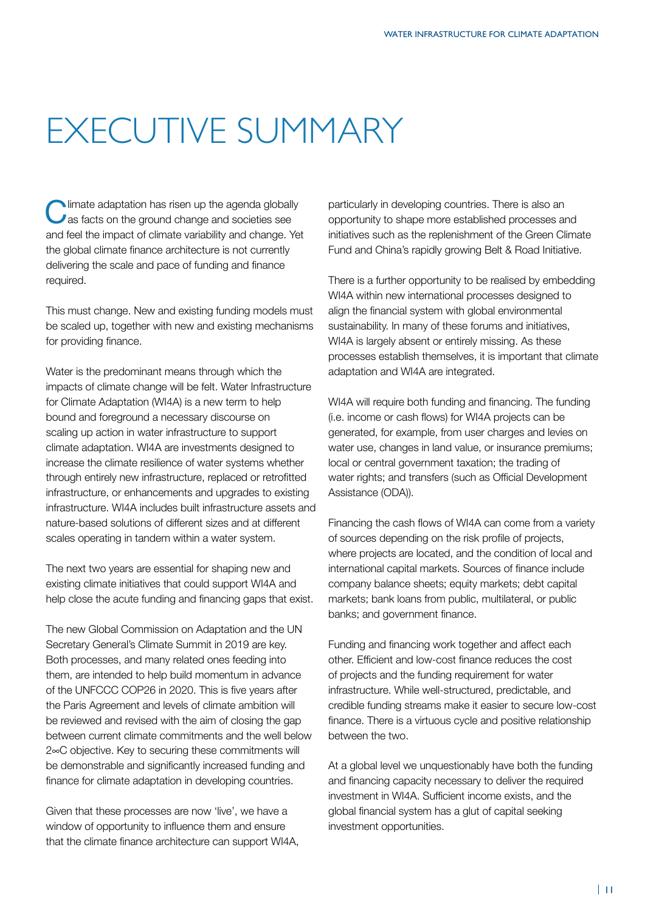# EXECUTIVE SUMMARY

Climate adaptation has risen up the agenda globally as facts on the ground change and societies see and feel the impact of climate variability and change. Yet the global climate finance architecture is not currently delivering the scale and pace of funding and finance required.

This must change. New and existing funding models must be scaled up, together with new and existing mechanisms for providing finance.

Water is the predominant means through which the impacts of climate change will be felt. Water Infrastructure for Climate Adaptation (WI4A) is a new term to help bound and foreground a necessary discourse on scaling up action in water infrastructure to support climate adaptation. WI4A are investments designed to increase the climate resilience of water systems whether through entirely new infrastructure, replaced or retrofitted infrastructure, or enhancements and upgrades to existing infrastructure. WI4A includes built infrastructure assets and nature-based solutions of different sizes and at different scales operating in tandem within a water system.

The next two years are essential for shaping new and existing climate initiatives that could support WI4A and help close the acute funding and financing gaps that exist.

The new Global Commission on Adaptation and the UN Secretary General's Climate Summit in 2019 are key. Both processes, and many related ones feeding into them, are intended to help build momentum in advance of the UNFCCC COP26 in 2020. This is five years after the Paris Agreement and levels of climate ambition will be reviewed and revised with the aim of closing the gap between current climate commitments and the well below 2∞C objective. Key to securing these commitments will be demonstrable and significantly increased funding and finance for climate adaptation in developing countries.

Given that these processes are now 'live', we have a window of opportunity to influence them and ensure that the climate finance architecture can support WI4A, particularly in developing countries. There is also an opportunity to shape more established processes and initiatives such as the replenishment of the Green Climate Fund and China's rapidly growing Belt & Road Initiative.

There is a further opportunity to be realised by embedding WI4A within new international processes designed to align the financial system with global environmental sustainability. In many of these forums and initiatives, WI4A is largely absent or entirely missing. As these processes establish themselves, it is important that climate adaptation and WI4A are integrated.

WI4A will require both funding and financing. The funding (i.e. income or cash flows) for WI4A projects can be generated, for example, from user charges and levies on water use, changes in land value, or insurance premiums; local or central government taxation; the trading of water rights; and transfers (such as Official Development Assistance (ODA)).

Financing the cash flows of WI4A can come from a variety of sources depending on the risk profile of projects, where projects are located, and the condition of local and international capital markets. Sources of finance include company balance sheets; equity markets; debt capital markets; bank loans from public, multilateral, or public banks; and government finance.

Funding and financing work together and affect each other. Efficient and low-cost finance reduces the cost of projects and the funding requirement for water infrastructure. While well-structured, predictable, and credible funding streams make it easier to secure low-cost finance. There is a virtuous cycle and positive relationship between the two.

At a global level we unquestionably have both the funding and financing capacity necessary to deliver the required investment in WI4A. Sufficient income exists, and the global financial system has a glut of capital seeking investment opportunities.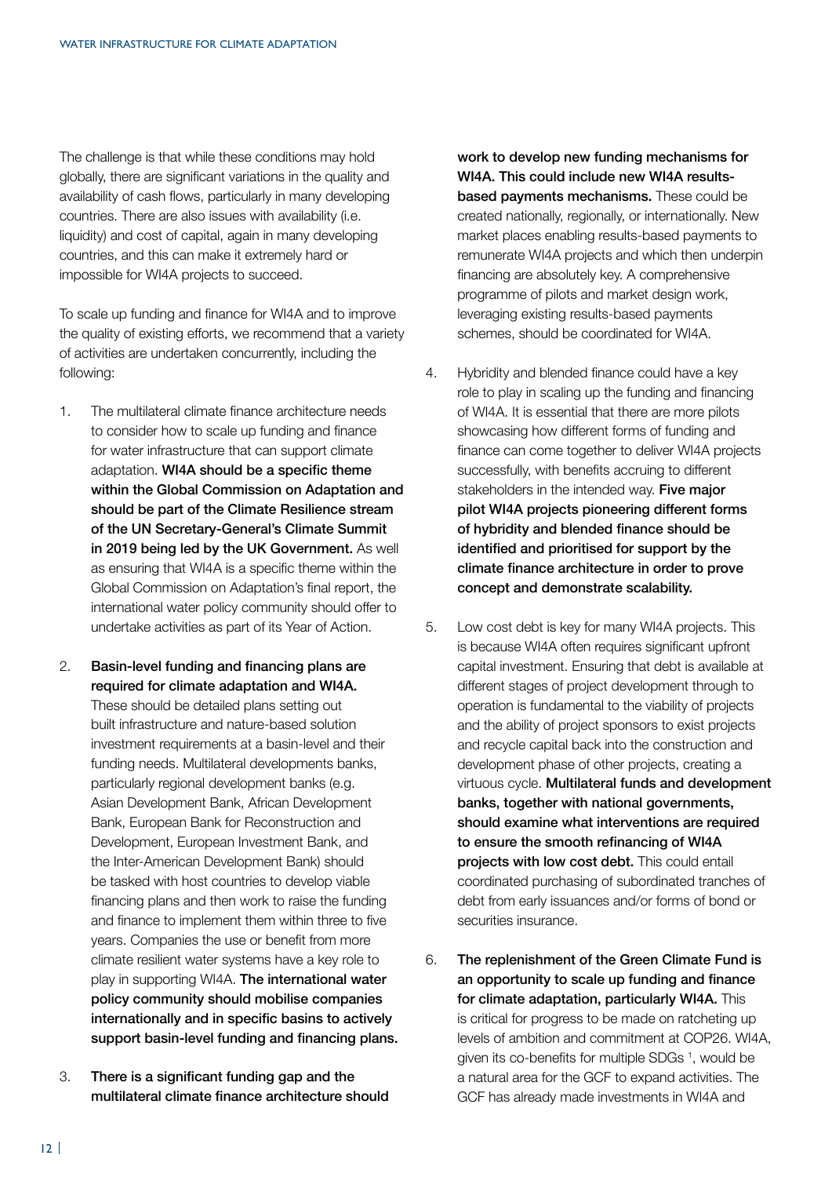The challenge is that while these conditions may hold globally, there are significant variations in the quality and availability of cash flows, particularly in many developing countries. There are also issues with availability (i.e. liquidity) and cost of capital, again in many developing countries, and this can make it extremely hard or impossible for WI4A projects to succeed.

To scale up funding and finance for WI4A and to improve the quality of existing efforts, we recommend that a variety of activities are undertaken concurrently, including the following:

1. The multilateral climate finance architecture needs to consider how to scale up funding and finance for water infrastructure that can support climate adaptation. **WI4A should be a specific theme within the Global Commission on Adaptation and should be part of the Climate Resilience stream of the UN Secretary-General's Climate Summit in 2019 being led by the UK Government.** As well as ensuring that WI4A is a specific theme within the Global Commission on Adaptation's final report, the international water policy community should offer to undertake activities as part of its Year of Action.

2. **Basin-level funding and financing plans are required for climate adaptation and WI4A.** These should be detailed plans setting out built infrastructure and nature-based solution investment requirements at a basin-level and their funding needs. Multilateral developments banks, particularly regional development banks (e.g. Asian Development Bank, African Development Bank, European Bank for Reconstruction and Development, European Investment Bank, and the Inter-American Development Bank) should be tasked with host countries to develop viable financing plans and then work to raise the funding and finance to implement them within three to five years. Companies the use or benefit from more climate resilient water systems have a key role to play in supporting WI4A. **The international water policy community should mobilise companies internationally and in specific basins to actively support basin-level funding and financing plans.**

3. **There is a significant funding gap and the multilateral climate finance architecture should work to develop new funding mechanisms for WI4A. This could include new WI4A results-based payments mechanisms.** These could be created nationally, regionally, or internationally. New market places enabling results-based payments to remunerate WI4A projects and which then underpin financing are absolutely key. A comprehensive programme of pilots and market design work, leveraging existing results-based payments schemes, should be coordinated for WI4A.

4. Hybridity and blended finance could have a key role to play in scaling up the funding and financing of WI4A. It is essential that there are more pilots showcasing how different forms of funding and finance can come together to deliver WI4A projects successfully, with benefits accruing to different stakeholders in the intended way. **Five major pilot WI4A projects pioneering different forms of hybridity and blended finance should be identified and prioritised for support by the climate finance architecture in order to prove concept and demonstrate scalability.**

5. Low cost debt is key for many WI4A projects. This is because WI4A often requires significant upfront capital investment. Ensuring that debt is available at different stages of project development through to operation is fundamental to the viability of projects and the ability of project sponsors to exist projects and recycle capital back into the construction and development phase of other projects, creating a virtuous cycle. **Multilateral funds and development banks, together with national governments, should examine what interventions are required to ensure the smooth refinancing of WI4A projects with low cost debt.** This could entail coordinated purchasing of subordinated tranches of debt from early issuances and/or forms of bond or securities insurance.

6. **The replenishment of the Green Climate Fund is an opportunity to scale up funding and finance for climate adaptation, particularly WI4A.** This is critical for progress to be made on ratcheting up levels of ambition and commitment at COP26. WI4A, given its co-benefits for multiple SDGs [1], would be a natural area for the GCF to expand activities. The GCF has already made investments in WI4A and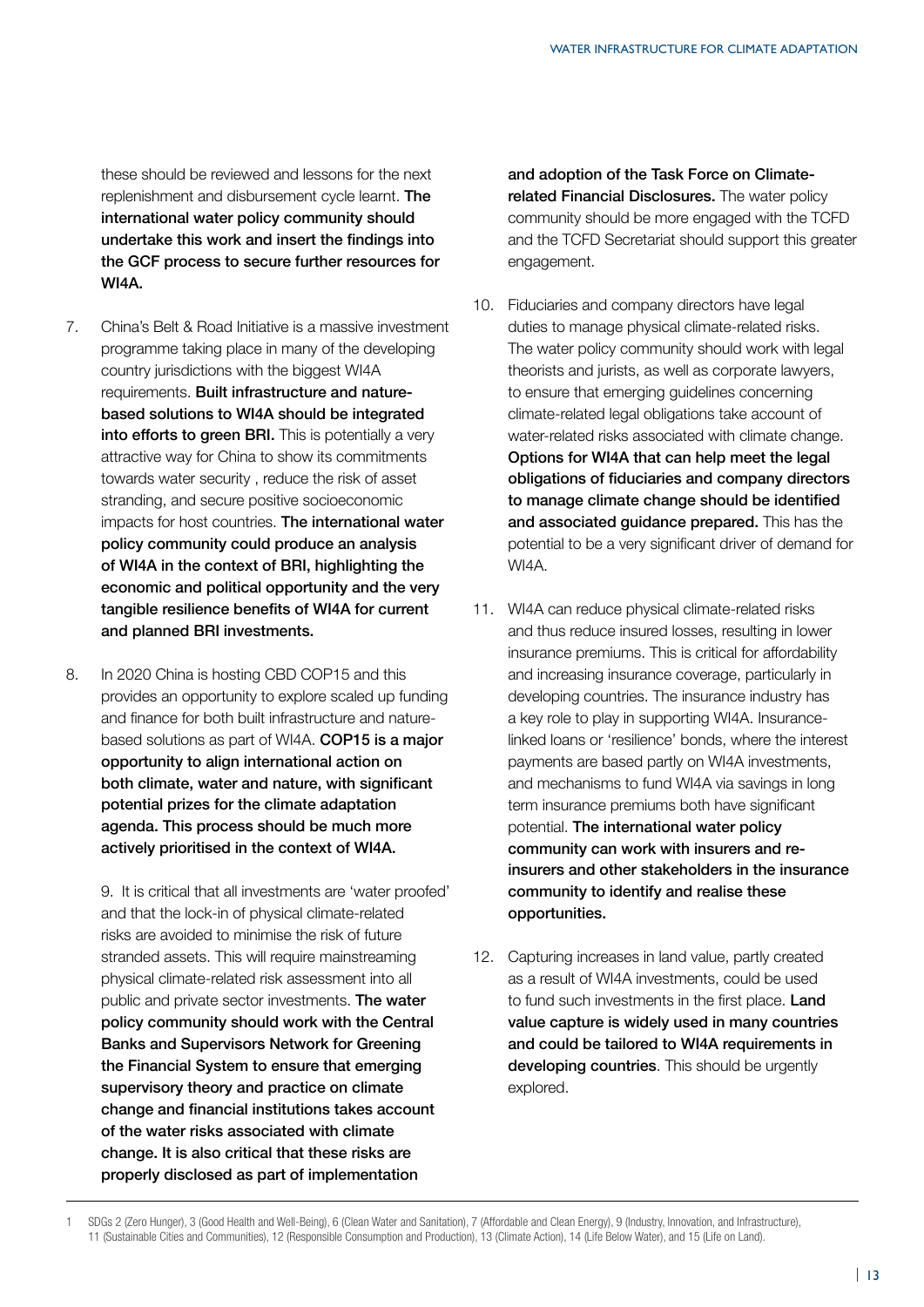these should be reviewed and lessons for the next replenishment and disbursement cycle learnt. **The international water policy community should undertake this work and insert the findings into the GCF process to secure further resources for WI4A.**

7. China's Belt & Road Initiative is a massive investment programme taking place in many of the developing country jurisdictions with the biggest WI4A requirements. **Built infrastructure and nature-based solutions to WI4A should be integrated into efforts to green BRI.** This is potentially a very attractive way for China to show its commitments towards water security , reduce the risk of asset stranding, and secure positive socioeconomic impacts for host countries. **The international water policy community could produce an analysis of WI4A in the context of BRI, highlighting the economic and political opportunity and the very tangible resilience benefits of WI4A for current and planned BRI investments.**

8. In 2020 China is hosting CBD COP15 and this provides an opportunity to explore scaled up funding and finance for both built infrastructure and nature-based solutions as part of WI4A. **COP15 is a major opportunity to align international action on both climate, water and nature, with significant potential prizes for the climate adaptation agenda. This process should be much more actively prioritised in the context of WI4A.**

9. It is critical that all investments are 'water proofed' and that the lock-in of physical climate-related risks are avoided to minimise the risk of future stranded assets. This will require mainstreaming physical climate-related risk assessment into all public and private sector investments. **The water policy community should work with the Central Banks and Supervisors Network for Greening the Financial System to ensure that emerging supervisory theory and practice on climate change and financial institutions takes account of the water risks associated with climate change. It is also critical that these risks are properly disclosed as part of implementation and adoption of the Task Force on Climate-related Financial Disclosures.** The water policy community should be more engaged with the TCFD and the TCFD Secretariat should support this greater engagement.

10. Fiduciaries and company directors have legal duties to manage physical climate-related risks. The water policy community should work with legal theorists and jurists, as well as corporate lawyers, to ensure that emerging guidelines concerning climate-related legal obligations take account of water-related risks associated with climate change. **Options for WI4A that can help meet the legal obligations of fiduciaries and company directors to manage climate change should be identified and associated guidance prepared.** This has the potential to be a very significant driver of demand for WI4A.

11. WI4A can reduce physical climate-related risks and thus reduce insured losses, resulting in lower insurance premiums. This is critical for affordability and increasing insurance coverage, particularly in developing countries. The insurance industry has a key role to play in supporting WI4A. Insurance-linked loans or 'resilience' bonds, where the interest payments are based partly on WI4A investments, and mechanisms to fund WI4A via savings in long term insurance premiums both have significant potential. **The international water policy community can work with insurers and re-insurers and other stakeholders in the insurance community to identify and realise these opportunities.**

12. Capturing increases in land value, partly created as a result of WI4A investments, could be used to fund such investments in the first place. **Land value capture is widely used in many countries and could be tailored to WI4A requirements in developing countries**. This should be urgently explored.

---

1 SDGs 2 (Zero Hunger), 3 (Good Health and Well-Being), 6 (Clean Water and Sanitation), 7 (Affordable and Clean Energy), 9 (Industry, Innovation, and Infrastructure), 11 (Sustainable Cities and Communities), 12 (Responsible Consumption and Production), 13 (Climate Action), 14 (Life Below Water), and 15 (Life on Land).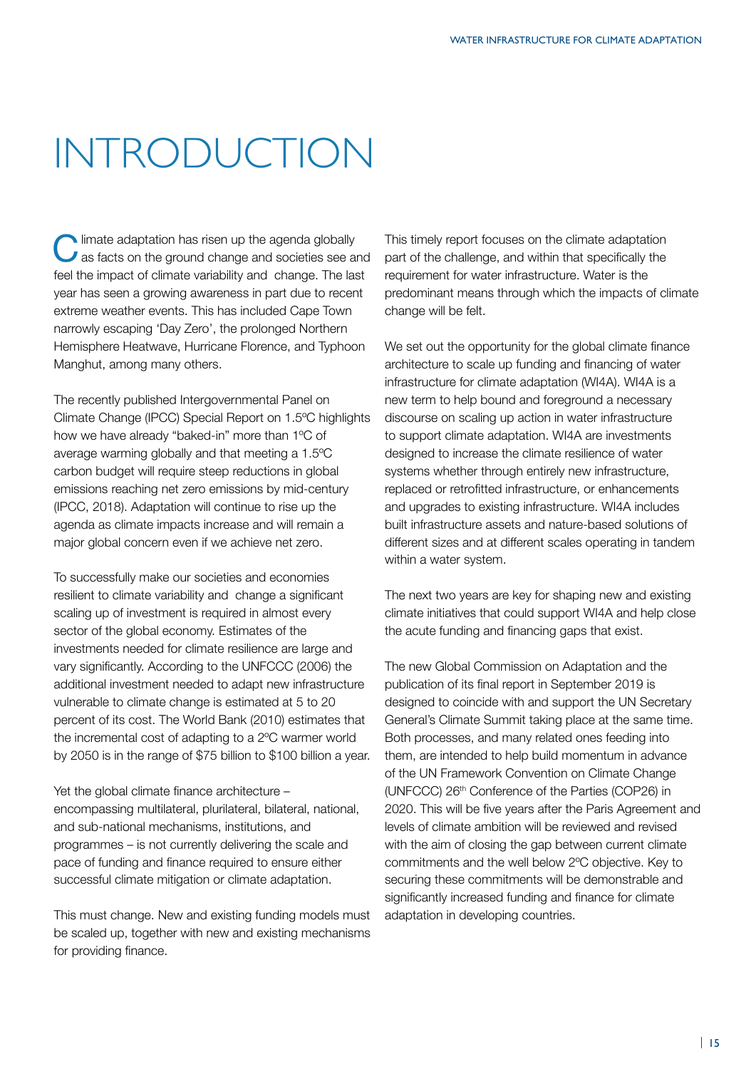# INTRODUCTION

Climate adaptation has risen up the agenda globally as facts on the ground change and societies see and feel the impact of climate variability and change. The last year has seen a growing awareness in part due to recent extreme weather events. This has included Cape Town narrowly escaping 'Day Zero', the prolonged Northern Hemisphere Heatwave, Hurricane Florence, and Typhoon Manghut, among many others.

The recently published Intergovernmental Panel on Climate Change (IPCC) Special Report on 1.5ºC highlights how we have already "baked-in" more than 1ºC of average warming globally and that meeting a 1.5ºC carbon budget will require steep reductions in global emissions reaching net zero emissions by mid-century (IPCC, 2018). Adaptation will continue to rise up the agenda as climate impacts increase and will remain a major global concern even if we achieve net zero.

To successfully make our societies and economies resilient to climate variability and change a significant scaling up of investment is required in almost every sector of the global economy. Estimates of the investments needed for climate resilience are large and vary significantly. According to the UNFCCC (2006) the additional investment needed to adapt new infrastructure vulnerable to climate change is estimated at 5 to 20 percent of its cost. The World Bank (2010) estimates that the incremental cost of adapting to a 2ºC warmer world by 2050 is in the range of $75 billion to $100 billion a year.

Yet the global climate finance architecture – encompassing multilateral, plurilateral, bilateral, national, and sub-national mechanisms, institutions, and programmes – is not currently delivering the scale and pace of funding and finance required to ensure either successful climate mitigation or climate adaptation.

This must change. New and existing funding models must be scaled up, together with new and existing mechanisms for providing finance.

This timely report focuses on the climate adaptation part of the challenge, and within that specifically the requirement for water infrastructure. Water is the predominant means through which the impacts of climate change will be felt.

We set out the opportunity for the global climate finance architecture to scale up funding and financing of water infrastructure for climate adaptation (WI4A). WI4A is a new term to help bound and foreground a necessary discourse on scaling up action in water infrastructure to support climate adaptation. WI4A are investments designed to increase the climate resilience of water systems whether through entirely new infrastructure, replaced or retrofitted infrastructure, or enhancements and upgrades to existing infrastructure. WI4A includes built infrastructure assets and nature-based solutions of different sizes and at different scales operating in tandem within a water system.

The next two years are key for shaping new and existing climate initiatives that could support WI4A and help close the acute funding and financing gaps that exist.

The new Global Commission on Adaptation and the publication of its final report in September 2019 is designed to coincide with and support the UN Secretary General's Climate Summit taking place at the same time. Both processes, and many related ones feeding into them, are intended to help build momentum in advance of the UN Framework Convention on Climate Change (UNFCCC) 26th Conference of the Parties (COP26) in 2020. This will be five years after the Paris Agreement and levels of climate ambition will be reviewed and revised with the aim of closing the gap between current climate commitments and the well below 2ºC objective. Key to securing these commitments will be demonstrable and significantly increased funding and finance for climate adaptation in developing countries.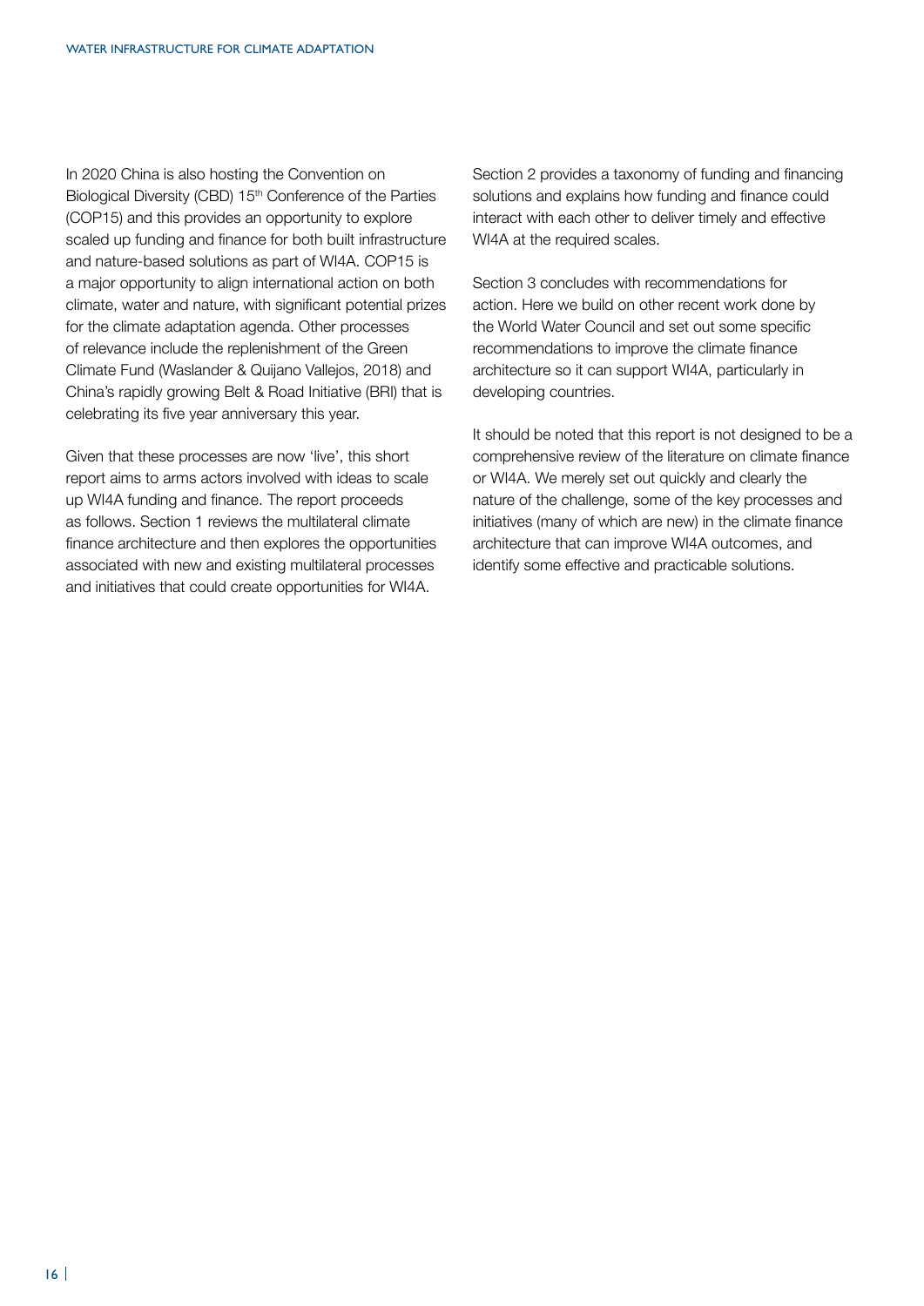In 2020 China is also hosting the Convention on Biological Diversity (CBD) 15th Conference of the Parties (COP15) and this provides an opportunity to explore scaled up funding and finance for both built infrastructure and nature-based solutions as part of WI4A. COP15 is a major opportunity to align international action on both climate, water and nature, with significant potential prizes for the climate adaptation agenda. Other processes of relevance include the replenishment of the Green Climate Fund (Waslander & Quijano Vallejos, 2018) and China's rapidly growing Belt & Road Initiative (BRI) that is celebrating its five year anniversary this year.

Given that these processes are now 'live', this short report aims to arms actors involved with ideas to scale up WI4A funding and finance. The report proceeds as follows. Section 1 reviews the multilateral climate finance architecture and then explores the opportunities associated with new and existing multilateral processes and initiatives that could create opportunities for WI4A.

Section 2 provides a taxonomy of funding and financing solutions and explains how funding and finance could interact with each other to deliver timely and effective WI4A at the required scales.

Section 3 concludes with recommendations for action. Here we build on other recent work done by the World Water Council and set out some specific recommendations to improve the climate finance architecture so it can support WI4A, particularly in developing countries.

It should be noted that this report is not designed to be a comprehensive review of the literature on climate finance or WI4A. We merely set out quickly and clearly the nature of the challenge, some of the key processes and initiatives (many of which are new) in the climate finance architecture that can improve WI4A outcomes, and identify some effective and practicable solutions.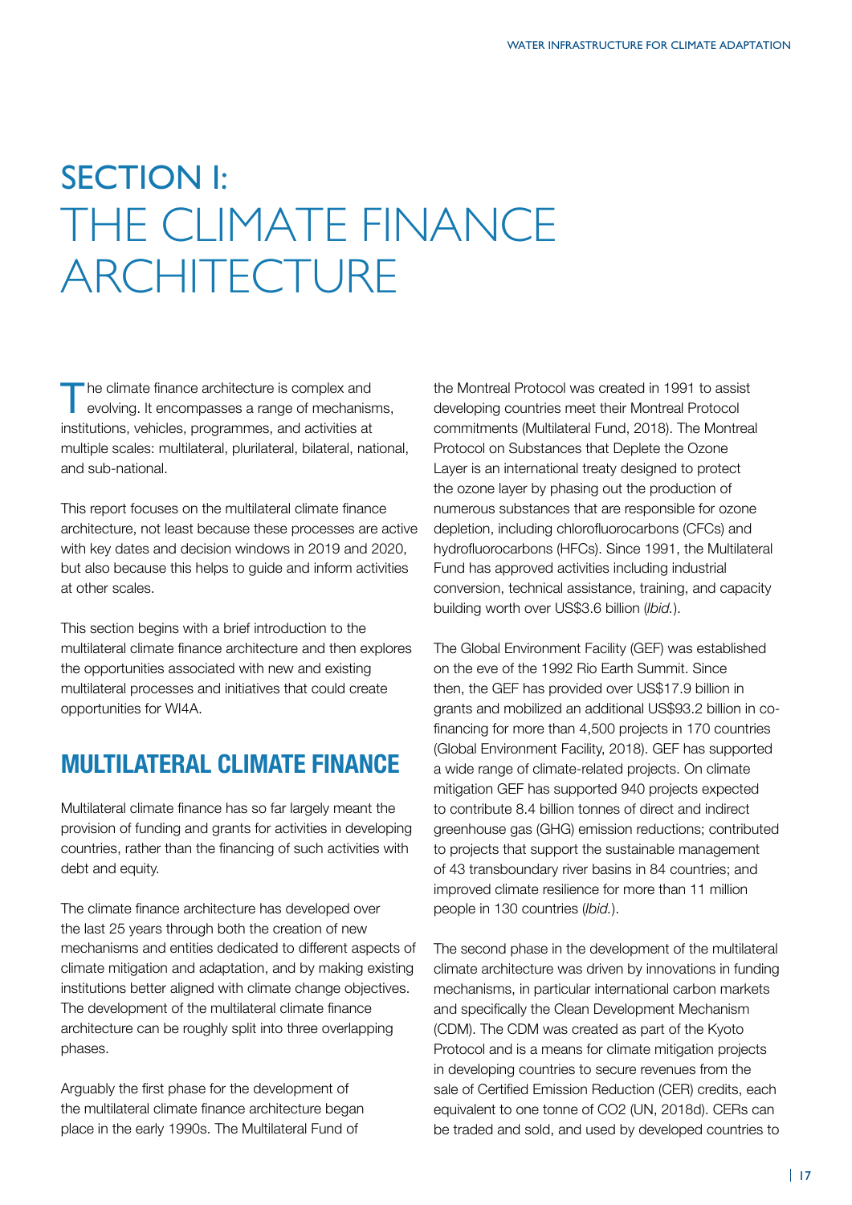# SECTION I: THE CLIMATE FINANCE ARCHITECTURE

The climate finance architecture is complex and evolving. It encompasses a range of mechanisms, institutions, vehicles, programmes, and activities at multiple scales: multilateral, plurilateral, bilateral, national, and sub-national.

This report focuses on the multilateral climate finance architecture, not least because these processes are active with key dates and decision windows in 2019 and 2020, but also because this helps to guide and inform activities at other scales.

This section begins with a brief introduction to the multilateral climate finance architecture and then explores the opportunities associated with new and existing multilateral processes and initiatives that could create opportunities for WI4A.

## MULTILATERAL CLIMATE FINANCE

Multilateral climate finance has so far largely meant the provision of funding and grants for activities in developing countries, rather than the financing of such activities with debt and equity.

The climate finance architecture has developed over the last 25 years through both the creation of new mechanisms and entities dedicated to different aspects of climate mitigation and adaptation, and by making existing institutions better aligned with climate change objectives. The development of the multilateral climate finance architecture can be roughly split into three overlapping phases.

Arguably the first phase for the development of the multilateral climate finance architecture began place in the early 1990s. The Multilateral Fund of the Montreal Protocol was created in 1991 to assist developing countries meet their Montreal Protocol commitments (Multilateral Fund, 2018). The Montreal Protocol on Substances that Deplete the Ozone Layer is an international treaty designed to protect the ozone layer by phasing out the production of numerous substances that are responsible for ozone depletion, including chlorofluorocarbons (CFCs) and hydrofluorocarbons (HFCs). Since 1991, the Multilateral Fund has approved activities including industrial conversion, technical assistance, training, and capacity building worth over US$3.6 billion (*Ibid.*).

The Global Environment Facility (GEF) was established on the eve of the 1992 Rio Earth Summit. Since then, the GEF has provided over US$17.9 billion in grants and mobilized an additional US$93.2 billion in co-financing for more than 4,500 projects in 170 countries (Global Environment Facility, 2018). GEF has supported a wide range of climate-related projects. On climate mitigation GEF has supported 940 projects expected to contribute 8.4 billion tonnes of direct and indirect greenhouse gas (GHG) emission reductions; contributed to projects that support the sustainable management of 43 transboundary river basins in 84 countries; and improved climate resilience for more than 11 million people in 130 countries (*Ibid.*).

The second phase in the development of the multilateral climate architecture was driven by innovations in funding mechanisms, in particular international carbon markets and specifically the Clean Development Mechanism (CDM). The CDM was created as part of the Kyoto Protocol and is a means for climate mitigation projects in developing countries to secure revenues from the sale of Certified Emission Reduction (CER) credits, each equivalent to one tonne of $CO_2$ (UN, 2018d). CERs can be traded and sold, and used by developed countries to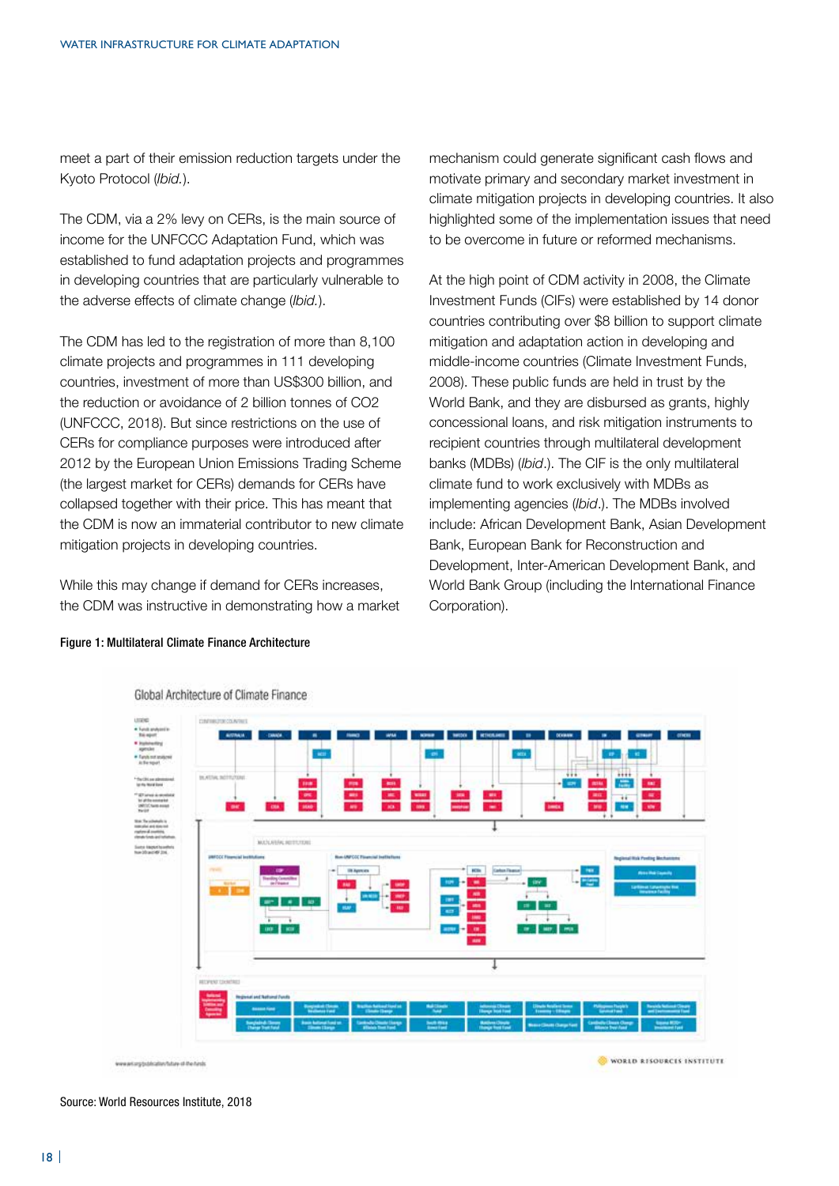meet a part of their emission reduction targets under the Kyoto Protocol (*Ibid.*).

The CDM, via a 2% levy on CERs, is the main source of income for the UNFCCC Adaptation Fund, which was established to fund adaptation projects and programmes in developing countries that are particularly vulnerable to the adverse effects of climate change (*Ibid.*).

The CDM has led to the registration of more than 8,100 climate projects and programmes in 111 developing countries, investment of more than US$300 billion, and the reduction or avoidance of 2 billion tonnes of CO2 (UNFCCC, 2018). But since restrictions on the use of CERs for compliance purposes were introduced after 2012 by the European Union Emissions Trading Scheme (the largest market for CERs) demands for CERs have collapsed together with their price. This has meant that the CDM is now an immaterial contributor to new climate mitigation projects in developing countries.

While this may change if demand for CERs increases, the CDM was instructive in demonstrating how a market mechanism could generate significant cash flows and motivate primary and secondary market investment in climate mitigation projects in developing countries. It also highlighted some of the implementation issues that need to be overcome in future or reformed mechanisms.

At the high point of CDM activity in 2008, the Climate Investment Funds (CIFs) were established by 14 donor countries contributing over $8 billion to support climate mitigation and adaptation action in developing and middle-income countries (Climate Investment Funds, 2008). These public funds are held in trust by the World Bank, and they are disbursed as grants, highly concessional loans, and risk mitigation instruments to recipient countries through multilateral development banks (MDBs) (*Ibid.*). The CIF is the only multilateral climate fund to work exclusively with MDBs as implementing agencies (*Ibid.*). The MDBs involved include: African Development Bank, Asian Development Bank, European Bank for Reconstruction and Development, Inter-American Development Bank, and World Bank Group (including the International Finance Corporation).

**Figure 1: Multilateral Climate Finance Architecture**

Global Architecture of Climate Finance

Source: World Resources Institute, 2018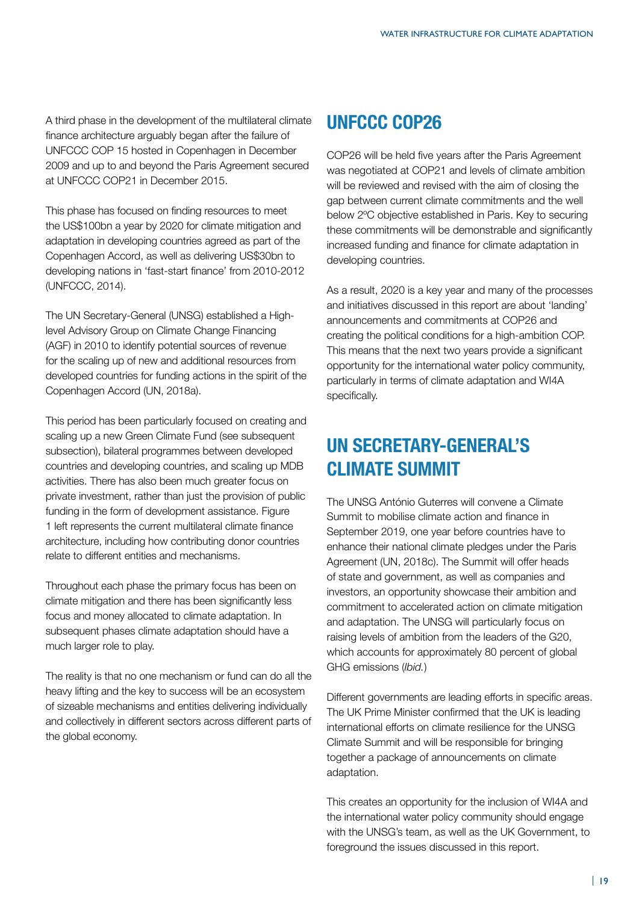A third phase in the development of the multilateral climate finance architecture arguably began after the failure of UNFCCC COP 15 hosted in Copenhagen in December 2009 and up to and beyond the Paris Agreement secured at UNFCCC COP21 in December 2015.

This phase has focused on finding resources to meet the US$100bn a year by 2020 for climate mitigation and adaptation in developing countries agreed as part of the Copenhagen Accord, as well as delivering US$30bn to developing nations in 'fast-start finance' from 2010-2012 (UNFCCC, 2014).

The UN Secretary-General (UNSG) established a High-level Advisory Group on Climate Change Financing (AGF) in 2010 to identify potential sources of revenue for the scaling up of new and additional resources from developed countries for funding actions in the spirit of the Copenhagen Accord (UN, 2018a).

This period has been particularly focused on creating and scaling up a new Green Climate Fund (see subsequent subsection), bilateral programmes between developed countries and developing countries, and scaling up MDB activities. There has also been much greater focus on private investment, rather than just the provision of public funding in the form of development assistance. Figure 1 left represents the current multilateral climate finance architecture, including how contributing donor countries relate to different entities and mechanisms.

Throughout each phase the primary focus has been on climate mitigation and there has been significantly less focus and money allocated to climate adaptation. In subsequent phases climate adaptation should have a much larger role to play.

The reality is that no one mechanism or fund can do all the heavy lifting and the key to success will be an ecosystem of sizeable mechanisms and entities delivering individually and collectively in different sectors across different parts of the global economy.

## UNFCCC COP26

COP26 will be held five years after the Paris Agreement was negotiated at COP21 and levels of climate ambition will be reviewed and revised with the aim of closing the gap between current climate commitments and the well below 2ºC objective established in Paris. Key to securing these commitments will be demonstrable and significantly increased funding and finance for climate adaptation in developing countries.

As a result, 2020 is a key year and many of the processes and initiatives discussed in this report are about 'landing' announcements and commitments at COP26 and creating the political conditions for a high-ambition COP. This means that the next two years provide a significant opportunity for the international water policy community, particularly in terms of climate adaptation and WI4A specifically.

## UN SECRETARY-GENERAL'S CLIMATE SUMMIT

The UNSG António Guterres will convene a Climate Summit to mobilise climate action and finance in September 2019, one year before countries have to enhance their national climate pledges under the Paris Agreement (UN, 2018c). The Summit will offer heads of state and government, as well as companies and investors, an opportunity showcase their ambition and commitment to accelerated action on climate mitigation and adaptation. The UNSG will particularly focus on raising levels of ambition from the leaders of the G20, which accounts for approximately 80 percent of global GHG emissions (*Ibid.*)

Different governments are leading efforts in specific areas. The UK Prime Minister confirmed that the UK is leading international efforts on climate resilience for the UNSG Climate Summit and will be responsible for bringing together a package of announcements on climate adaptation.

This creates an opportunity for the inclusion of WI4A and the international water policy community should engage with the UNSG's team, as well as the UK Government, to foreground the issues discussed in this report.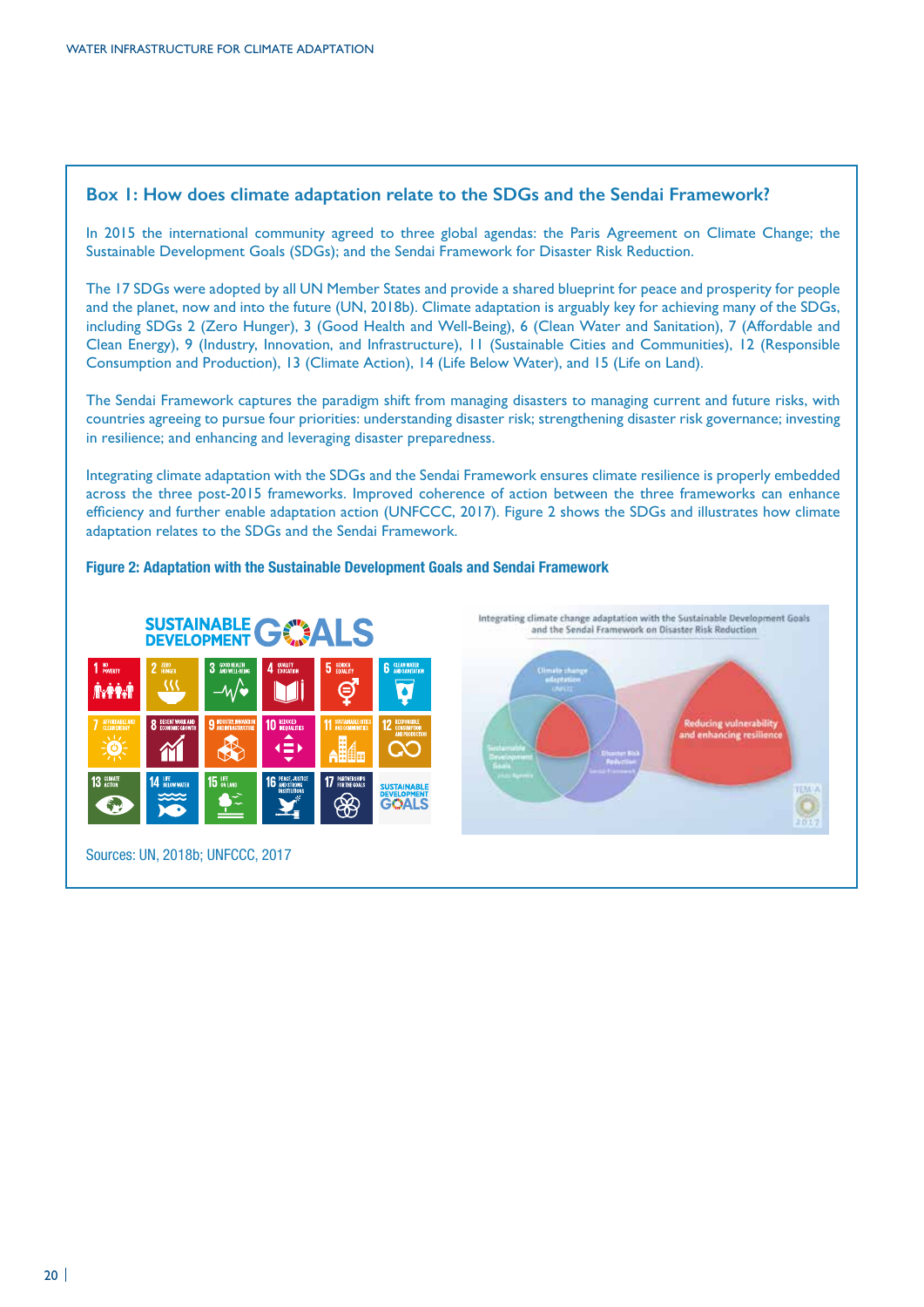## Box 1: How does climate adaptation relate to the SDGs and the Sendai Framework?

In 2015 the international community agreed to three global agendas: the Paris Agreement on Climate Change; the Sustainable Development Goals (SDGs); and the Sendai Framework for Disaster Risk Reduction.

The 17 SDGs were adopted by all UN Member States and provide a shared blueprint for peace and prosperity for people and the planet, now and into the future (UN, 2018b). Climate adaptation is arguably key for achieving many of the SDGs, including SDGs 2 (Zero Hunger), 3 (Good Health and Well-Being), 6 (Clean Water and Sanitation), 7 (Affordable and Clean Energy), 9 (Industry, Innovation, and Infrastructure), 11 (Sustainable Cities and Communities), 12 (Responsible Consumption and Production), 13 (Climate Action), 14 (Life Below Water), and 15 (Life on Land).

The Sendai Framework captures the paradigm shift from managing disasters to managing current and future risks, with countries agreeing to pursue four priorities: understanding disaster risk; strengthening disaster risk governance; investing in resilience; and enhancing and leveraging disaster preparedness.

Integrating climate adaptation with the SDGs and the Sendai Framework ensures climate resilience is properly embedded across the three post-2015 frameworks. Improved coherence of action between the three frameworks can enhance efficiency and further enable adaptation action (UNFCCC, 2017). Figure 2 shows the SDGs and illustrates how climate adaptation relates to the SDGs and the Sendai Framework.

**Figure 2: Adaptation with the Sustainable Development Goals and Sendai Framework**

SUSTAINABLE DEVELOPMENT GOALS

1 NO POVERTY
2 ZERO HUNGER
3 GOOD HEALTH AND WELL-BEING
4 QUALITY EDUCATION
5 GENDER EQUALITY
6 CLEAN WATER AND SANITATION
7 AFFORDABLE AND CLEAN ENERGY
8 DECENT WORK AND ECONOMIC GROWTH
9 INDUSTRY, INNOVATION AND INFRASTRUCTURE
10 REDUCED INEQUALITIES
11 SUSTAINABLE CITIES AND COMMUNITIES
12 RESPONSIBLE CONSUMPTION AND PRODUCTION
13 CLIMATE ACTION
14 LIFE BELOW WATER
15 LIFE ON LAND
16 PEACE, JUSTICE AND STRONG INSTITUTIONS
17 PARTNERSHIPS FOR THE GOALS
SUSTAINABLE DEVELOPMENT GOALS

Integrating climate change adaptation with the Sustainable Development Goals and the Sendai Framework on Disaster Risk Reduction

Climate change adaptation
UNFCCC

Sustainable Development Goals
2030 Agenda

Disaster Risk Reduction
Sendai Framework

Reducing vulnerability and enhancing resilience

TEM-A
2017

Sources: UN, 2018b; UNFCCC, 2017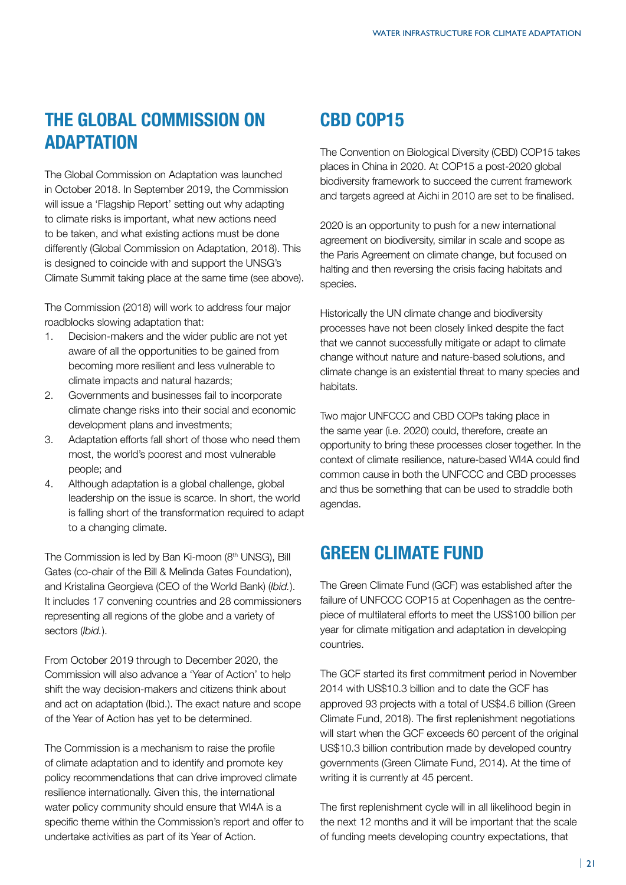## THE GLOBAL COMMISSION ON ADAPTATION

The Global Commission on Adaptation was launched in October 2018. In September 2019, the Commission will issue a 'Flagship Report' setting out why adapting to climate risks is important, what new actions need to be taken, and what existing actions must be done differently (Global Commission on Adaptation, 2018). This is designed to coincide with and support the UNSG's Climate Summit taking place at the same time (see above).

The Commission (2018) will work to address four major roadblocks slowing adaptation that:

1. Decision-makers and the wider public are not yet aware of all the opportunities to be gained from becoming more resilient and less vulnerable to climate impacts and natural hazards;
2. Governments and businesses fail to incorporate climate change risks into their social and economic development plans and investments;
3. Adaptation efforts fall short of those who need them most, the world's poorest and most vulnerable people; and
4. Although adaptation is a global challenge, global leadership on the issue is scarce. In short, the world is falling short of the transformation required to adapt to a changing climate.

The Commission is led by Ban Ki-moon (8th UNSG), Bill Gates (co-chair of the Bill & Melinda Gates Foundation), and Kristalina Georgieva (CEO of the World Bank) (*Ibid.*). It includes 17 convening countries and 28 commissioners representing all regions of the globe and a variety of sectors (*Ibid.*).

From October 2019 through to December 2020, the Commission will also advance a 'Year of Action' to help shift the way decision-makers and citizens think about and act on adaptation (Ibid.). The exact nature and scope of the Year of Action has yet to be determined.

The Commission is a mechanism to raise the profile of climate adaptation and to identify and promote key policy recommendations that can drive improved climate resilience internationally. Given this, the international water policy community should ensure that WI4A is a specific theme within the Commission's report and offer to undertake activities as part of its Year of Action.

## CBD COP15

The Convention on Biological Diversity (CBD) COP15 takes places in China in 2020. At COP15 a post-2020 global biodiversity framework to succeed the current framework and targets agreed at Aichi in 2010 are set to be finalised.

2020 is an opportunity to push for a new international agreement on biodiversity, similar in scale and scope as the Paris Agreement on climate change, but focused on halting and then reversing the crisis facing habitats and species.

Historically the UN climate change and biodiversity processes have not been closely linked despite the fact that we cannot successfully mitigate or adapt to climate change without nature and nature-based solutions, and climate change is an existential threat to many species and habitats.

Two major UNFCCC and CBD COPs taking place in the same year (i.e. 2020) could, therefore, create an opportunity to bring these processes closer together. In the context of climate resilience, nature-based WI4A could find common cause in both the UNFCCC and CBD processes and thus be something that can be used to straddle both agendas.

## GREEN CLIMATE FUND

The Green Climate Fund (GCF) was established after the failure of UNFCCC COP15 at Copenhagen as the centre-piece of multilateral efforts to meet the US$100 billion per year for climate mitigation and adaptation in developing countries.

The GCF started its first commitment period in November 2014 with US$10.3 billion and to date the GCF has approved 93 projects with a total of US$4.6 billion (Green Climate Fund, 2018). The first replenishment negotiations will start when the GCF exceeds 60 percent of the original US$10.3 billion contribution made by developed country governments (Green Climate Fund, 2014). At the time of writing it is currently at 45 percent.

The first replenishment cycle will in all likelihood begin in the next 12 months and it will be important that the scale of funding meets developing country expectations, that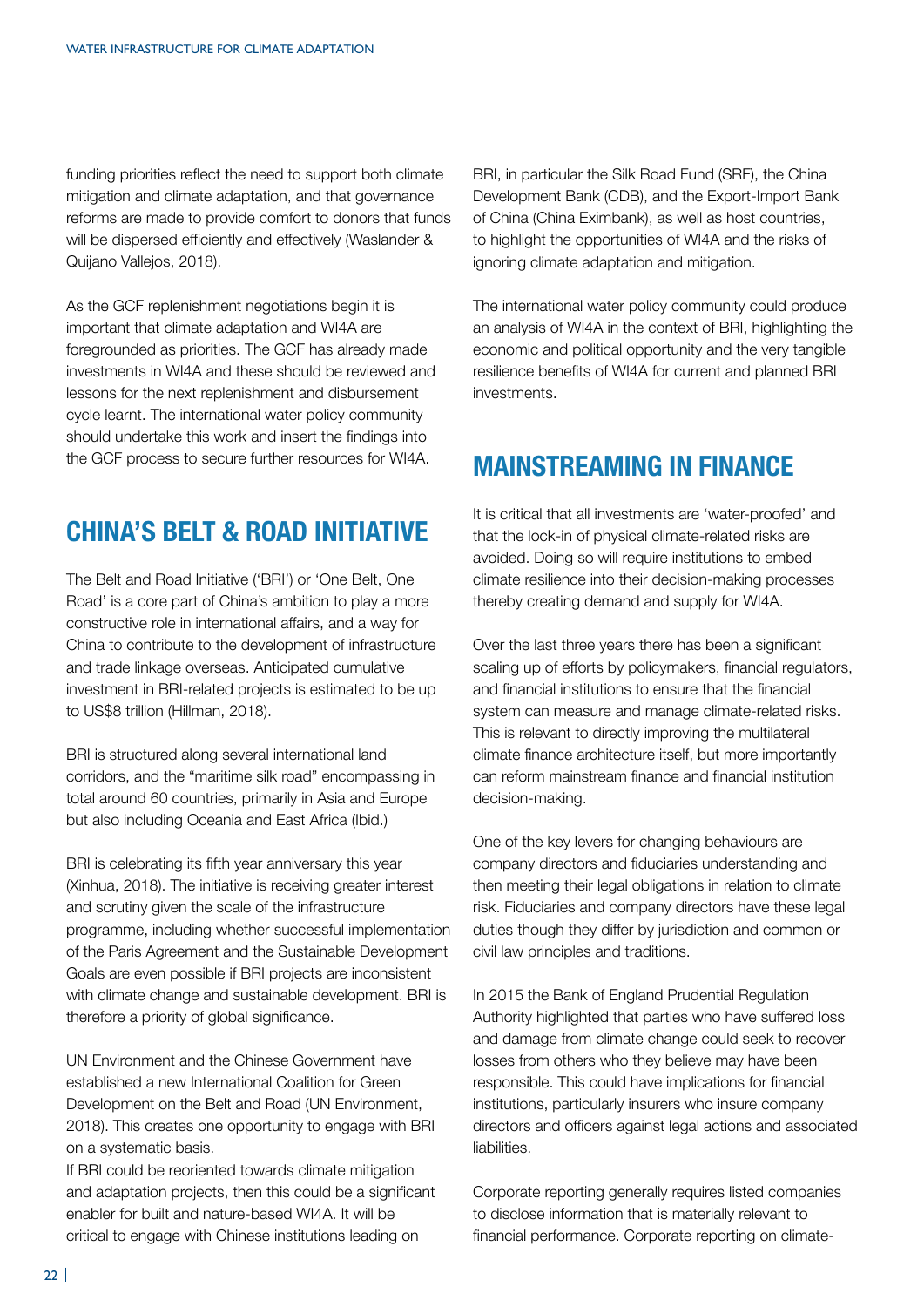funding priorities reflect the need to support both climate mitigation and climate adaptation, and that governance reforms are made to provide comfort to donors that funds will be dispersed efficiently and effectively (Waslander & Quijano Vallejos, 2018).

As the GCF replenishment negotiations begin it is important that climate adaptation and WI4A are foregrounded as priorities. The GCF has already made investments in WI4A and these should be reviewed and lessons for the next replenishment and disbursement cycle learnt. The international water policy community should undertake this work and insert the findings into the GCF process to secure further resources for WI4A.

## CHINA'S BELT & ROAD INITIATIVE

The Belt and Road Initiative ('BRI') or 'One Belt, One Road' is a core part of China's ambition to play a more constructive role in international affairs, and a way for China to contribute to the development of infrastructure and trade linkage overseas. Anticipated cumulative investment in BRI-related projects is estimated to be up to US$8 trillion (Hillman, 2018).

BRI is structured along several international land corridors, and the "maritime silk road" encompassing in total around 60 countries, primarily in Asia and Europe but also including Oceania and East Africa (Ibid.)

BRI is celebrating its fifth year anniversary this year (Xinhua, 2018). The initiative is receiving greater interest and scrutiny given the scale of the infrastructure programme, including whether successful implementation of the Paris Agreement and the Sustainable Development Goals are even possible if BRI projects are inconsistent with climate change and sustainable development. BRI is therefore a priority of global significance.

UN Environment and the Chinese Government have established a new International Coalition for Green Development on the Belt and Road (UN Environment, 2018). This creates one opportunity to engage with BRI on a systematic basis.

If BRI could be reoriented towards climate mitigation and adaptation projects, then this could be a significant enabler for built and nature-based WI4A. It will be critical to engage with Chinese institutions leading on BRI, in particular the Silk Road Fund (SRF), the China Development Bank (CDB), and the Export-Import Bank of China (China Eximbank), as well as host countries, to highlight the opportunities of WI4A and the risks of ignoring climate adaptation and mitigation.

The international water policy community could produce an analysis of WI4A in the context of BRI, highlighting the economic and political opportunity and the very tangible resilience benefits of WI4A for current and planned BRI investments.

## MAINSTREAMING IN FINANCE

It is critical that all investments are 'water-proofed' and that the lock-in of physical climate-related risks are avoided. Doing so will require institutions to embed climate resilience into their decision-making processes thereby creating demand and supply for WI4A.

Over the last three years there has been a significant scaling up of efforts by policymakers, financial regulators, and financial institutions to ensure that the financial system can measure and manage climate-related risks. This is relevant to directly improving the multilateral climate finance architecture itself, but more importantly can reform mainstream finance and financial institution decision-making.

One of the key levers for changing behaviours are company directors and fiduciaries understanding and then meeting their legal obligations in relation to climate risk. Fiduciaries and company directors have these legal duties though they differ by jurisdiction and common or civil law principles and traditions.

In 2015 the Bank of England Prudential Regulation Authority highlighted that parties who have suffered loss and damage from climate change could seek to recover losses from others who they believe may have been responsible. This could have implications for financial institutions, particularly insurers who insure company directors and officers against legal actions and associated liabilities.

Corporate reporting generally requires listed companies to disclose information that is materially relevant to financial performance. Corporate reporting on climate-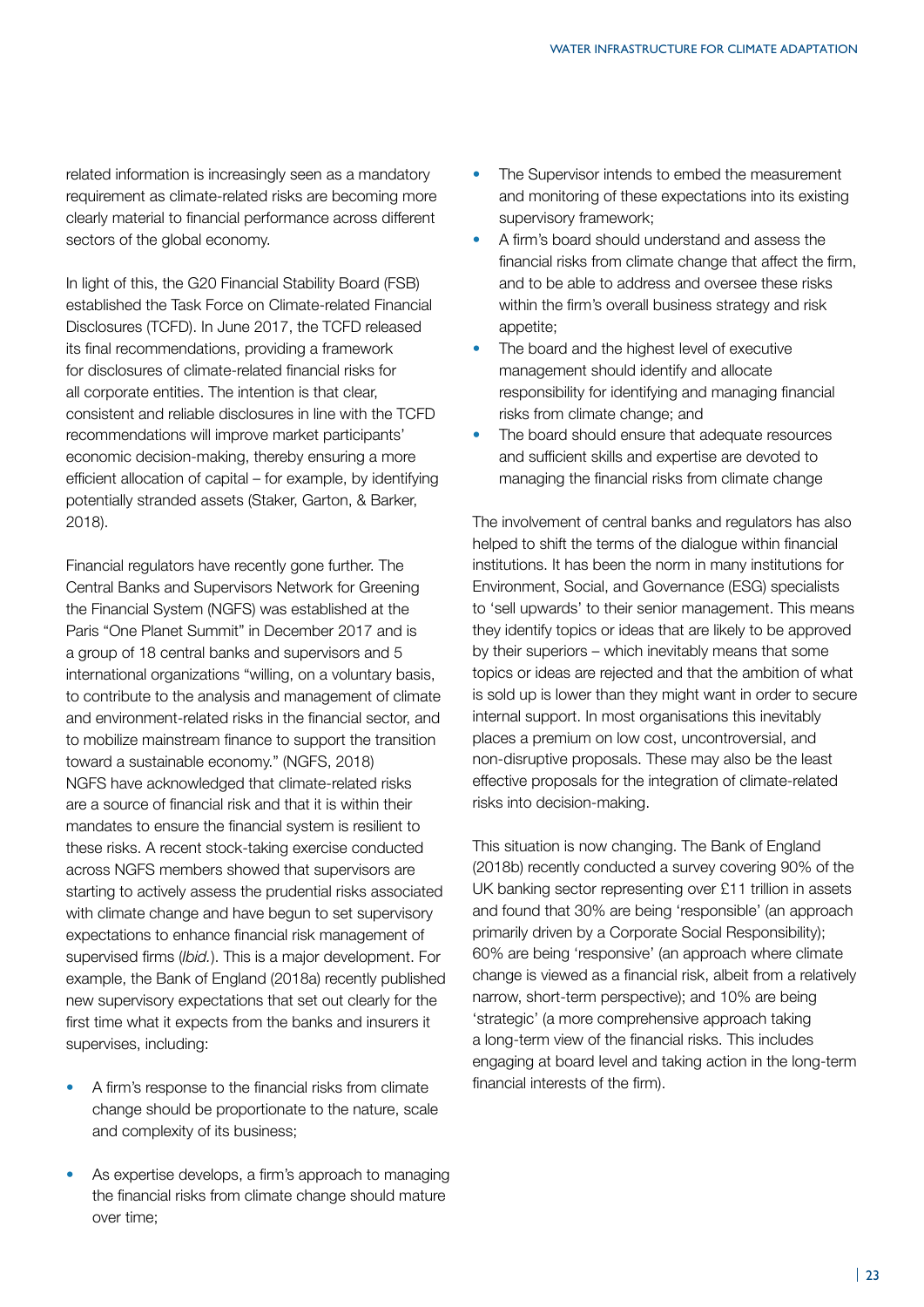related information is increasingly seen as a mandatory requirement as climate-related risks are becoming more clearly material to financial performance across different sectors of the global economy.

In light of this, the G20 Financial Stability Board (FSB) established the Task Force on Climate-related Financial Disclosures (TCFD). In June 2017, the TCFD released its final recommendations, providing a framework for disclosures of climate-related financial risks for all corporate entities. The intention is that clear, consistent and reliable disclosures in line with the TCFD recommendations will improve market participants' economic decision-making, thereby ensuring a more efficient allocation of capital – for example, by identifying potentially stranded assets (Staker, Garton, & Barker, 2018).

Financial regulators have recently gone further. The Central Banks and Supervisors Network for Greening the Financial System (NGFS) was established at the Paris "One Planet Summit" in December 2017 and is a group of 18 central banks and supervisors and 5 international organizations "willing, on a voluntary basis, to contribute to the analysis and management of climate and environment-related risks in the financial sector, and to mobilize mainstream finance to support the transition toward a sustainable economy." (NGFS, 2018) NGFS have acknowledged that climate-related risks are a source of financial risk and that it is within their mandates to ensure the financial system is resilient to these risks. A recent stock-taking exercise conducted across NGFS members showed that supervisors are starting to actively assess the prudential risks associated with climate change and have begun to set supervisory expectations to enhance financial risk management of supervised firms (*Ibid.*). This is a major development. For example, the Bank of England (2018a) recently published new supervisory expectations that set out clearly for the first time what it expects from the banks and insurers it supervises, including:

- A firm's response to the financial risks from climate change should be proportionate to the nature, scale and complexity of its business;
- As expertise develops, a firm's approach to managing the financial risks from climate change should mature over time;
- The Supervisor intends to embed the measurement and monitoring of these expectations into its existing supervisory framework;
- A firm's board should understand and assess the financial risks from climate change that affect the firm, and to be able to address and oversee these risks within the firm's overall business strategy and risk appetite;
- The board and the highest level of executive management should identify and allocate responsibility for identifying and managing financial risks from climate change; and
- The board should ensure that adequate resources and sufficient skills and expertise are devoted to managing the financial risks from climate change

The involvement of central banks and regulators has also helped to shift the terms of the dialogue within financial institutions. It has been the norm in many institutions for Environment, Social, and Governance (ESG) specialists to 'sell upwards' to their senior management. This means they identify topics or ideas that are likely to be approved by their superiors – which inevitably means that some topics or ideas are rejected and that the ambition of what is sold up is lower than they might want in order to secure internal support. In most organisations this inevitably places a premium on low cost, uncontroversial, and non-disruptive proposals. These may also be the least effective proposals for the integration of climate-related risks into decision-making.

This situation is now changing. The Bank of England (2018b) recently conducted a survey covering 90% of the UK banking sector representing over £11 trillion in assets and found that 30% are being 'responsible' (an approach primarily driven by a Corporate Social Responsibility); 60% are being 'responsive' (an approach where climate change is viewed as a financial risk, albeit from a relatively narrow, short-term perspective); and 10% are being 'strategic' (a more comprehensive approach taking a long-term view of the financial risks. This includes engaging at board level and taking action in the long-term financial interests of the firm).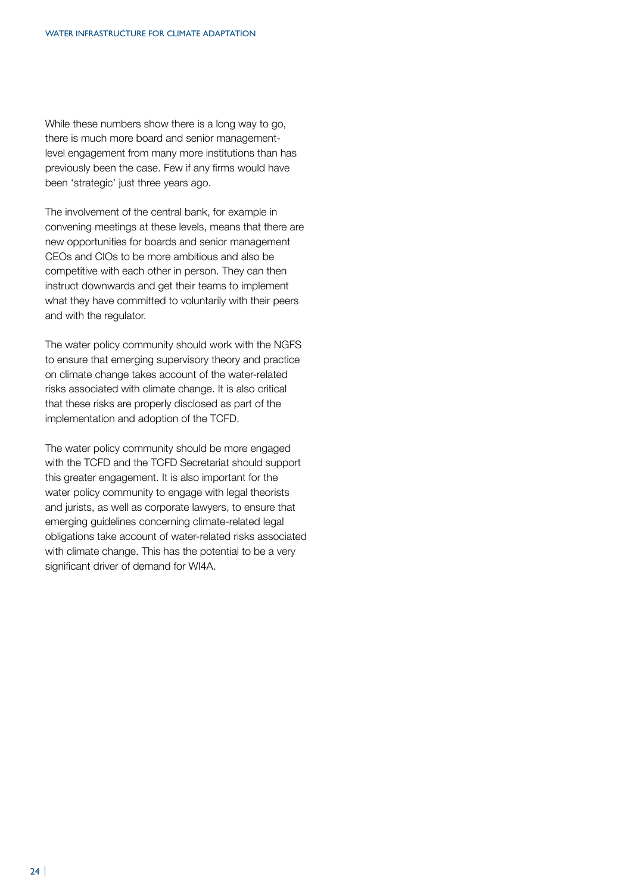While these numbers show there is a long way to go, there is much more board and senior management-level engagement from many more institutions than has previously been the case. Few if any firms would have been 'strategic' just three years ago.

The involvement of the central bank, for example in convening meetings at these levels, means that there are new opportunities for boards and senior management CEOs and CIOs to be more ambitious and also be competitive with each other in person. They can then instruct downwards and get their teams to implement what they have committed to voluntarily with their peers and with the regulator.

The water policy community should work with the NGFS to ensure that emerging supervisory theory and practice on climate change takes account of the water-related risks associated with climate change. It is also critical that these risks are properly disclosed as part of the implementation and adoption of the TCFD.

The water policy community should be more engaged with the TCFD and the TCFD Secretariat should support this greater engagement. It is also important for the water policy community to engage with legal theorists and jurists, as well as corporate lawyers, to ensure that emerging guidelines concerning climate-related legal obligations take account of water-related risks associated with climate change. This has the potential to be a very significant driver of demand for WI4A.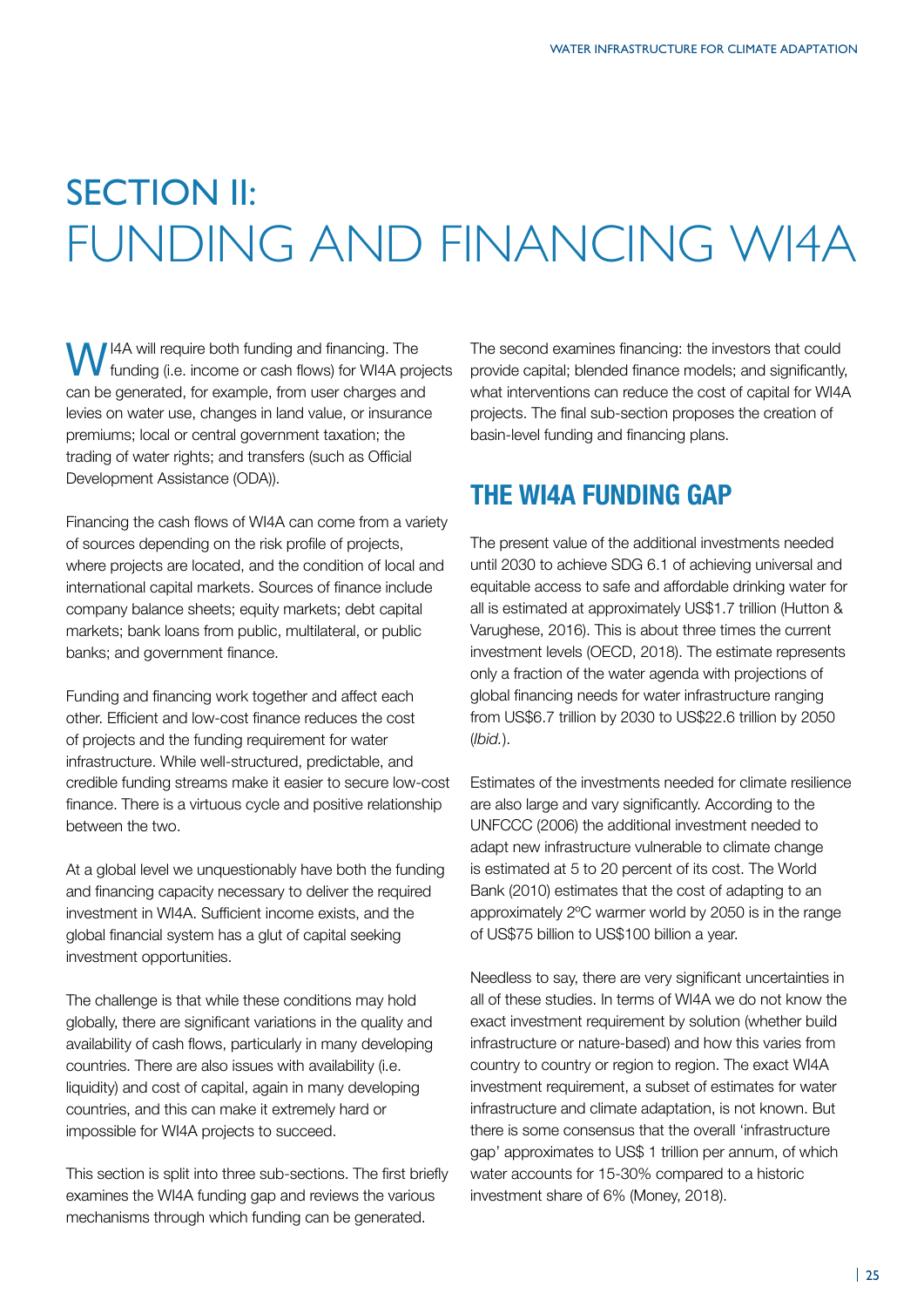# SECTION II: FUNDING AND FINANCING WI4A

WI4A will require both funding and financing. The funding (i.e. income or cash flows) for WI4A projects can be generated, for example, from user charges and levies on water use, changes in land value, or insurance premiums; local or central government taxation; the trading of water rights; and transfers (such as Official Development Assistance (ODA)).

Financing the cash flows of WI4A can come from a variety of sources depending on the risk profile of projects, where projects are located, and the condition of local and international capital markets. Sources of finance include company balance sheets; equity markets; debt capital markets; bank loans from public, multilateral, or public banks; and government finance.

Funding and financing work together and affect each other. Efficient and low-cost finance reduces the cost of projects and the funding requirement for water infrastructure. While well-structured, predictable, and credible funding streams make it easier to secure low-cost finance. There is a virtuous cycle and positive relationship between the two.

At a global level we unquestionably have both the funding and financing capacity necessary to deliver the required investment in WI4A. Sufficient income exists, and the global financial system has a glut of capital seeking investment opportunities.

The challenge is that while these conditions may hold globally, there are significant variations in the quality and availability of cash flows, particularly in many developing countries. There are also issues with availability (i.e. liquidity) and cost of capital, again in many developing countries, and this can make it extremely hard or impossible for WI4A projects to succeed.

This section is split into three sub-sections. The first briefly examines the WI4A funding gap and reviews the various mechanisms through which funding can be generated. The second examines financing: the investors that could provide capital; blended finance models; and significantly, what interventions can reduce the cost of capital for WI4A projects. The final sub-section proposes the creation of basin-level funding and financing plans.

## THE WI4A FUNDING GAP

The present value of the additional investments needed until 2030 to achieve SDG 6.1 of achieving universal and equitable access to safe and affordable drinking water for all is estimated at approximately US$1.7 trillion (Hutton & Varughese, 2016). This is about three times the current investment levels (OECD, 2018). The estimate represents only a fraction of the water agenda with projections of global financing needs for water infrastructure ranging from US$6.7 trillion by 2030 to US$22.6 trillion by 2050 (*Ibid.*).

Estimates of the investments needed for climate resilience are also large and vary significantly. According to the UNFCCC (2006) the additional investment needed to adapt new infrastructure vulnerable to climate change is estimated at 5 to 20 percent of its cost. The World Bank (2010) estimates that the cost of adapting to an approximately 2ºC warmer world by 2050 is in the range of US$75 billion to US$100 billion a year.

Needless to say, there are very significant uncertainties in all of these studies. In terms of WI4A we do not know the exact investment requirement by solution (whether build infrastructure or nature-based) and how this varies from country to country or region to region. The exact WI4A investment requirement, a subset of estimates for water infrastructure and climate adaptation, is not known. But there is some consensus that the overall 'infrastructure gap' approximates to US$ 1 trillion per annum, of which water accounts for 15-30% compared to a historic investment share of 6% (Money, 2018).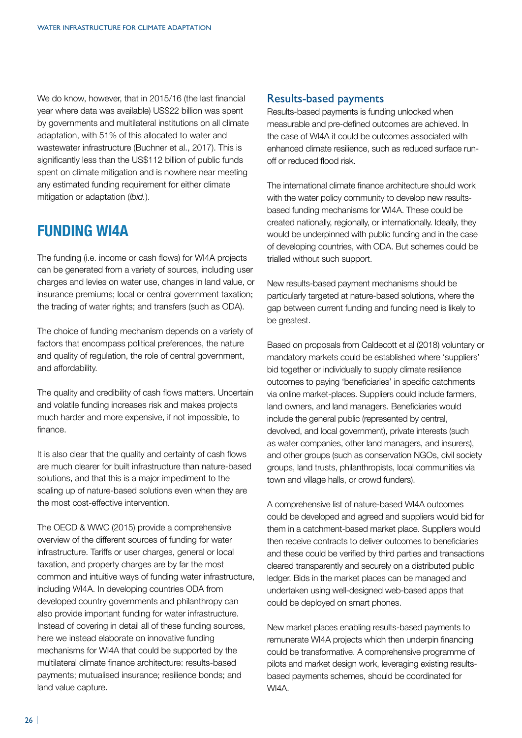We do know, however, that in 2015/16 (the last financial year where data was available) US$22 billion was spent by governments and multilateral institutions on all climate adaptation, with 51% of this allocated to water and wastewater infrastructure (Buchner et al., 2017). This is significantly less than the US$112 billion of public funds spent on climate mitigation and is nowhere near meeting any estimated funding requirement for either climate mitigation or adaptation (*Ibid.*).

## FUNDING WI4A

The funding (i.e. income or cash flows) for WI4A projects can be generated from a variety of sources, including user charges and levies on water use, changes in land value, or insurance premiums; local or central government taxation; the trading of water rights; and transfers (such as ODA).

The choice of funding mechanism depends on a variety of factors that encompass political preferences, the nature and quality of regulation, the role of central government, and affordability.

The quality and credibility of cash flows matters. Uncertain and volatile funding increases risk and makes projects much harder and more expensive, if not impossible, to finance.

It is also clear that the quality and certainty of cash flows are much clearer for built infrastructure than nature-based solutions, and that this is a major impediment to the scaling up of nature-based solutions even when they are the most cost-effective intervention.

The OECD & WWC (2015) provide a comprehensive overview of the different sources of funding for water infrastructure. Tariffs or user charges, general or local taxation, and property charges are by far the most common and intuitive ways of funding water infrastructure, including WI4A. In developing countries ODA from developed country governments and philanthropy can also provide important funding for water infrastructure. Instead of covering in detail all of these funding sources, here we instead elaborate on innovative funding mechanisms for WI4A that could be supported by the multilateral climate finance architecture: results-based payments; mutualised insurance; resilience bonds; and land value capture.

### Results-based payments

Results-based payments is funding unlocked when measurable and pre-defined outcomes are achieved. In the case of WI4A it could be outcomes associated with enhanced climate resilience, such as reduced surface run-off or reduced flood risk.

The international climate finance architecture should work with the water policy community to develop new results-based funding mechanisms for WI4A. These could be created nationally, regionally, or internationally. Ideally, they would be underpinned with public funding and in the case of developing countries, with ODA. But schemes could be trialled without such support.

New results-based payment mechanisms should be particularly targeted at nature-based solutions, where the gap between current funding and funding need is likely to be greatest.

Based on proposals from Caldecott et al (2018) voluntary or mandatory markets could be established where 'suppliers' bid together or individually to supply climate resilience outcomes to paying 'beneficiaries' in specific catchments via online market-places. Suppliers could include farmers, land owners, and land managers. Beneficiaries would include the general public (represented by central, devolved, and local government), private interests (such as water companies, other land managers, and insurers), and other groups (such as conservation NGOs, civil society groups, land trusts, philanthropists, local communities via town and village halls, or crowd funders).

A comprehensive list of nature-based WI4A outcomes could be developed and agreed and suppliers would bid for them in a catchment-based market place. Suppliers would then receive contracts to deliver outcomes to beneficiaries and these could be verified by third parties and transactions cleared transparently and securely on a distributed public ledger. Bids in the market places can be managed and undertaken using well-designed web-based apps that could be deployed on smart phones.

New market places enabling results-based payments to remunerate WI4A projects which then underpin financing could be transformative. A comprehensive programme of pilots and market design work, leveraging existing results-based payments schemes, should be coordinated for WI4A.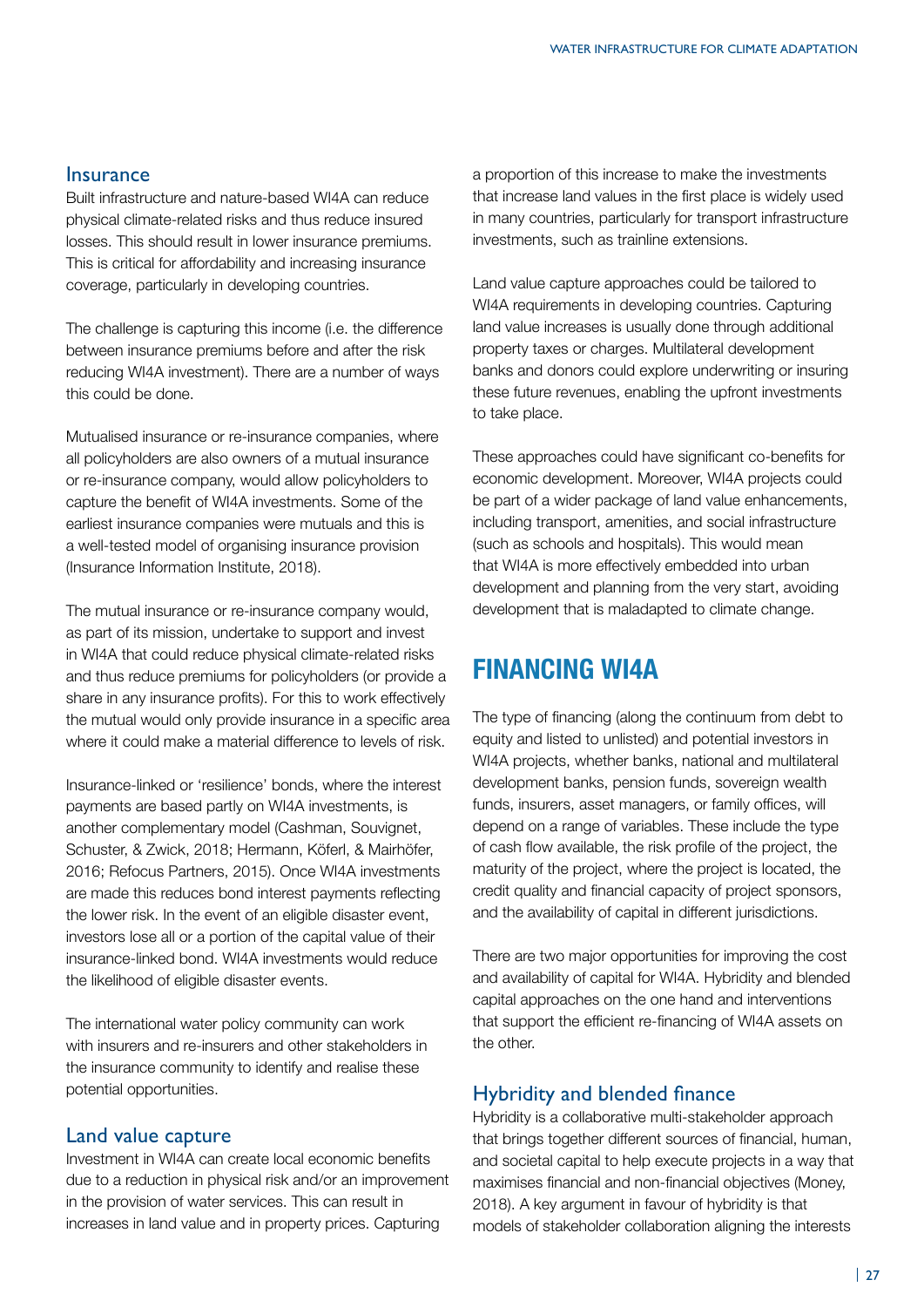### Insurance

Built infrastructure and nature-based WI4A can reduce physical climate-related risks and thus reduce insured losses. This should result in lower insurance premiums. This is critical for affordability and increasing insurance coverage, particularly in developing countries.

The challenge is capturing this income (i.e. the difference between insurance premiums before and after the risk reducing WI4A investment). There are a number of ways this could be done.

Mutualised insurance or re-insurance companies, where all policyholders are also owners of a mutual insurance or re-insurance company, would allow policyholders to capture the benefit of WI4A investments. Some of the earliest insurance companies were mutuals and this is a well-tested model of organising insurance provision (Insurance Information Institute, 2018).

The mutual insurance or re-insurance company would, as part of its mission, undertake to support and invest in WI4A that could reduce physical climate-related risks and thus reduce premiums for policyholders (or provide a share in any insurance profits). For this to work effectively the mutual would only provide insurance in a specific area where it could make a material difference to levels of risk.

Insurance-linked or 'resilience' bonds, where the interest payments are based partly on WI4A investments, is another complementary model (Cashman, Souvignet, Schuster, & Zwick, 2018; Hermann, Köferl, & Mairhöfer, 2016; Refocus Partners, 2015). Once WI4A investments are made this reduces bond interest payments reflecting the lower risk. In the event of an eligible disaster event, investors lose all or a portion of the capital value of their insurance-linked bond. WI4A investments would reduce the likelihood of eligible disaster events.

The international water policy community can work with insurers and re-insurers and other stakeholders in the insurance community to identify and realise these potential opportunities.

### Land value capture

Investment in WI4A can create local economic benefits due to a reduction in physical risk and/or an improvement in the provision of water services. This can result in increases in land value and in property prices. Capturing a proportion of this increase to make the investments that increase land values in the first place is widely used in many countries, particularly for transport infrastructure investments, such as trainline extensions.

Land value capture approaches could be tailored to WI4A requirements in developing countries. Capturing land value increases is usually done through additional property taxes or charges. Multilateral development banks and donors could explore underwriting or insuring these future revenues, enabling the upfront investments to take place.

These approaches could have significant co-benefits for economic development. Moreover, WI4A projects could be part of a wider package of land value enhancements, including transport, amenities, and social infrastructure (such as schools and hospitals). This would mean that WI4A is more effectively embedded into urban development and planning from the very start, avoiding development that is maladapted to climate change.

## FINANCING WI4A

The type of financing (along the continuum from debt to equity and listed to unlisted) and potential investors in WI4A projects, whether banks, national and multilateral development banks, pension funds, sovereign wealth funds, insurers, asset managers, or family offices, will depend on a range of variables. These include the type of cash flow available, the risk profile of the project, the maturity of the project, where the project is located, the credit quality and financial capacity of project sponsors, and the availability of capital in different jurisdictions.

There are two major opportunities for improving the cost and availability of capital for WI4A. Hybridity and blended capital approaches on the one hand and interventions that support the efficient re-financing of WI4A assets on the other.

### Hybridity and blended finance

Hybridity is a collaborative multi-stakeholder approach that brings together different sources of financial, human, and societal capital to help execute projects in a way that maximises financial and non-financial objectives (Money, 2018). A key argument in favour of hybridity is that models of stakeholder collaboration aligning the interests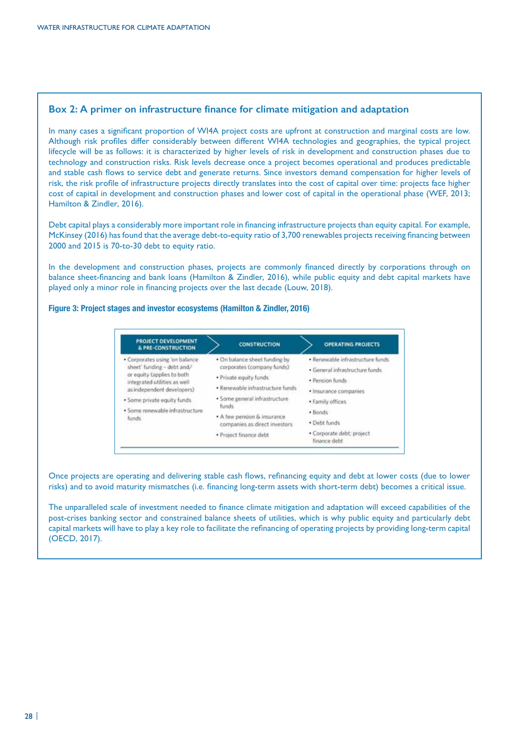## Box 2: A primer on infrastructure finance for climate mitigation and adaptation

In many cases a significant proportion of WI4A project costs are upfront at construction and marginal costs are low. Although risk profiles differ considerably between different WI4A technologies and geographies, the typical project lifecycle will be as follows: it is characterized by higher levels of risk in development and construction phases due to technology and construction risks. Risk levels decrease once a project becomes operational and produces predictable and stable cash flows to service debt and generate returns. Since investors demand compensation for higher levels of risk, the risk profile of infrastructure projects directly translates into the cost of capital over time: projects face higher cost of capital in development and construction phases and lower cost of capital in the operational phase (WEF, 2013; Hamilton & Zindler, 2016).

Debt capital plays a considerably more important role in financing infrastructure projects than equity capital. For example, McKinsey (2016) has found that the average debt-to-equity ratio of 3,700 renewables projects receiving financing between 2000 and 2015 is 70-to-30 debt to equity ratio.

In the development and construction phases, projects are commonly financed directly by corporations through on balance sheet-financing and bank loans (Hamilton & Zindler, 2016), while public equity and debt capital markets have played only a minor role in financing projects over the last decade (Louw, 2018).

**Figure 3: Project stages and investor ecosystems (Hamilton & Zindler, 2016)**

| PROJECT DEVELOPMENT & PRE-CONSTRUCTION | CONSTRUCTION | OPERATING PROJECTS |
|---|---|---|
| • Corporates using 'on balance sheet' funding – debt and/or equity (applies to both integrated utilities as well as independent developers)<br>• Some private equity funds<br>• Some renewable infrastructure funds | • On balance sheet funding by corporates (company funds)<br>• Private equity funds<br>• Renewable infrastructure funds<br>• Some general infrastructure funds<br>• A few pension & insurance companies as direct investors<br>• Project finance debt | • Renewable infrastructure funds<br>• General infrastructure funds<br>• Pension funds<br>• Insurance companies<br>• Family offices<br>• Bonds<br>• Debt funds<br>• Corporate debt; project finance debt |

Once projects are operating and delivering stable cash flows, refinancing equity and debt at lower costs (due to lower risks) and to avoid maturity mismatches (i.e. financing long-term assets with short-term debt) becomes a critical issue.

The unparalleled scale of investment needed to finance climate mitigation and adaptation will exceed capabilities of the post-crises banking sector and constrained balance sheets of utilities, which is why public equity and particularly debt capital markets will have to play a key role to facilitate the refinancing of operating projects by providing long-term capital (OECD, 2017).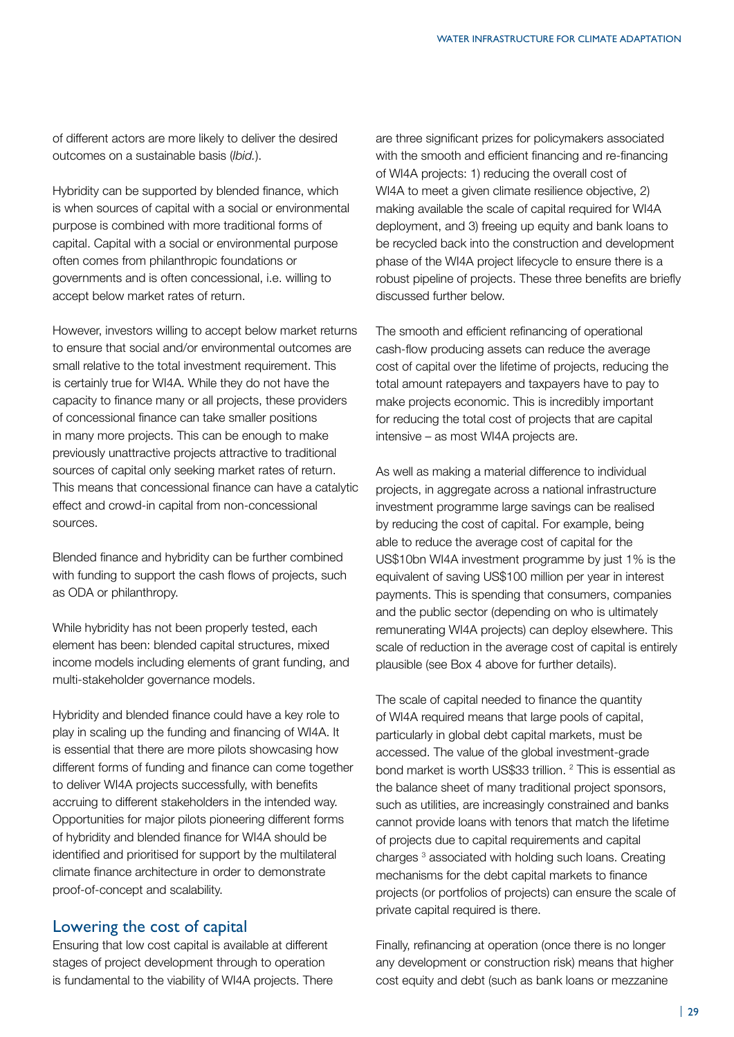of different actors are more likely to deliver the desired outcomes on a sustainable basis (*Ibid.*).

Hybridity can be supported by blended finance, which is when sources of capital with a social or environmental purpose is combined with more traditional forms of capital. Capital with a social or environmental purpose often comes from philanthropic foundations or governments and is often concessional, i.e. willing to accept below market rates of return.

However, investors willing to accept below market returns to ensure that social and/or environmental outcomes are small relative to the total investment requirement. This is certainly true for WI4A. While they do not have the capacity to finance many or all projects, these providers of concessional finance can take smaller positions in many more projects. This can be enough to make previously unattractive projects attractive to traditional sources of capital only seeking market rates of return. This means that concessional finance can have a catalytic effect and crowd-in capital from non-concessional sources.

Blended finance and hybridity can be further combined with funding to support the cash flows of projects, such as ODA or philanthropy.

While hybridity has not been properly tested, each element has been: blended capital structures, mixed income models including elements of grant funding, and multi-stakeholder governance models.

Hybridity and blended finance could have a key role to play in scaling up the funding and financing of WI4A. It is essential that there are more pilots showcasing how different forms of funding and finance can come together to deliver WI4A projects successfully, with benefits accruing to different stakeholders in the intended way. Opportunities for major pilots pioneering different forms of hybridity and blended finance for WI4A should be identified and prioritised for support by the multilateral climate finance architecture in order to demonstrate proof-of-concept and scalability.

## Lowering the cost of capital

Ensuring that low cost capital is available at different stages of project development through to operation is fundamental to the viability of WI4A projects. There are three significant prizes for policymakers associated with the smooth and efficient financing and re-financing of WI4A projects: 1) reducing the overall cost of WI4A to meet a given climate resilience objective, 2) making available the scale of capital required for WI4A deployment, and 3) freeing up equity and bank loans to be recycled back into the construction and development phase of the WI4A project lifecycle to ensure there is a robust pipeline of projects. These three benefits are briefly discussed further below.

The smooth and efficient refinancing of operational cash-flow producing assets can reduce the average cost of capital over the lifetime of projects, reducing the total amount ratepayers and taxpayers have to pay to make projects economic. This is incredibly important for reducing the total cost of projects that are capital intensive – as most WI4A projects are.

As well as making a material difference to individual projects, in aggregate across a national infrastructure investment programme large savings can be realised by reducing the cost of capital. For example, being able to reduce the average cost of capital for the US$10bn WI4A investment programme by just 1% is the equivalent of saving US$100 million per year in interest payments. This is spending that consumers, companies and the public sector (depending on who is ultimately remunerating WI4A projects) can deploy elsewhere. This scale of reduction in the average cost of capital is entirely plausible (see Box 4 above for further details).

The scale of capital needed to finance the quantity of WI4A required means that large pools of capital, particularly in global debt capital markets, must be accessed. The value of the global investment-grade bond market is worth US$33 trillion. [2] This is essential as the balance sheet of many traditional project sponsors, such as utilities, are increasingly constrained and banks cannot provide loans with tenors that match the lifetime of projects due to capital requirements and capital charges [3] associated with holding such loans. Creating mechanisms for the debt capital markets to finance projects (or portfolios of projects) can ensure the scale of private capital required is there.

Finally, refinancing at operation (once there is no longer any development or construction risk) means that higher cost equity and debt (such as bank loans or mezzanine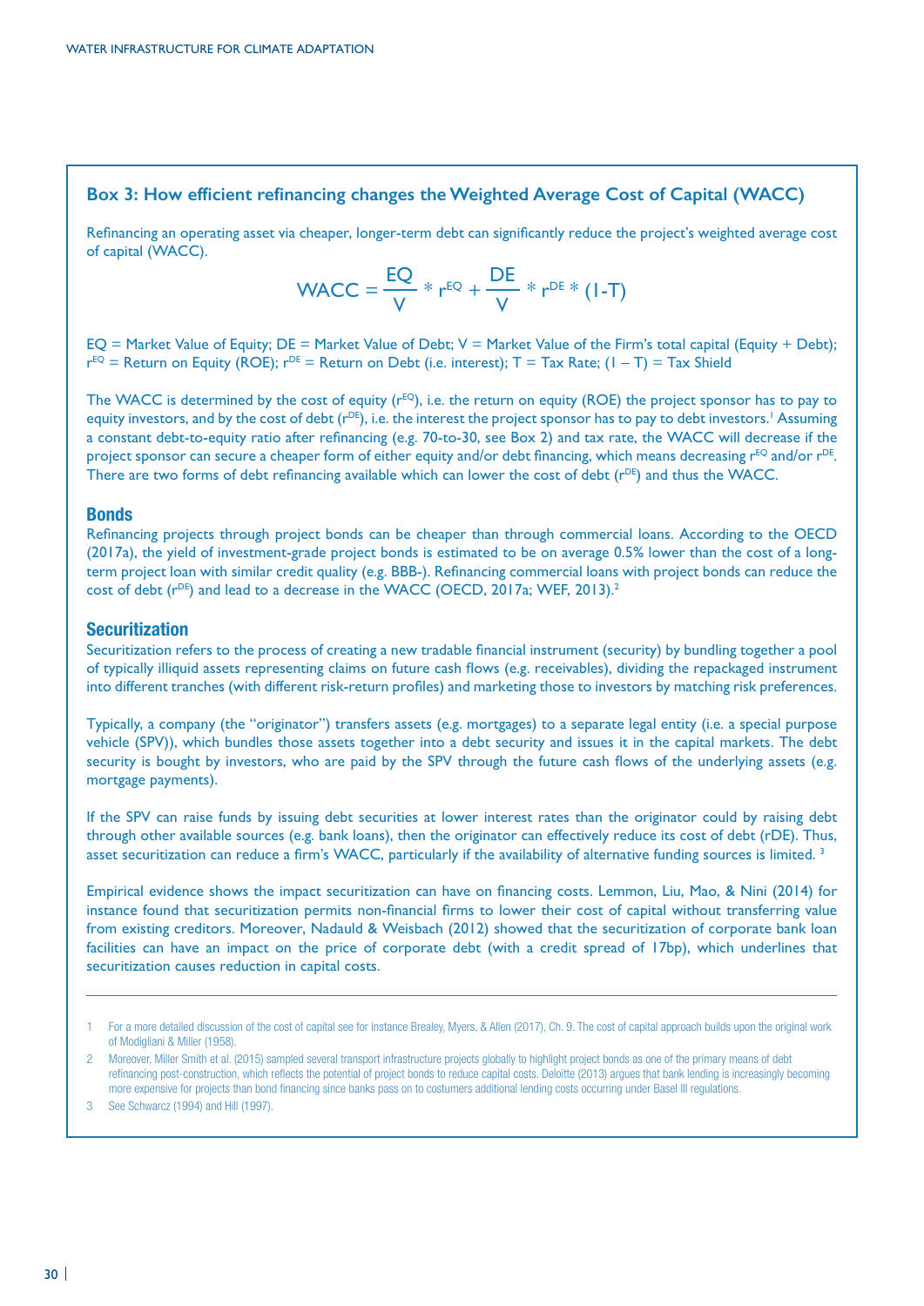## Box 3: How efficient refinancing changes the Weighted Average Cost of Capital (WACC)

Refinancing an operating asset via cheaper, longer-term debt can significantly reduce the project's weighted average cost of capital (WACC).

$$WACC = \frac{EQ}{V} * r^{EQ} + \frac{DE}{V} * r^{DE} * (1\text{-}T)$$

EQ = Market Value of Equity; DE = Market Value of Debt; V = Market Value of the Firm's total capital (Equity + Debt); $r^{EQ}$ = Return on Equity (ROE); $r^{DE}$ = Return on Debt (i.e. interest); T = Tax Rate; (1 – T) = Tax Shield

The WACC is determined by the cost of equity ($r^{EQ}$), i.e. the return on equity (ROE) the project sponsor has to pay to equity investors, and by the cost of debt ($r^{DE}$), i.e. the interest the project sponsor has to pay to debt investors.[1] Assuming a constant debt-to-equity ratio after refinancing (e.g. 70-to-30, see Box 2) and tax rate, the WACC will decrease if the project sponsor can secure a cheaper form of either equity and/or debt financing, which means decreasing $r^{EQ}$ and/or $r^{DE}$. There are two forms of debt refinancing available which can lower the cost of debt ($r^{DE}$) and thus the WACC.

### Bonds

Refinancing projects through project bonds can be cheaper than through commercial loans. According to the OECD (2017a), the yield of investment-grade project bonds is estimated to be on average 0.5% lower than the cost of a long-term project loan with similar credit quality (e.g. BBB-). Refinancing commercial loans with project bonds can reduce the cost of debt ($r^{DE}$) and lead to a decrease in the WACC (OECD, 2017a; WEF, 2013).[2]

### Securitization

Securitization refers to the process of creating a new tradable financial instrument (security) by bundling together a pool of typically illiquid assets representing claims on future cash flows (e.g. receivables), dividing the repackaged instrument into different tranches (with different risk-return profiles) and marketing those to investors by matching risk preferences.

Typically, a company (the "originator") transfers assets (e.g. mortgages) to a separate legal entity (i.e. a special purpose vehicle (SPV)), which bundles those assets together into a debt security and issues it in the capital markets. The debt security is bought by investors, who are paid by the SPV through the future cash flows of the underlying assets (e.g. mortgage payments).

If the SPV can raise funds by issuing debt securities at lower interest rates than the originator could by raising debt through other available sources (e.g. bank loans), then the originator can effectively reduce its cost of debt (rDE). Thus, asset securitization can reduce a firm's WACC, particularly if the availability of alternative funding sources is limited.[3]

Empirical evidence shows the impact securitization can have on financing costs. Lemmon, Liu, Mao, & Nini (2014) for instance found that securitization permits non-financial firms to lower their cost of capital without transferring value from existing creditors. Moreover, Nadauld & Weisbach (2012) showed that the securitization of corporate bank loan facilities can have an impact on the price of corporate debt (with a credit spread of 17bp), which underlines that securitization causes reduction in capital costs.

---

1 For a more detailed discussion of the cost of capital see for instance Brealey, Myers, & Allen (2017), Ch. 9. The cost of capital approach builds upon the original work of Modigliani & Miller (1958).

2 Moreover, Miller Smith et al. (2015) sampled several transport infrastructure projects globally to highlight project bonds as one of the primary means of debt refinancing post-construction, which reflects the potential of project bonds to reduce capital costs. Deloitte (2013) argues that bank lending is increasingly becoming more expensive for projects than bond financing since banks pass on to costumers additional lending costs occurring under Basel III regulations.

3 See Schwarcz (1994) and Hill (1997).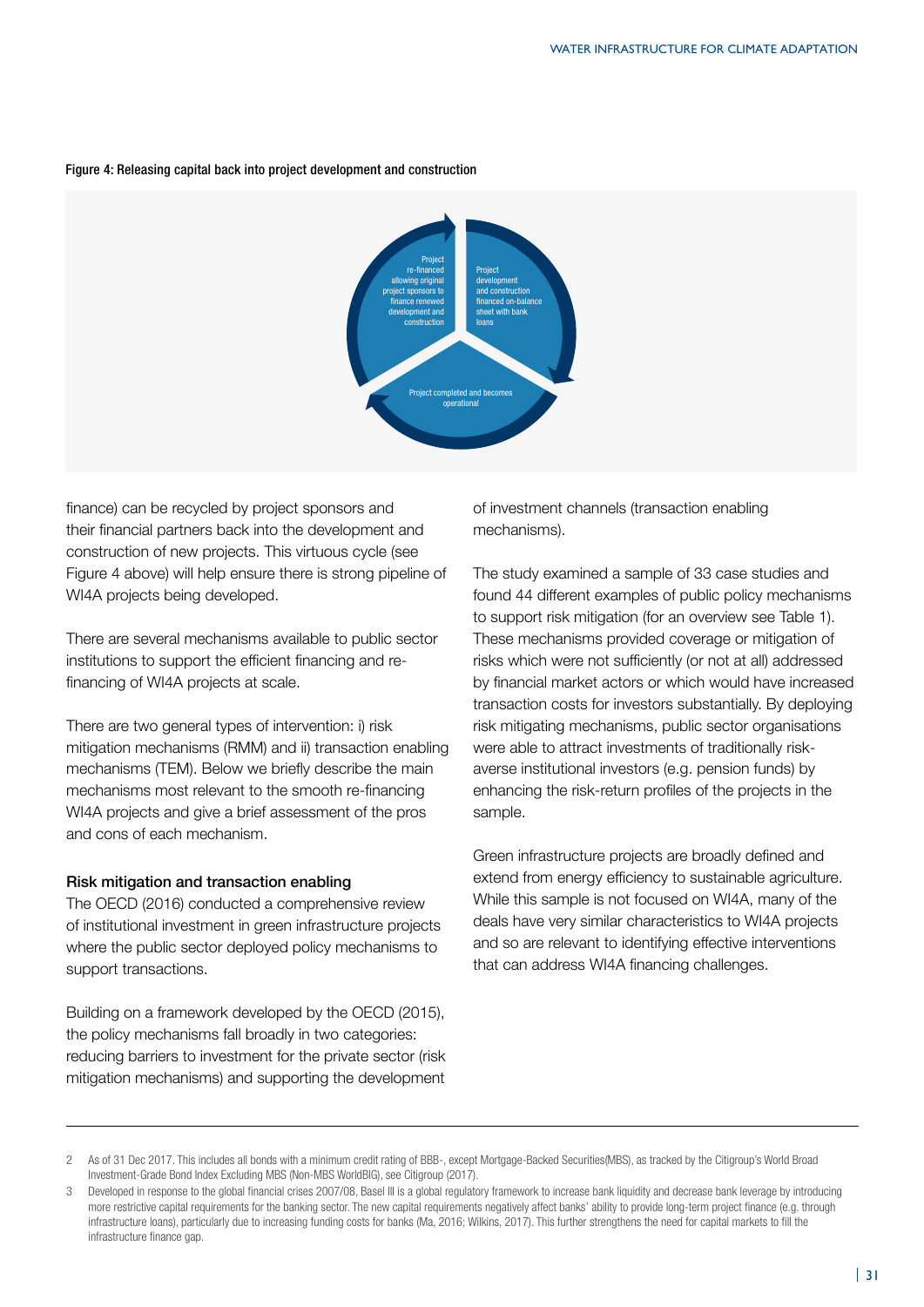Figure 4: Releasing capital back into project development and construction

Project development and construction financed on-balance sheet with bank loans

Project completed and becomes operational

Project re-financed allowing original project sponsors to finance renewed development and construction

finance) can be recycled by project sponsors and their financial partners back into the development and construction of new projects. This virtuous cycle (see Figure 4 above) will help ensure there is strong pipeline of WI4A projects being developed.

There are several mechanisms available to public sector institutions to support the efficient financing and re-financing of WI4A projects at scale.

There are two general types of intervention: i) risk mitigation mechanisms (RMM) and ii) transaction enabling mechanisms (TEM). Below we briefly describe the main mechanisms most relevant to the smooth re-financing WI4A projects and give a brief assessment of the pros and cons of each mechanism.

### Risk mitigation and transaction enabling

The OECD (2016) conducted a comprehensive review of institutional investment in green infrastructure projects where the public sector deployed policy mechanisms to support transactions.

Building on a framework developed by the OECD (2015), the policy mechanisms fall broadly in two categories: reducing barriers to investment for the private sector (risk mitigation mechanisms) and supporting the development of investment channels (transaction enabling mechanisms).

The study examined a sample of 33 case studies and found 44 different examples of public policy mechanisms to support risk mitigation (for an overview see Table 1). These mechanisms provided coverage or mitigation of risks which were not sufficiently (or not at all) addressed by financial market actors or which would have increased transaction costs for investors substantially. By deploying risk mitigating mechanisms, public sector organisations were able to attract investments of traditionally risk-averse institutional investors (e.g. pension funds) by enhancing the risk-return profiles of the projects in the sample.

Green infrastructure projects are broadly defined and extend from energy efficiency to sustainable agriculture. While this sample is not focused on WI4A, many of the deals have very similar characteristics to WI4A projects and so are relevant to identifying effective interventions that can address WI4A financing challenges.

---

2 As of 31 Dec 2017. This includes all bonds with a minimum credit rating of BBB-, except Mortgage-Backed Securities(MBS), as tracked by the Citigroup's World Broad Investment-Grade Bond Index Excluding MBS (Non-MBS WorldBIG), see Citigroup (2017).

3 Developed in response to the global financial crises 2007/08, Basel III is a global regulatory framework to increase bank liquidity and decrease bank leverage by introducing more restrictive capital requirements for the banking sector. The new capital requirements negatively affect banks' ability to provide long-term project finance (e.g. through infrastructure loans), particularly due to increasing funding costs for banks (Ma, 2016; Wilkins, 2017). This further strengthens the need for capital markets to fill the infrastructure finance gap.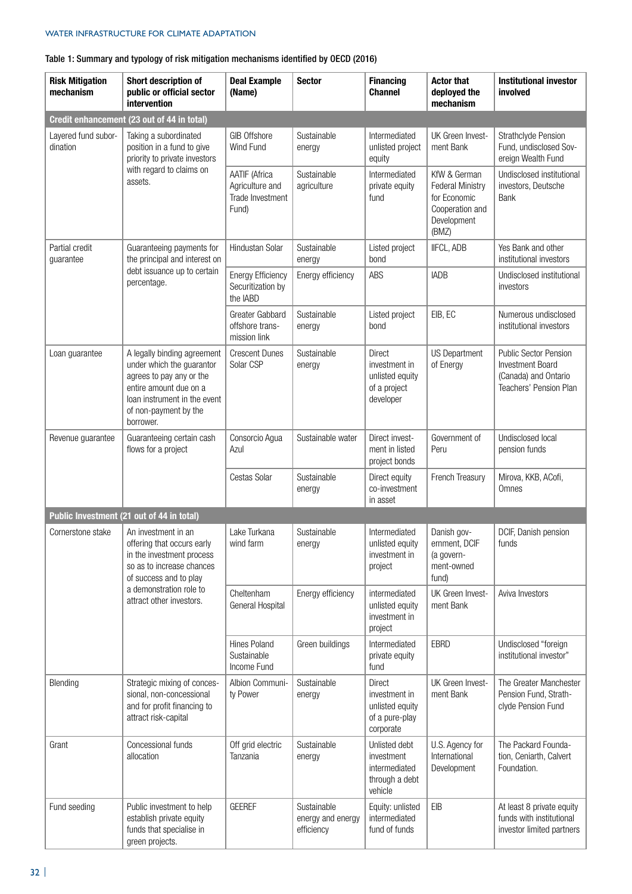Table 1: Summary and typology of risk mitigation mechanisms identified by OECD (2016)

| Risk Mitigation mechanism | Short description of public or official sector intervention | Deal Example (Name) | Sector | Financing Channel | Actor that deployed the mechanism | Institutional investor involved |
|---|---|---|---|---|---|---|
| **Credit enhancement (23 out of 44 in total)** | | | | | | |
| Layered fund subordination | Taking a subordinated position in a fund to give priority to private investors with regard to claims on assets. | GIB Offshore Wind Fund | Sustainable energy | Intermediated unlisted project equity | UK Green Investment Bank | Strathclyde Pension Fund, undisclosed Sovereign Wealth Fund |
| | | AATIF (Africa Agriculture and Trade Investment Fund) | Sustainable agriculture | Intermediated private equity fund | KfW & German Federal Ministry for Economic Cooperation and Development (BMZ) | Undisclosed institutional investors, Deutsche Bank |
| Partial credit guarantee | Guaranteeing payments for the principal and interest on debt issuance up to certain percentage. | Hindustan Solar | Sustainable energy | Listed project bond | IIFCL, ADB | Yes Bank and other institutional investors |
| | | Energy Efficiency Securitization by the IABD | Energy efficiency | ABS | IADB | Undisclosed institutional investors |
| | | Greater Gabbard offshore transmission link | Sustainable energy | Listed project bond | EIB, EC | Numerous undisclosed institutional investors |
| Loan guarantee | A legally binding agreement under which the guarantor agrees to pay any or the entire amount due on a loan instrument in the event of non-payment by the borrower. | Crescent Dunes Solar CSP | Sustainable energy | Direct investment in unlisted equity of a project developer | US Department of Energy | Public Sector Pension Investment Board (Canada) and Ontario Teachers' Pension Plan |
| Revenue guarantee | Guaranteeing certain cash flows for a project | Consorcio Agua Azul | Sustainable water | Direct investment in listed project bonds | Government of Peru | Undisclosed local pension funds |
| | | Cestas Solar | Sustainable energy | Direct equity co-investment in asset | French Treasury | Mirova, KKB, ACofi, Omnes |
| **Public Investment (21 out of 44 in total)** | | | | | | |
| Cornerstone stake | An investment in an offering that occurs early in the investment process so as to increase chances of success and to play a demonstration role to attract other investors. | Lake Turkana wind farm | Sustainable energy | Intermediated unlisted equity investment in project | Danish government, DCIF (a government-owned fund) | DCIF, Danish pension funds |
| | | Cheltenham General Hospital | Energy efficiency | intermediated unlisted equity investment in project | UK Green Investment Bank | Aviva Investors |
| | | Hines Poland Sustainable Income Fund | Green buildings | Intermediated private equity fund | EBRD | Undisclosed "foreign institutional investor" |
| Blending | Strategic mixing of concessional, non-concessional and for profit financing to attract risk-capital | Albion Community Power | Sustainable energy | Direct investment in unlisted equity of a pure-play corporate | UK Green Investment Bank | The Greater Manchester Pension Fund, Strathclyde Pension Fund |
| Grant | Concessional funds allocation | Off grid electric Tanzania | Sustainable energy | Unlisted debt investment intermediated through a debt vehicle | U.S. Agency for International Development | The Packard Foundation, Ceniarth, Calvert Foundation. |
| Fund seeding | Public investment to help establish private equity funds that specialise in green projects. | GEEREF | Sustainable energy and energy efficiency | Equity: unlisted intermediated fund of funds | EIB | At least 8 private equity funds with institutional investor limited partners |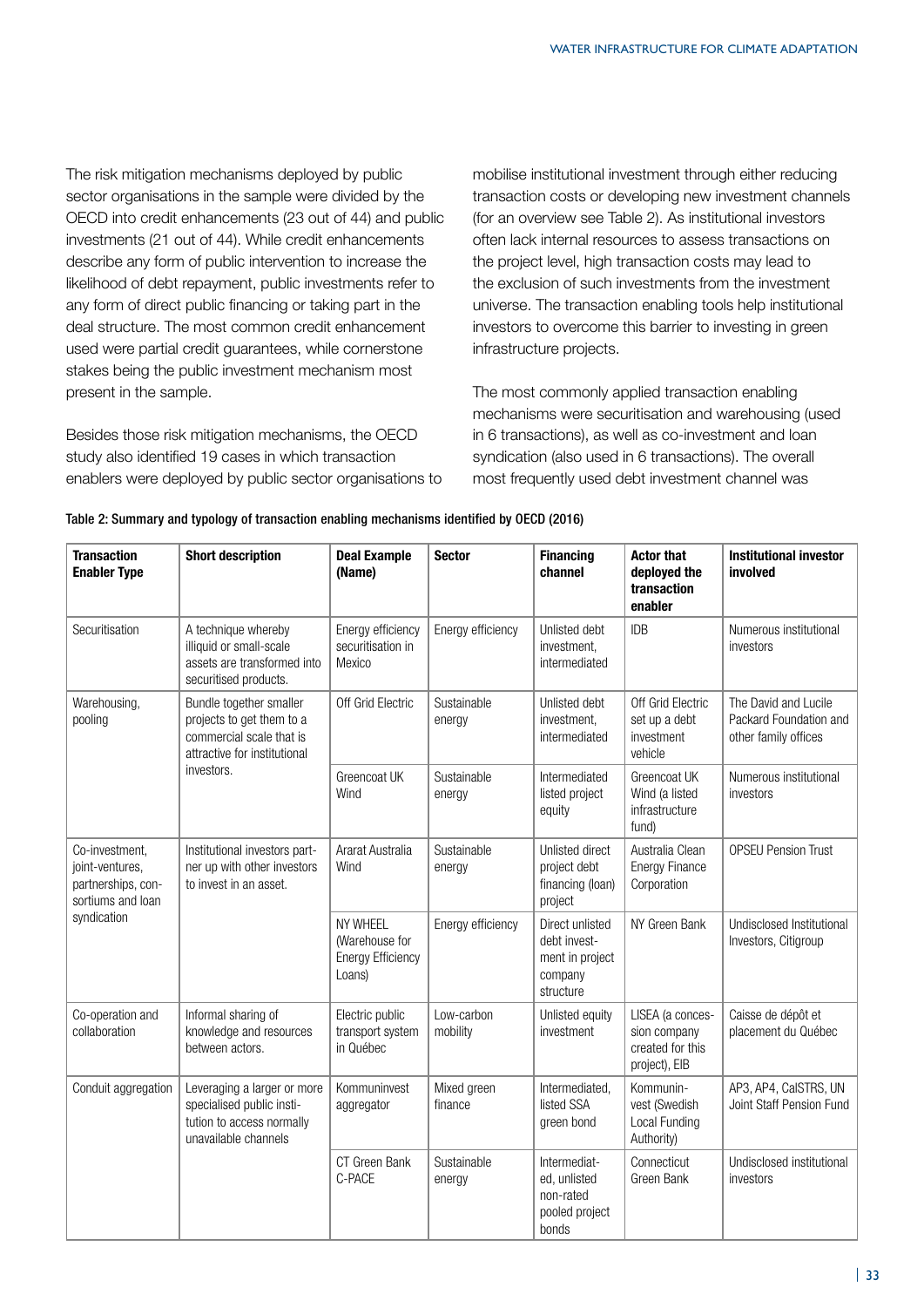The risk mitigation mechanisms deployed by public sector organisations in the sample were divided by the OECD into credit enhancements (23 out of 44) and public investments (21 out of 44). While credit enhancements describe any form of public intervention to increase the likelihood of debt repayment, public investments refer to any form of direct public financing or taking part in the deal structure. The most common credit enhancement used were partial credit guarantees, while cornerstone stakes being the public investment mechanism most present in the sample.

Besides those risk mitigation mechanisms, the OECD study also identified 19 cases in which transaction enablers were deployed by public sector organisations to mobilise institutional investment through either reducing transaction costs or developing new investment channels (for an overview see Table 2). As institutional investors often lack internal resources to assess transactions on the project level, high transaction costs may lead to the exclusion of such investments from the investment universe. The transaction enabling tools help institutional investors to overcome this barrier to investing in green infrastructure projects.

The most commonly applied transaction enabling mechanisms were securitisation and warehousing (used in 6 transactions), as well as co-investment and loan syndication (also used in 6 transactions). The overall most frequently used debt investment channel was

**Table 2: Summary and typology of transaction enabling mechanisms identified by OECD (2016)**

| Transaction Enabler Type | Short description | Deal Example (Name) | Sector | Financing channel | Actor that deployed the transaction enabler | Institutional investor involved |
|---|---|---|---|---|---|---|
| Securitisation | A technique whereby illiquid or small-scale assets are transformed into securitised products. | Energy efficiency securitisation in Mexico | Energy efficiency | Unlisted debt investment, intermediated | IDB | Numerous institutional investors |
| Warehousing, pooling | Bundle together smaller projects to get them to a commercial scale that is attractive for institutional investors. | Off Grid Electric | Sustainable energy | Unlisted debt investment, intermediated | Off Grid Electric set up a debt investment vehicle | The David and Lucile Packard Foundation and other family offices |
| | | Greencoat UK Wind | Sustainable energy | Intermediated listed project equity | Greencoat UK Wind (a listed infrastructure fund) | Numerous institutional investors |
| Co-investment, joint-ventures, partnerships, consortiums and loan syndication | Institutional investors partner up with other investors to invest in an asset. | Ararat Australia Wind | Sustainable energy | Unlisted direct project debt financing (loan) project | Australia Clean Energy Finance Corporation | OPSEU Pension Trust |
| | | NY WHEEL (Warehouse for Energy Efficiency Loans) | Energy efficiency | Direct unlisted debt investment in project company structure | NY Green Bank | Undisclosed Institutional Investors, Citigroup |
| Co-operation and collaboration | Informal sharing of knowledge and resources between actors. | Electric public transport system in Québec | Low-carbon mobility | Unlisted equity investment | LISEA (a concession company created for this project), EIB | Caisse de dépôt et placement du Québec |
| Conduit aggregation | Leveraging a larger or more specialised public institution to access normally unavailable channels | Kommuninvest aggregator | Mixed green finance | Intermediated, listed SSA green bond | Kommuninvest (Swedish Local Funding Authority) | AP3, AP4, CalSTRS, UN Joint Staff Pension Fund |
| | | CT Green Bank C-PACE | Sustainable energy | Intermediated, unlisted non-rated pooled project bonds | Connecticut Green Bank | Undisclosed institutional investors |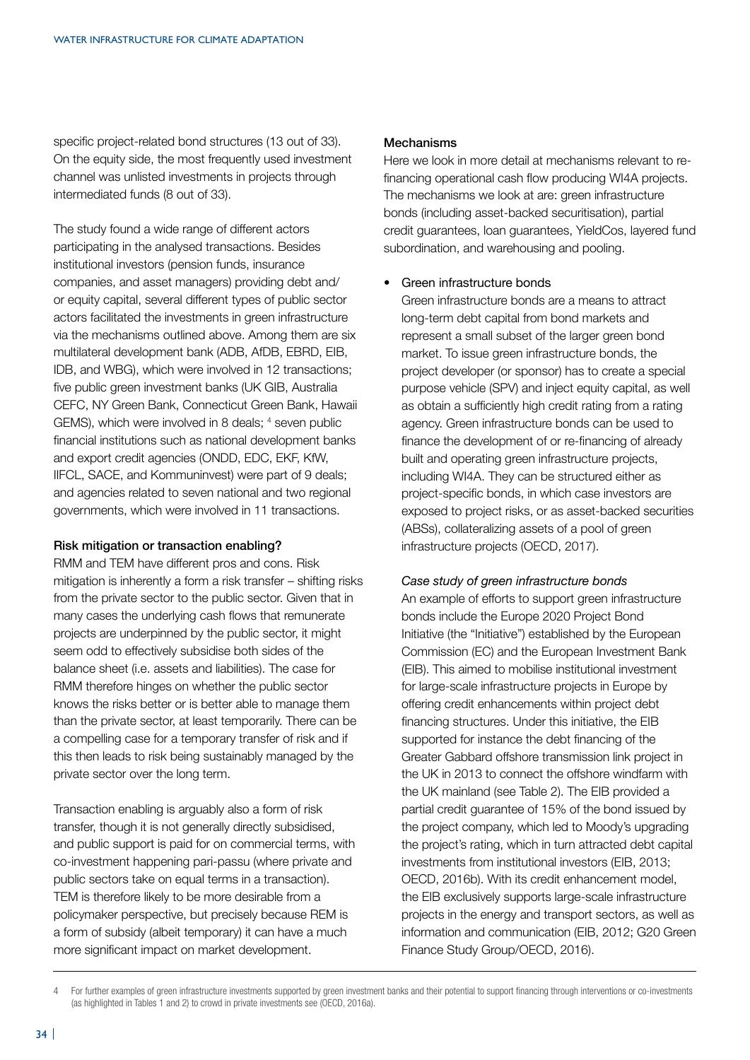specific project-related bond structures (13 out of 33). On the equity side, the most frequently used investment channel was unlisted investments in projects through intermediated funds (8 out of 33).

The study found a wide range of different actors participating in the analysed transactions. Besides institutional investors (pension funds, insurance companies, and asset managers) providing debt and/or equity capital, several different types of public sector actors facilitated the investments in green infrastructure via the mechanisms outlined above. Among them are six multilateral development bank (ADB, AfDB, EBRD, EIB, IDB, and WBG), which were involved in 12 transactions; five public green investment banks (UK GIB, Australia CEFC, NY Green Bank, Connecticut Green Bank, Hawaii GEMS), which were involved in 8 deals; [4] seven public financial institutions such as national development banks and export credit agencies (ONDD, EDC, EKF, KfW, IIFCL, SACE, and Kommuninvest) were part of 9 deals; and agencies related to seven national and two regional governments, which were involved in 11 transactions.

#### Risk mitigation or transaction enabling?

RMM and TEM have different pros and cons. Risk mitigation is inherently a form a risk transfer – shifting risks from the private sector to the public sector. Given that in many cases the underlying cash flows that remunerate projects are underpinned by the public sector, it might seem odd to effectively subsidise both sides of the balance sheet (i.e. assets and liabilities). The case for RMM therefore hinges on whether the public sector knows the risks better or is better able to manage them than the private sector, at least temporarily. There can be a compelling case for a temporary transfer of risk and if this then leads to risk being sustainably managed by the private sector over the long term.

Transaction enabling is arguably also a form of risk transfer, though it is not generally directly subsidised, and public support is paid for on commercial terms, with co-investment happening pari-passu (where private and public sectors take on equal terms in a transaction). TEM is therefore likely to be more desirable from a policymaker perspective, but precisely because REM is a form of subsidy (albeit temporary) it can have a much more significant impact on market development.

#### Mechanisms

Here we look in more detail at mechanisms relevant to re-financing operational cash flow producing WI4A projects. The mechanisms we look at are: green infrastructure bonds (including asset-backed securitisation), partial credit guarantees, loan guarantees, YieldCos, layered fund subordination, and warehousing and pooling.

- Green infrastructure bonds
  Green infrastructure bonds are a means to attract long-term debt capital from bond markets and represent a small subset of the larger green bond market. To issue green infrastructure bonds, the project developer (or sponsor) has to create a special purpose vehicle (SPV) and inject equity capital, as well as obtain a sufficiently high credit rating from a rating agency. Green infrastructure bonds can be used to finance the development of or re-financing of already built and operating green infrastructure projects, including WI4A. They can be structured either as project-specific bonds, in which case investors are exposed to project risks, or as asset-backed securities (ABSs), collateralizing assets of a pool of green infrastructure projects (OECD, 2017).

*Case study of green infrastructure bonds*

An example of efforts to support green infrastructure bonds include the Europe 2020 Project Bond Initiative (the "Initiative") established by the European Commission (EC) and the European Investment Bank (EIB). This aimed to mobilise institutional investment for large-scale infrastructure projects in Europe by offering credit enhancements within project debt financing structures. Under this initiative, the EIB supported for instance the debt financing of the Greater Gabbard offshore transmission link project in the UK in 2013 to connect the offshore windfarm with the UK mainland (see Table 2). The EIB provided a partial credit guarantee of 15% of the bond issued by the project company, which led to Moody's upgrading the project's rating, which in turn attracted debt capital investments from institutional investors (EIB, 2013; OECD, 2016b). With its credit enhancement model, the EIB exclusively supports large-scale infrastructure projects in the energy and transport sectors, as well as information and communication (EIB, 2012; G20 Green Finance Study Group/OECD, 2016).

4 For further examples of green infrastructure investments supported by green investment banks and their potential to support financing through interventions or co-investments (as highlighted in Tables 1 and 2) to crowd in private investments see (OECD, 2016a).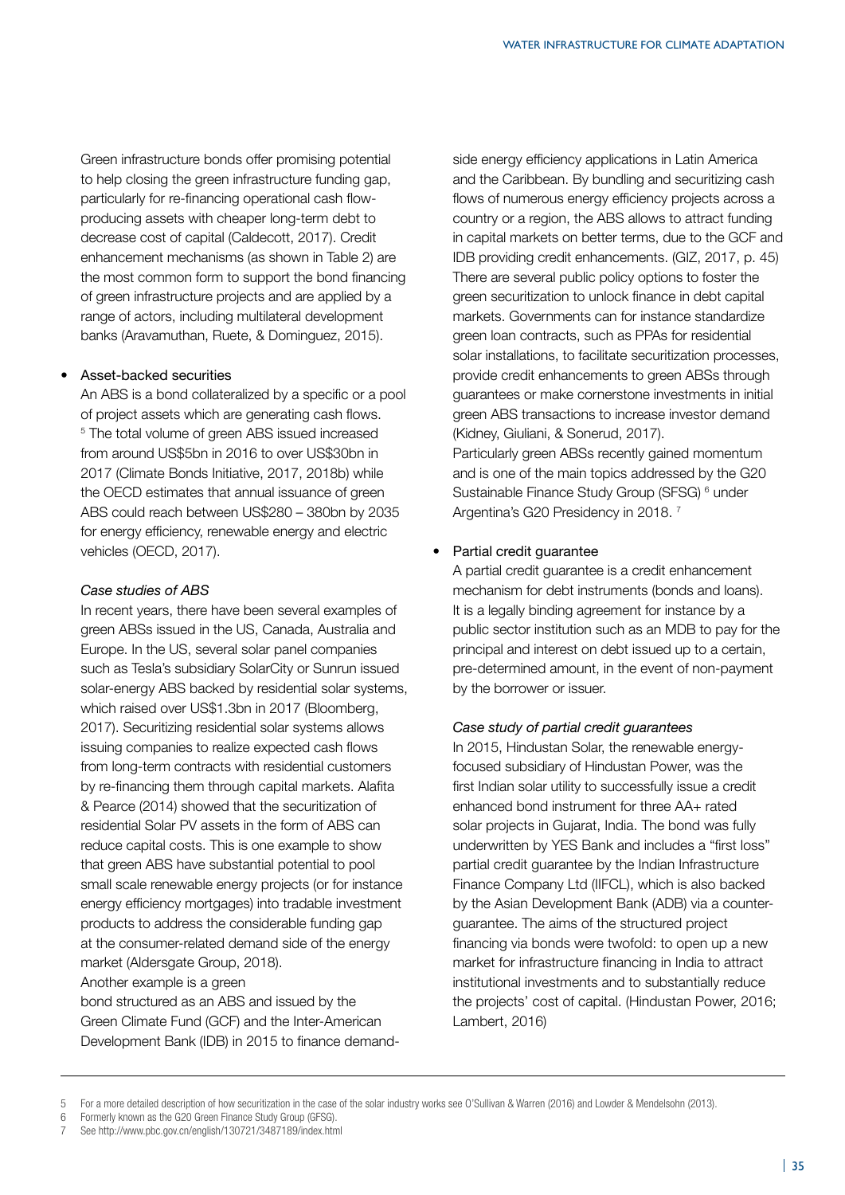Green infrastructure bonds offer promising potential to help closing the green infrastructure funding gap, particularly for re-financing operational cash flow-producing assets with cheaper long-term debt to decrease cost of capital (Caldecott, 2017). Credit enhancement mechanisms (as shown in Table 2) are the most common form to support the bond financing of green infrastructure projects and are applied by a range of actors, including multilateral development banks (Aravamuthan, Ruete, & Dominguez, 2015).

- Asset-backed securities

  An ABS is a bond collateralized by a specific or a pool of project assets which are generating cash flows. [5] The total volume of green ABS issued increased from around US$5bn in 2016 to over US$30bn in 2017 (Climate Bonds Initiative, 2017, 2018b) while the OECD estimates that annual issuance of green ABS could reach between US$280 – 380bn by 2035 for energy efficiency, renewable energy and electric vehicles (OECD, 2017).

  *Case studies of ABS*

  In recent years, there have been several examples of green ABSs issued in the US, Canada, Australia and Europe. In the US, several solar panel companies such as Tesla's subsidiary SolarCity or Sunrun issued solar-energy ABS backed by residential solar systems, which raised over US$1.3bn in 2017 (Bloomberg, 2017). Securitizing residential solar systems allows issuing companies to realize expected cash flows from long-term contracts with residential customers by re-financing them through capital markets. Alafita & Pearce (2014) showed that the securitization of residential Solar PV assets in the form of ABS can reduce capital costs. This is one example to show that green ABS have substantial potential to pool small scale renewable energy projects (or for instance energy efficiency mortgages) into tradable investment products to address the considerable funding gap at the consumer-related demand side of the energy market (Aldersgate Group, 2018).

  Another example is a green bond structured as an ABS and issued by the Green Climate Fund (GCF) and the Inter-American Development Bank (IDB) in 2015 to finance demand-side energy efficiency applications in Latin America and the Caribbean. By bundling and securitizing cash flows of numerous energy efficiency projects across a country or a region, the ABS allows to attract funding in capital markets on better terms, due to the GCF and IDB providing credit enhancements. (GIZ, 2017, p. 45)

  There are several public policy options to foster the green securitization to unlock finance in debt capital markets. Governments can for instance standardize green loan contracts, such as PPAs for residential solar installations, to facilitate securitization processes, provide credit enhancements to green ABSs through guarantees or make cornerstone investments in initial green ABS transactions to increase investor demand (Kidney, Giuliani, & Sonerud, 2017).

  Particularly green ABSs recently gained momentum and is one of the main topics addressed by the G20 Sustainable Finance Study Group (SFSG) [6] under Argentina's G20 Presidency in 2018. [7]

- Partial credit guarantee

  A partial credit guarantee is a credit enhancement mechanism for debt instruments (bonds and loans). It is a legally binding agreement for instance by a public sector institution such as an MDB to pay for the principal and interest on debt issued up to a certain, pre-determined amount, in the event of non-payment by the borrower or issuer.

  *Case study of partial credit guarantees*

  In 2015, Hindustan Solar, the renewable energy-focused subsidiary of Hindustan Power, was the first Indian solar utility to successfully issue a credit enhanced bond instrument for three AA+ rated solar projects in Gujarat, India. The bond was fully underwritten by YES Bank and includes a "first loss" partial credit guarantee by the Indian Infrastructure Finance Company Ltd (IIFCL), which is also backed by the Asian Development Bank (ADB) via a counter-guarantee. The aims of the structured project financing via bonds were twofold: to open up a new market for infrastructure financing in India to attract institutional investments and to substantially reduce the projects' cost of capital. (Hindustan Power, 2016; Lambert, 2016)

---

5 For a more detailed description of how securitization in the case of the solar industry works see O'Sullivan & Warren (2016) and Lowder & Mendelsohn (2013).

6 Formerly known as the G20 Green Finance Study Group (GFSG).

7 See http://www.pbc.gov.cn/english/130721/3487189/index.html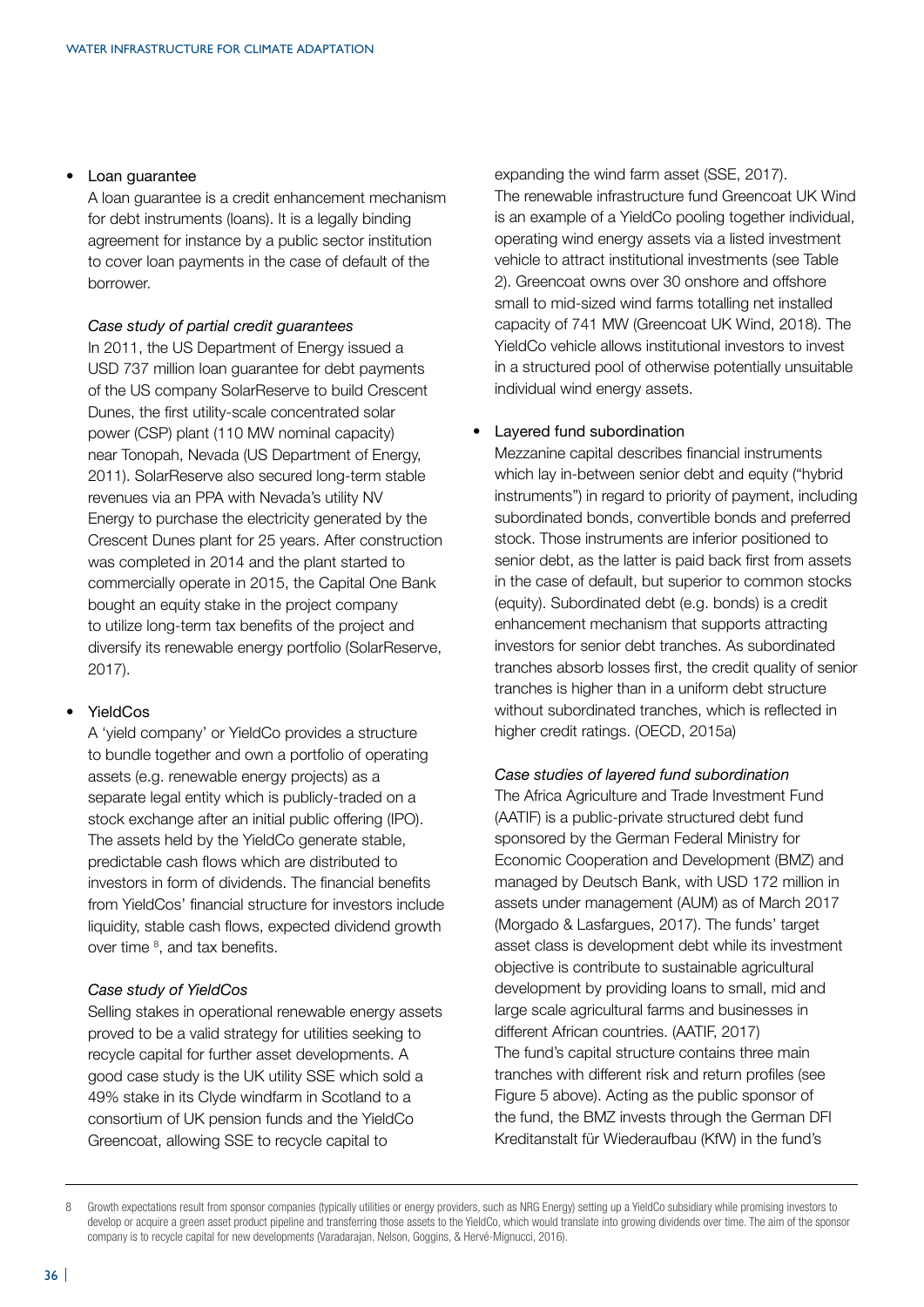- Loan guarantee

  A loan guarantee is a credit enhancement mechanism for debt instruments (loans). It is a legally binding agreement for instance by a public sector institution to cover loan payments in the case of default of the borrower.

  *Case study of partial credit guarantees*

  In 2011, the US Department of Energy issued a USD 737 million loan guarantee for debt payments of the US company SolarReserve to build Crescent Dunes, the first utility-scale concentrated solar power (CSP) plant (110 MW nominal capacity) near Tonopah, Nevada (US Department of Energy, 2011). SolarReserve also secured long-term stable revenues via an PPA with Nevada's utility NV Energy to purchase the electricity generated by the Crescent Dunes plant for 25 years. After construction was completed in 2014 and the plant started to commercially operate in 2015, the Capital One Bank bought an equity stake in the project company to utilize long-term tax benefits of the project and diversify its renewable energy portfolio (SolarReserve, 2017).

- YieldCos

  A 'yield company' or YieldCo provides a structure to bundle together and own a portfolio of operating assets (e.g. renewable energy projects) as a separate legal entity which is publicly-traded on a stock exchange after an initial public offering (IPO). The assets held by the YieldCo generate stable, predictable cash flows which are distributed to investors in form of dividends. The financial benefits from YieldCos' financial structure for investors include liquidity, stable cash flows, expected dividend growth over time [8], and tax benefits.

  *Case study of YieldCos*

  Selling stakes in operational renewable energy assets proved to be a valid strategy for utilities seeking to recycle capital for further asset developments. A good case study is the UK utility SSE which sold a 49% stake in its Clyde windfarm in Scotland to a consortium of UK pension funds and the YieldCo Greencoat, allowing SSE to recycle capital to expanding the wind farm asset (SSE, 2017).

  The renewable infrastructure fund Greencoat UK Wind is an example of a YieldCo pooling together individual, operating wind energy assets via a listed investment vehicle to attract institutional investments (see Table 2). Greencoat owns over 30 onshore and offshore small to mid-sized wind farms totalling net installed capacity of 741 MW (Greencoat UK Wind, 2018). The YieldCo vehicle allows institutional investors to invest in a structured pool of otherwise potentially unsuitable individual wind energy assets.

- Layered fund subordination

  Mezzanine capital describes financial instruments which lay in-between senior debt and equity ("hybrid instruments") in regard to priority of payment, including subordinated bonds, convertible bonds and preferred stock. Those instruments are inferior positioned to senior debt, as the latter is paid back first from assets in the case of default, but superior to common stocks (equity). Subordinated debt (e.g. bonds) is a credit enhancement mechanism that supports attracting investors for senior debt tranches. As subordinated tranches absorb losses first, the credit quality of senior tranches is higher than in a uniform debt structure without subordinated tranches, which is reflected in higher credit ratings. (OECD, 2015a)

  *Case studies of layered fund subordination*

  The Africa Agriculture and Trade Investment Fund (AATIF) is a public-private structured debt fund sponsored by the German Federal Ministry for Economic Cooperation and Development (BMZ) and managed by Deutsch Bank, with USD 172 million in assets under management (AUM) as of March 2017 (Morgado & Lasfargues, 2017). The funds' target asset class is development debt while its investment objective is contribute to sustainable agricultural development by providing loans to small, mid and large scale agricultural farms and businesses in different African countries. (AATIF, 2017)

  The fund's capital structure contains three main tranches with different risk and return profiles (see Figure 5 above). Acting as the public sponsor of the fund, the BMZ invests through the German DFI Kreditanstalt für Wiederaufbau (KfW) in the fund's

---

[8] Growth expectations result from sponsor companies (typically utilities or energy providers, such as NRG Energy) setting up a YieldCo subsidiary while promising investors to develop or acquire a green asset product pipeline and transferring those assets to the YieldCo, which would translate into growing dividends over time. The aim of the sponsor company is to recycle capital for new developments (Varadarajan, Nelson, Goggins, & Hervé-Mignucci, 2016).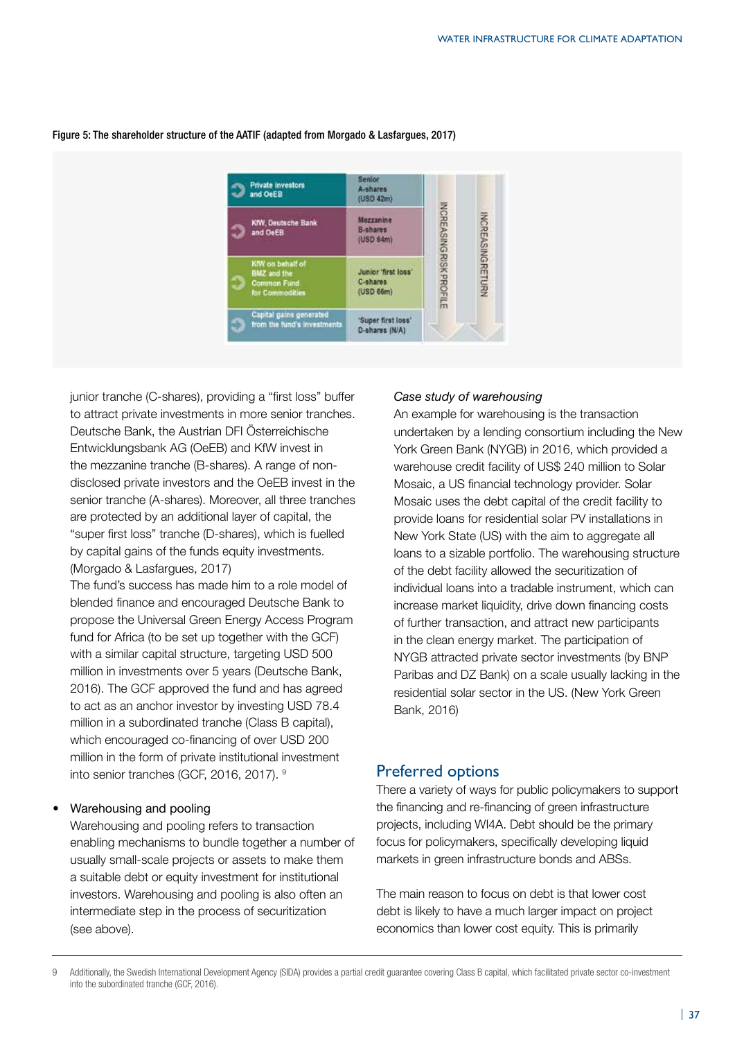Figure 5: The shareholder structure of the AATIF (adapted from Morgado & Lasfargues, 2017)

Private investors and OeEB

Senior A-shares (USD 42m)

KfW, Deutsche Bank and OeEB

Mezzanine B-shares (USD 64m)

KfW on behalf of BMZ and the Common Fund for Commodities

Junior 'first loss' C-shares (USD 66m)

Capital gains generated from the fund's investments

'Super first loss' D-shares (N/A)

INCREASING RISK PROFILE

INCREASING RETURN

junior tranche (C-shares), providing a "first loss" buffer to attract private investments in more senior tranches. Deutsche Bank, the Austrian DFI Österreichische Entwicklungsbank AG (OeEB) and KfW invest in the mezzanine tranche (B-shares). A range of non-disclosed private investors and the OeEB invest in the senior tranche (A-shares). Moreover, all three tranches are protected by an additional layer of capital, the "super first loss" tranche (D-shares), which is fuelled by capital gains of the funds equity investments. (Morgado & Lasfargues, 2017)

The fund's success has made him to a role model of blended finance and encouraged Deutsche Bank to propose the Universal Green Energy Access Program fund for Africa (to be set up together with the GCF) with a similar capital structure, targeting USD 500 million in investments over 5 years (Deutsche Bank, 2016). The GCF approved the fund and has agreed to act as an anchor investor by investing USD 78.4 million in a subordinated tranche (Class B capital), which encouraged co-financing of over USD 200 million in the form of private institutional investment into senior tranches (GCF, 2016, 2017). [9]

- Warehousing and pooling

  Warehousing and pooling refers to transaction enabling mechanisms to bundle together a number of usually small-scale projects or assets to make them a suitable debt or equity investment for institutional investors. Warehousing and pooling is also often an intermediate step in the process of securitization (see above).

*Case study of warehousing*

An example for warehousing is the transaction undertaken by a lending consortium including the New York Green Bank (NYGB) in 2016, which provided a warehouse credit facility of US$ 240 million to Solar Mosaic, a US financial technology provider. Solar Mosaic uses the debt capital of the credit facility to provide loans for residential solar PV installations in New York State (US) with the aim to aggregate all loans to a sizable portfolio. The warehousing structure of the debt facility allowed the securitization of individual loans into a tradable instrument, which can increase market liquidity, drive down financing costs of further transaction, and attract new participants in the clean energy market. The participation of NYGB attracted private sector investments (by BNP Paribas and DZ Bank) on a scale usually lacking in the residential solar sector in the US. (New York Green Bank, 2016)

## Preferred options

There a variety of ways for public policymakers to support the financing and re-financing of green infrastructure projects, including WI4A. Debt should be the primary focus for policymakers, specifically developing liquid markets in green infrastructure bonds and ABSs.

The main reason to focus on debt is that lower cost debt is likely to have a much larger impact on project economics than lower cost equity. This is primarily

9 Additionally, the Swedish International Development Agency (SIDA) provides a partial credit guarantee covering Class B capital, which facilitated private sector co-investment into the subordinated tranche (GCF, 2016).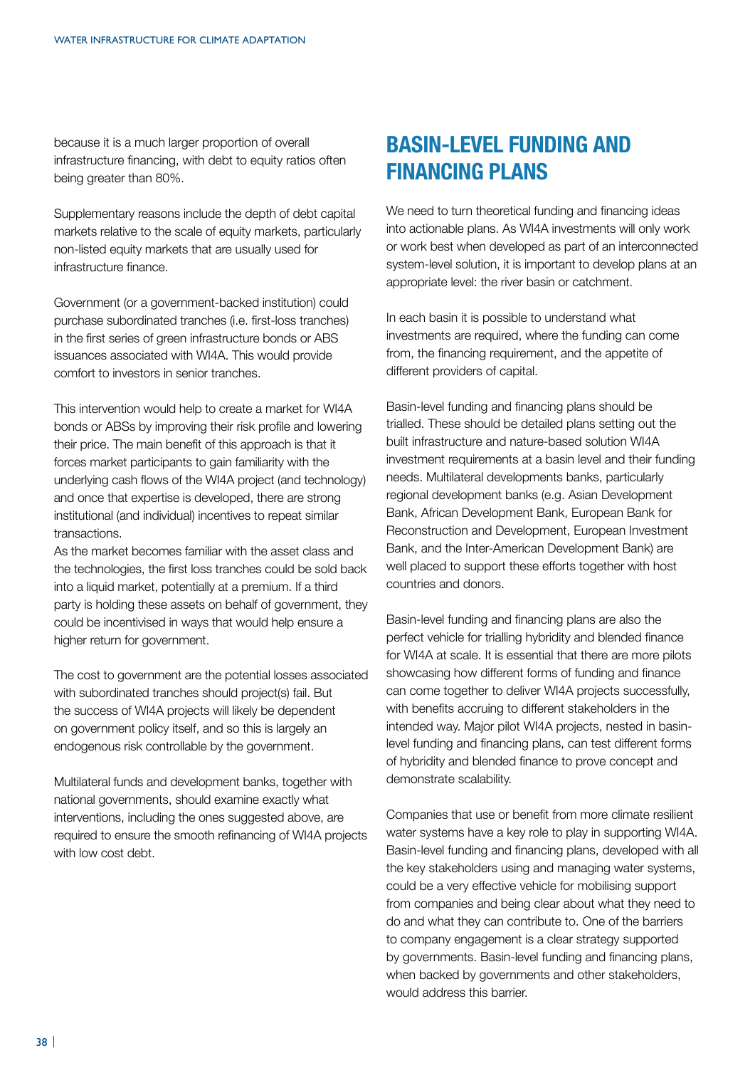because it is a much larger proportion of overall infrastructure financing, with debt to equity ratios often being greater than 80%.

Supplementary reasons include the depth of debt capital markets relative to the scale of equity markets, particularly non-listed equity markets that are usually used for infrastructure finance.

Government (or a government-backed institution) could purchase subordinated tranches (i.e. first-loss tranches) in the first series of green infrastructure bonds or ABS issuances associated with WI4A. This would provide comfort to investors in senior tranches.

This intervention would help to create a market for WI4A bonds or ABSs by improving their risk profile and lowering their price. The main benefit of this approach is that it forces market participants to gain familiarity with the underlying cash flows of the WI4A project (and technology) and once that expertise is developed, there are strong institutional (and individual) incentives to repeat similar transactions.
As the market becomes familiar with the asset class and the technologies, the first loss tranches could be sold back into a liquid market, potentially at a premium. If a third party is holding these assets on behalf of government, they could be incentivised in ways that would help ensure a higher return for government.

The cost to government are the potential losses associated with subordinated tranches should project(s) fail. But the success of WI4A projects will likely be dependent on government policy itself, and so this is largely an endogenous risk controllable by the government.

Multilateral funds and development banks, together with national governments, should examine exactly what interventions, including the ones suggested above, are required to ensure the smooth refinancing of WI4A projects with low cost debt.

## BASIN-LEVEL FUNDING AND FINANCING PLANS

We need to turn theoretical funding and financing ideas into actionable plans. As WI4A investments will only work or work best when developed as part of an interconnected system-level solution, it is important to develop plans at an appropriate level: the river basin or catchment.

In each basin it is possible to understand what investments are required, where the funding can come from, the financing requirement, and the appetite of different providers of capital.

Basin-level funding and financing plans should be trialled. These should be detailed plans setting out the built infrastructure and nature-based solution WI4A investment requirements at a basin level and their funding needs. Multilateral developments banks, particularly regional development banks (e.g. Asian Development Bank, African Development Bank, European Bank for Reconstruction and Development, European Investment Bank, and the Inter-American Development Bank) are well placed to support these efforts together with host countries and donors.

Basin-level funding and financing plans are also the perfect vehicle for trialling hybridity and blended finance for WI4A at scale. It is essential that there are more pilots showcasing how different forms of funding and finance can come together to deliver WI4A projects successfully, with benefits accruing to different stakeholders in the intended way. Major pilot WI4A projects, nested in basin-level funding and financing plans, can test different forms of hybridity and blended finance to prove concept and demonstrate scalability.

Companies that use or benefit from more climate resilient water systems have a key role to play in supporting WI4A. Basin-level funding and financing plans, developed with all the key stakeholders using and managing water systems, could be a very effective vehicle for mobilising support from companies and being clear about what they need to do and what they can contribute to. One of the barriers to company engagement is a clear strategy supported by governments. Basin-level funding and financing plans, when backed by governments and other stakeholders, would address this barrier.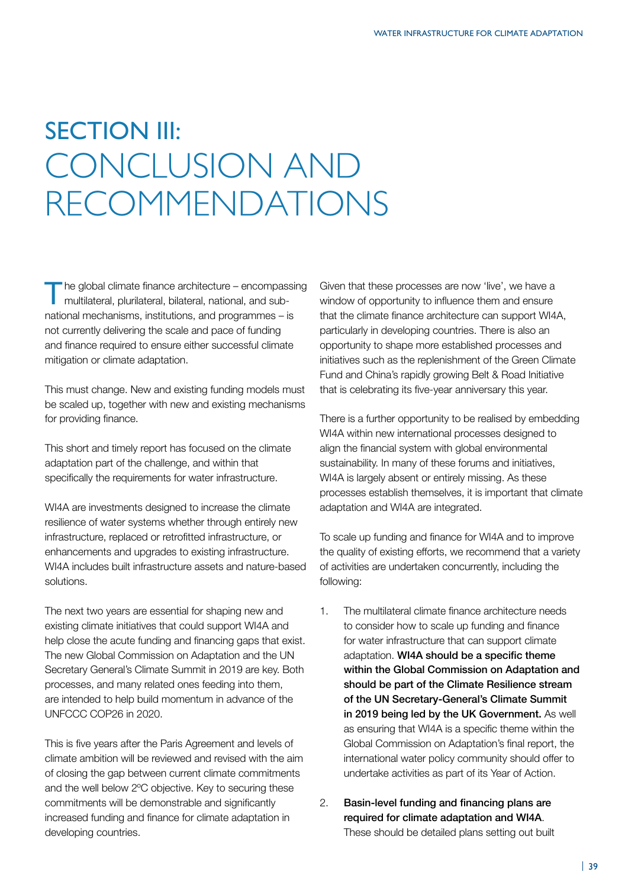# SECTION III: CONCLUSION AND RECOMMENDATIONS

The global climate finance architecture – encompassing multilateral, plurilateral, bilateral, national, and sub-national mechanisms, institutions, and programmes – is not currently delivering the scale and pace of funding and finance required to ensure either successful climate mitigation or climate adaptation.

This must change. New and existing funding models must be scaled up, together with new and existing mechanisms for providing finance.

This short and timely report has focused on the climate adaptation part of the challenge, and within that specifically the requirements for water infrastructure.

WI4A are investments designed to increase the climate resilience of water systems whether through entirely new infrastructure, replaced or retrofitted infrastructure, or enhancements and upgrades to existing infrastructure. WI4A includes built infrastructure assets and nature-based solutions.

The next two years are essential for shaping new and existing climate initiatives that could support WI4A and help close the acute funding and financing gaps that exist. The new Global Commission on Adaptation and the UN Secretary General's Climate Summit in 2019 are key. Both processes, and many related ones feeding into them, are intended to help build momentum in advance of the UNFCCC COP26 in 2020.

This is five years after the Paris Agreement and levels of climate ambition will be reviewed and revised with the aim of closing the gap between current climate commitments and the well below 2ºC objective. Key to securing these commitments will be demonstrable and significantly increased funding and finance for climate adaptation in developing countries.

Given that these processes are now 'live', we have a window of opportunity to influence them and ensure that the climate finance architecture can support WI4A, particularly in developing countries. There is also an opportunity to shape more established processes and initiatives such as the replenishment of the Green Climate Fund and China's rapidly growing Belt & Road Initiative that is celebrating its five-year anniversary this year.

There is a further opportunity to be realised by embedding WI4A within new international processes designed to align the financial system with global environmental sustainability. In many of these forums and initiatives, WI4A is largely absent or entirely missing. As these processes establish themselves, it is important that climate adaptation and WI4A are integrated.

To scale up funding and finance for WI4A and to improve the quality of existing efforts, we recommend that a variety of activities are undertaken concurrently, including the following:

1. The multilateral climate finance architecture needs to consider how to scale up funding and finance for water infrastructure that can support climate adaptation. **WI4A should be a specific theme within the Global Commission on Adaptation and should be part of the Climate Resilience stream of the UN Secretary-General's Climate Summit in 2019 being led by the UK Government.** As well as ensuring that WI4A is a specific theme within the Global Commission on Adaptation's final report, the international water policy community should offer to undertake activities as part of its Year of Action.

2. **Basin-level funding and financing plans are required for climate adaptation and WI4A**. These should be detailed plans setting out built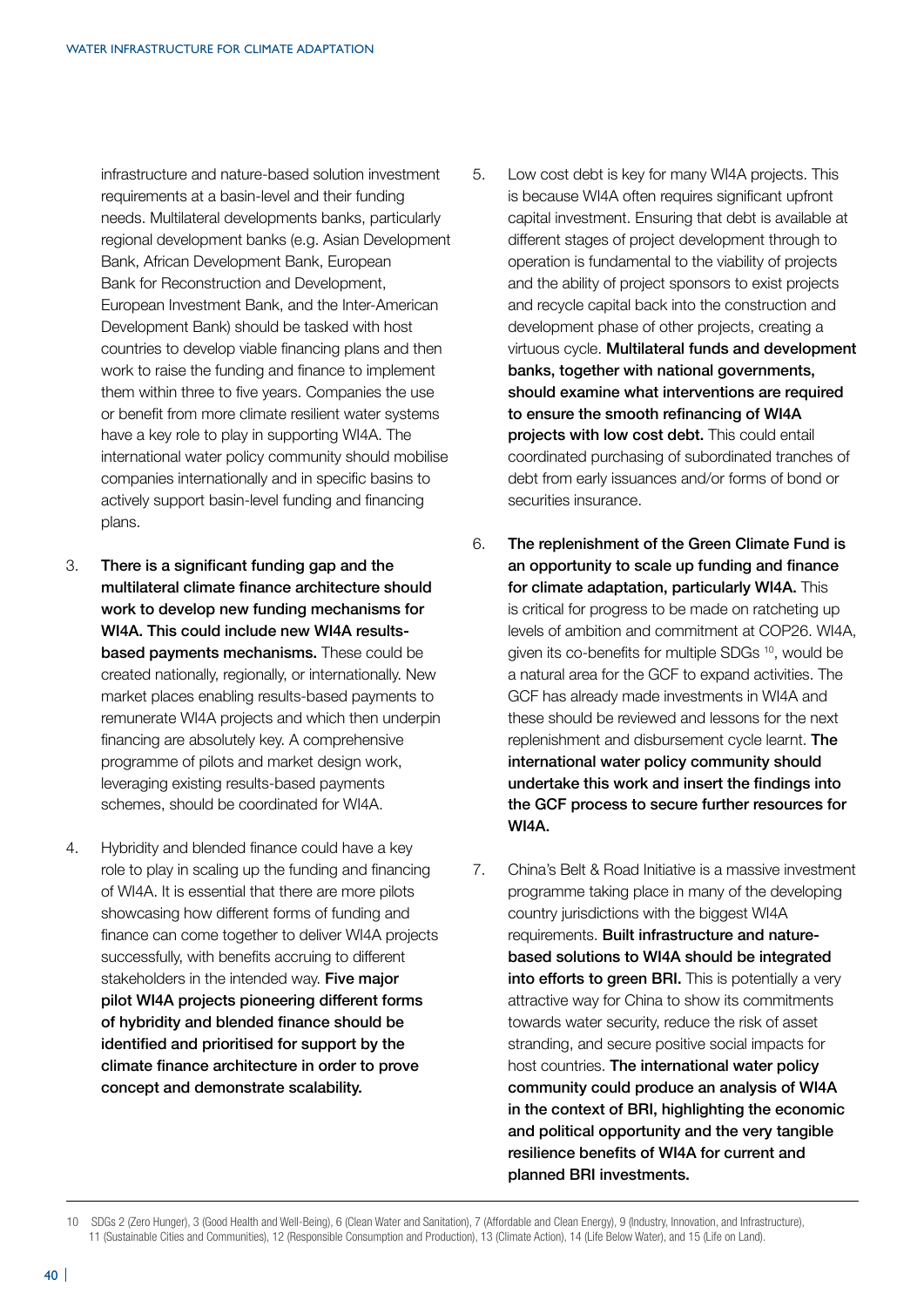infrastructure and nature-based solution investment requirements at a basin-level and their funding needs. Multilateral developments banks, particularly regional development banks (e.g. Asian Development Bank, African Development Bank, European Bank for Reconstruction and Development, European Investment Bank, and the Inter-American Development Bank) should be tasked with host countries to develop viable financing plans and then work to raise the funding and finance to implement them within three to five years. Companies the use or benefit from more climate resilient water systems have a key role to play in supporting WI4A. The international water policy community should mobilise companies internationally and in specific basins to actively support basin-level funding and financing plans.

3. **There is a significant funding gap and the multilateral climate finance architecture should work to develop new funding mechanisms for WI4A. This could include new WI4A results-based payments mechanisms.** These could be created nationally, regionally, or internationally. New market places enabling results-based payments to remunerate WI4A projects and which then underpin financing are absolutely key. A comprehensive programme of pilots and market design work, leveraging existing results-based payments schemes, should be coordinated for WI4A.

4. Hybridity and blended finance could have a key role to play in scaling up the funding and financing of WI4A. It is essential that there are more pilots showcasing how different forms of funding and finance can come together to deliver WI4A projects successfully, with benefits accruing to different stakeholders in the intended way. **Five major pilot WI4A projects pioneering different forms of hybridity and blended finance should be identified and prioritised for support by the climate finance architecture in order to prove concept and demonstrate scalability.**

5. Low cost debt is key for many WI4A projects. This is because WI4A often requires significant upfront capital investment. Ensuring that debt is available at different stages of project development through to operation is fundamental to the viability of projects and the ability of project sponsors to exist projects and recycle capital back into the construction and development phase of other projects, creating a virtuous cycle. **Multilateral funds and development banks, together with national governments, should examine what interventions are required to ensure the smooth refinancing of WI4A projects with low cost debt.** This could entail coordinated purchasing of subordinated tranches of debt from early issuances and/or forms of bond or securities insurance.

6. **The replenishment of the Green Climate Fund is an opportunity to scale up funding and finance for climate adaptation, particularly WI4A.** This is critical for progress to be made on ratcheting up levels of ambition and commitment at COP26. WI4A, given its co-benefits for multiple SDGs [10], would be a natural area for the GCF to expand activities. The GCF has already made investments in WI4A and these should be reviewed and lessons for the next replenishment and disbursement cycle learnt. **The international water policy community should undertake this work and insert the findings into the GCF process to secure further resources for WI4A.**

7. China's Belt & Road Initiative is a massive investment programme taking place in many of the developing country jurisdictions with the biggest WI4A requirements. **Built infrastructure and nature-based solutions to WI4A should be integrated into efforts to green BRI.** This is potentially a very attractive way for China to show its commitments towards water security, reduce the risk of asset stranding, and secure positive social impacts for host countries. **The international water policy community could produce an analysis of WI4A in the context of BRI, highlighting the economic and political opportunity and the very tangible resilience benefits of WI4A for current and planned BRI investments.**

---

10 SDGs 2 (Zero Hunger), 3 (Good Health and Well-Being), 6 (Clean Water and Sanitation), 7 (Affordable and Clean Energy), 9 (Industry, Innovation, and Infrastructure), 11 (Sustainable Cities and Communities), 12 (Responsible Consumption and Production), 13 (Climate Action), 14 (Life Below Water), and 15 (Life on Land).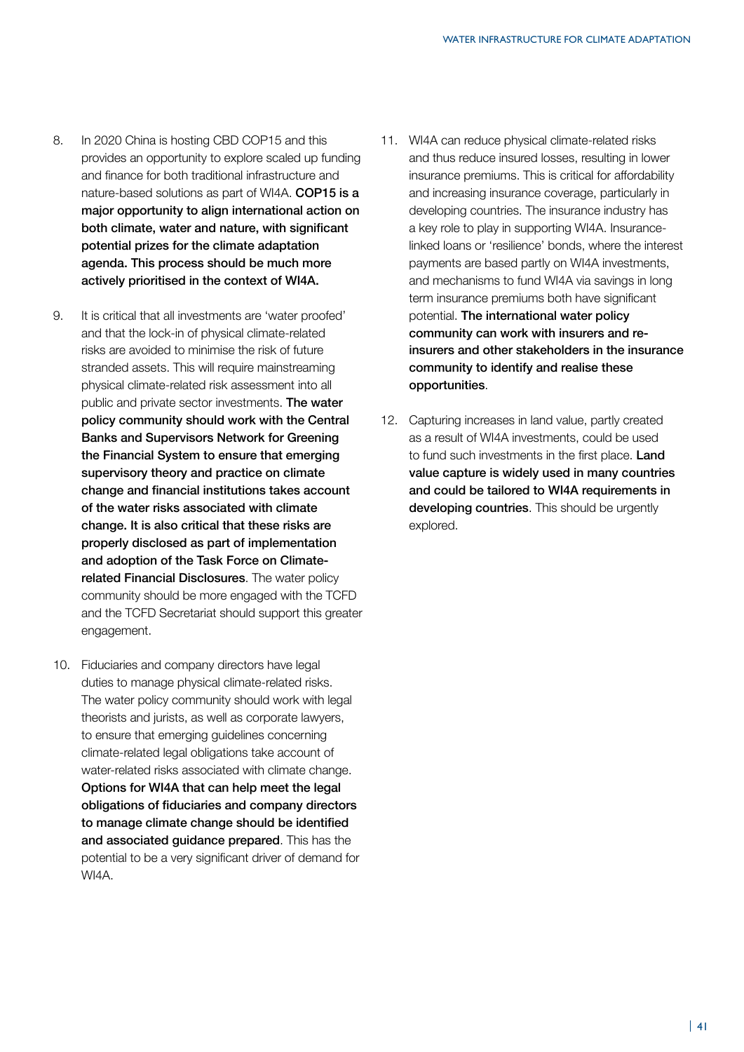8. In 2020 China is hosting CBD COP15 and this provides an opportunity to explore scaled up funding and finance for both traditional infrastructure and nature-based solutions as part of WI4A. **COP15 is a major opportunity to align international action on both climate, water and nature, with significant potential prizes for the climate adaptation agenda. This process should be much more actively prioritised in the context of WI4A.**

9. It is critical that all investments are 'water proofed' and that the lock-in of physical climate-related risks are avoided to minimise the risk of future stranded assets. This will require mainstreaming physical climate-related risk assessment into all public and private sector investments. **The water policy community should work with the Central Banks and Supervisors Network for Greening the Financial System to ensure that emerging supervisory theory and practice on climate change and financial institutions takes account of the water risks associated with climate change. It is also critical that these risks are properly disclosed as part of implementation and adoption of the Task Force on Climate-related Financial Disclosures**. The water policy community should be more engaged with the TCFD and the TCFD Secretariat should support this greater engagement.

10. Fiduciaries and company directors have legal duties to manage physical climate-related risks. The water policy community should work with legal theorists and jurists, as well as corporate lawyers, to ensure that emerging guidelines concerning climate-related legal obligations take account of water-related risks associated with climate change. **Options for WI4A that can help meet the legal obligations of fiduciaries and company directors to manage climate change should be identified and associated guidance prepared**. This has the potential to be a very significant driver of demand for WI4A.

11. WI4A can reduce physical climate-related risks and thus reduce insured losses, resulting in lower insurance premiums. This is critical for affordability and increasing insurance coverage, particularly in developing countries. The insurance industry has a key role to play in supporting WI4A. Insurance-linked loans or 'resilience' bonds, where the interest payments are based partly on WI4A investments, and mechanisms to fund WI4A via savings in long term insurance premiums both have significant potential. **The international water policy community can work with insurers and re-insurers and other stakeholders in the insurance community to identify and realise these opportunities**.

12. Capturing increases in land value, partly created as a result of WI4A investments, could be used to fund such investments in the first place. **Land value capture is widely used in many countries and could be tailored to WI4A requirements in developing countries**. This should be urgently explored.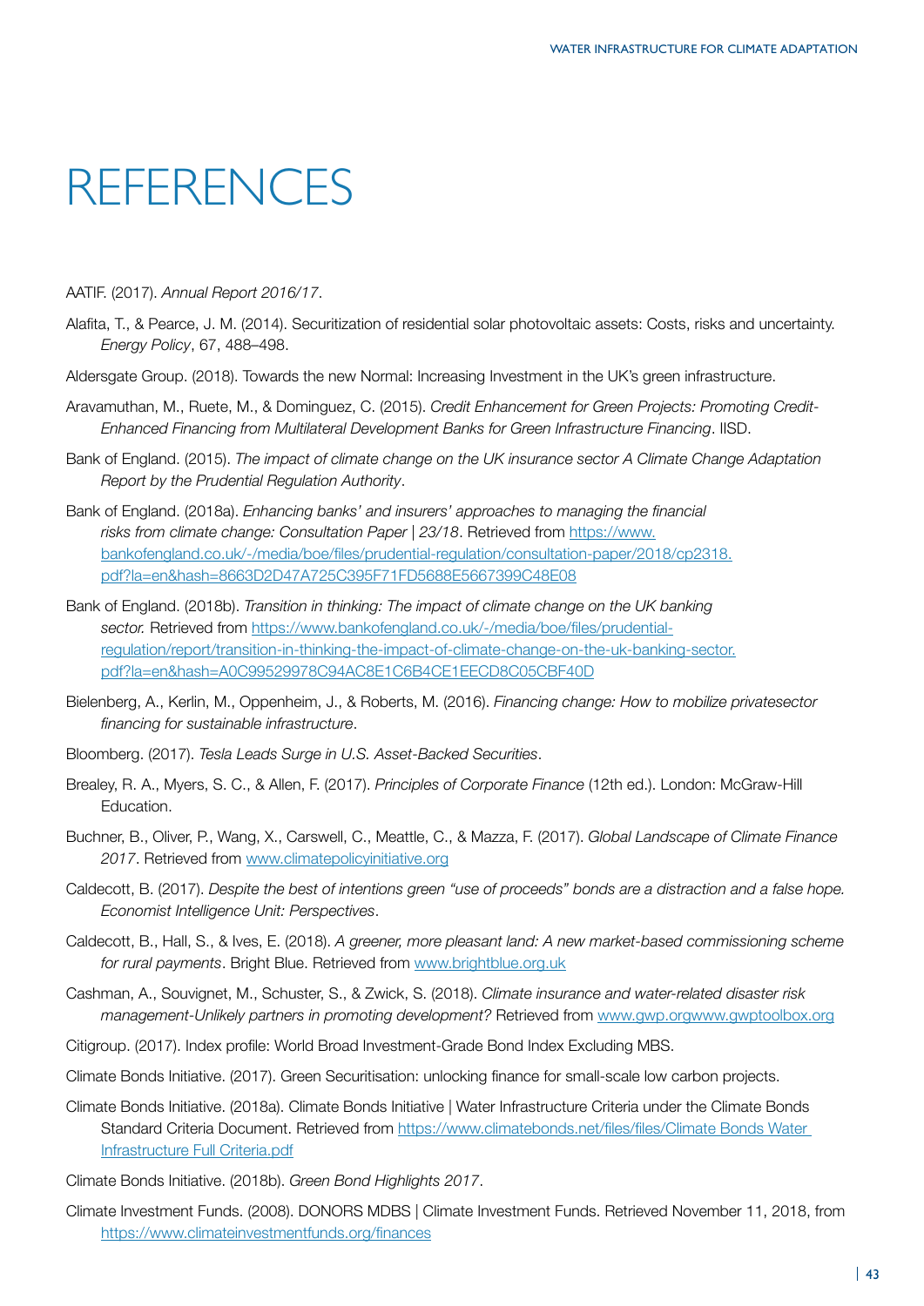# REFERENCES

AATIF. (2017). *Annual Report 2016/17*.

Alafita, T., & Pearce, J. M. (2014). Securitization of residential solar photovoltaic assets: Costs, risks and uncertainty. *Energy Policy*, 67, 488–498.

Aldersgate Group. (2018). Towards the new Normal: Increasing Investment in the UK's green infrastructure.

Aravamuthan, M., Ruete, M., & Dominguez, C. (2015). *Credit Enhancement for Green Projects: Promoting Credit-Enhanced Financing from Multilateral Development Banks for Green Infrastructure Financing*. IISD.

Bank of England. (2015). *The impact of climate change on the UK insurance sector A Climate Change Adaptation Report by the Prudential Regulation Authority*.

Bank of England. (2018a). *Enhancing banks' and insurers' approaches to managing the financial risks from climate change: Consultation Paper | 23/18*. Retrieved from https://www.bankofengland.co.uk/-/media/boe/files/prudential-regulation/consultation-paper/2018/cp2318.pdf?la=en&hash=8663D2D47A725C395F71FD5688E5667399C48E08

Bank of England. (2018b). *Transition in thinking: The impact of climate change on the UK banking sector.* Retrieved from https://www.bankofengland.co.uk/-/media/boe/files/prudential-regulation/report/transition-in-thinking-the-impact-of-climate-change-on-the-uk-banking-sector.pdf?la=en&hash=A0C99529978C94AC8E1C6B4CE1EECD8C05CBF40D

Bielenberg, A., Kerlin, M., Oppenheim, J., & Roberts, M. (2016). *Financing change: How to mobilize privatesector financing for sustainable infrastructure*.

Bloomberg. (2017). *Tesla Leads Surge in U.S. Asset-Backed Securities*.

Brealey, R. A., Myers, S. C., & Allen, F. (2017). *Principles of Corporate Finance* (12th ed.). London: McGraw-Hill Education.

Buchner, B., Oliver, P., Wang, X., Carswell, C., Meattle, C., & Mazza, F. (2017). *Global Landscape of Climate Finance 2017*. Retrieved from www.climatepolicyinitiative.org

Caldecott, B. (2017). *Despite the best of intentions green "use of proceeds" bonds are a distraction and a false hope. Economist Intelligence Unit: Perspectives*.

Caldecott, B., Hall, S., & Ives, E. (2018). *A greener, more pleasant land: A new market-based commissioning scheme for rural payments*. Bright Blue. Retrieved from www.brightblue.org.uk

Cashman, A., Souvignet, M., Schuster, S., & Zwick, S. (2018). *Climate insurance and water-related disaster risk management-Unlikely partners in promoting development?* Retrieved from www.gwp.orgwww.gwptoolbox.org

Citigroup. (2017). Index profile: World Broad Investment-Grade Bond Index Excluding MBS.

Climate Bonds Initiative. (2017). Green Securitisation: unlocking finance for small-scale low carbon projects.

Climate Bonds Initiative. (2018a). Climate Bonds Initiative | Water Infrastructure Criteria under the Climate Bonds Standard Criteria Document. Retrieved from https://www.climatebonds.net/files/files/Climate Bonds Water Infrastructure Full Criteria.pdf

Climate Bonds Initiative. (2018b). *Green Bond Highlights 2017*.

Climate Investment Funds. (2008). DONORS MDBS | Climate Investment Funds. Retrieved November 11, 2018, from https://www.climateinvestmentfunds.org/finances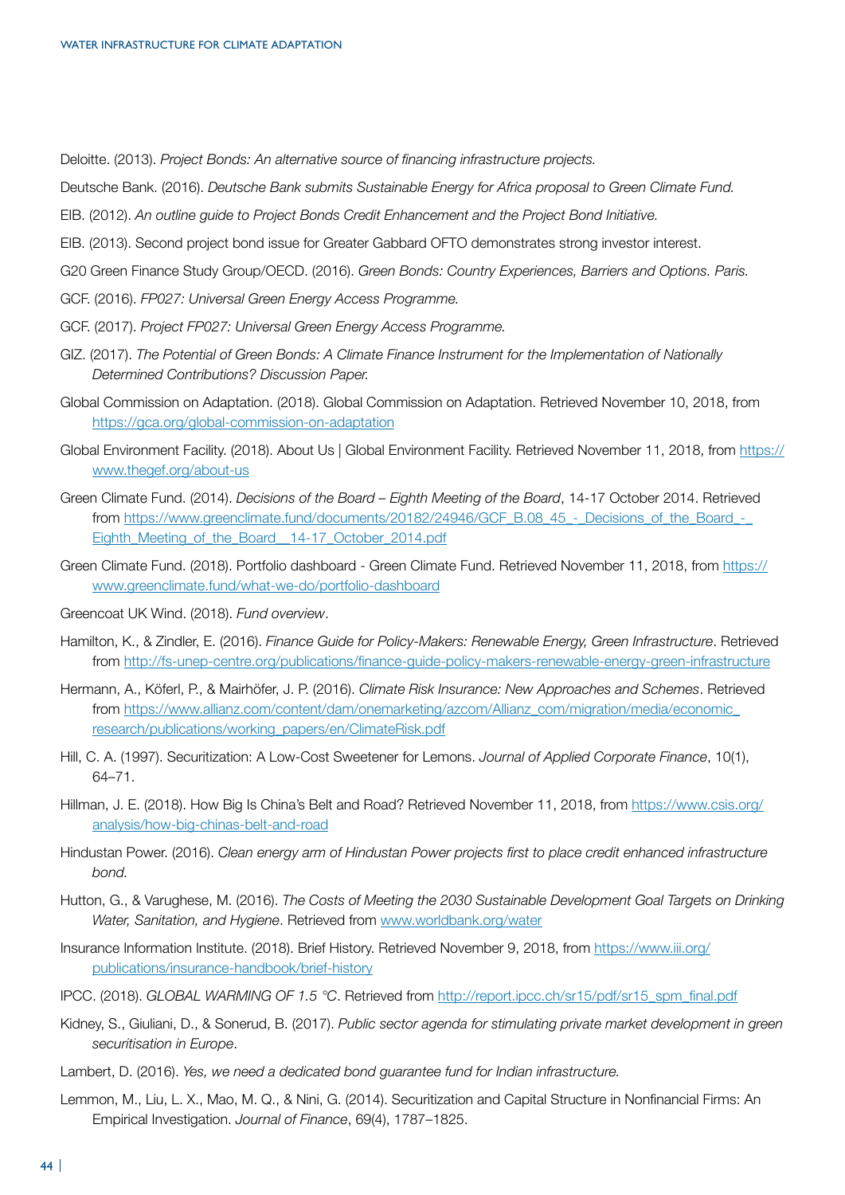Deloitte. (2013). *Project Bonds: An alternative source of financing infrastructure projects.*

Deutsche Bank. (2016). *Deutsche Bank submits Sustainable Energy for Africa proposal to Green Climate Fund.*

EIB. (2012). *An outline guide to Project Bonds Credit Enhancement and the Project Bond Initiative.*

EIB. (2013). Second project bond issue for Greater Gabbard OFTO demonstrates strong investor interest.

G20 Green Finance Study Group/OECD. (2016). *Green Bonds: Country Experiences, Barriers and Options. Paris.*

GCF. (2016). *FP027: Universal Green Energy Access Programme.*

GCF. (2017). *Project FP027: Universal Green Energy Access Programme.*

GIZ. (2017). *The Potential of Green Bonds: A Climate Finance Instrument for the Implementation of Nationally Determined Contributions? Discussion Paper.*

Global Commission on Adaptation. (2018). Global Commission on Adaptation. Retrieved November 10, 2018, from https://gca.org/global-commission-on-adaptation

Global Environment Facility. (2018). About Us | Global Environment Facility. Retrieved November 11, 2018, from https://www.thegef.org/about-us

Green Climate Fund. (2014). *Decisions of the Board – Eighth Meeting of the Board*, 14-17 October 2014. Retrieved from https://www.greenclimate.fund/documents/20182/24946/GCF_B.08_45_-_Decisions_of_the_Board_-_Eighth_Meeting_of_the_Board__14-17_October_2014.pdf

Green Climate Fund. (2018). Portfolio dashboard - Green Climate Fund. Retrieved November 11, 2018, from https://www.greenclimate.fund/what-we-do/portfolio-dashboard

Greencoat UK Wind. (2018). *Fund overview*.

Hamilton, K., & Zindler, E. (2016). *Finance Guide for Policy-Makers: Renewable Energy, Green Infrastructure*. Retrieved from http://fs-unep-centre.org/publications/finance-guide-policy-makers-renewable-energy-green-infrastructure

Hermann, A., Köferl, P., & Mairhöfer, J. P. (2016). *Climate Risk Insurance: New Approaches and Schemes*. Retrieved from https://www.allianz.com/content/dam/onemarketing/azcom/Allianz_com/migration/media/economic_research/publications/working_papers/en/ClimateRisk.pdf

Hill, C. A. (1997). Securitization: A Low-Cost Sweetener for Lemons. *Journal of Applied Corporate Finance*, 10(1), 64–71.

Hillman, J. E. (2018). How Big Is China's Belt and Road? Retrieved November 11, 2018, from https://www.csis.org/analysis/how-big-chinas-belt-and-road

Hindustan Power. (2016). *Clean energy arm of Hindustan Power projects first to place credit enhanced infrastructure bond.*

Hutton, G., & Varughese, M. (2016). *The Costs of Meeting the 2030 Sustainable Development Goal Targets on Drinking Water, Sanitation, and Hygiene*. Retrieved from www.worldbank.org/water

Insurance Information Institute. (2018). Brief History. Retrieved November 9, 2018, from https://www.iii.org/publications/insurance-handbook/brief-history

IPCC. (2018). *GLOBAL WARMING OF 1.5 °C*. Retrieved from http://report.ipcc.ch/sr15/pdf/sr15_spm_final.pdf

Kidney, S., Giuliani, D., & Sonerud, B. (2017). *Public sector agenda for stimulating private market development in green securitisation in Europe*.

Lambert, D. (2016). *Yes, we need a dedicated bond guarantee fund for Indian infrastructure.*

Lemmon, M., Liu, L. X., Mao, M. Q., & Nini, G. (2014). Securitization and Capital Structure in Nonfinancial Firms: An Empirical Investigation. *Journal of Finance*, 69(4), 1787–1825.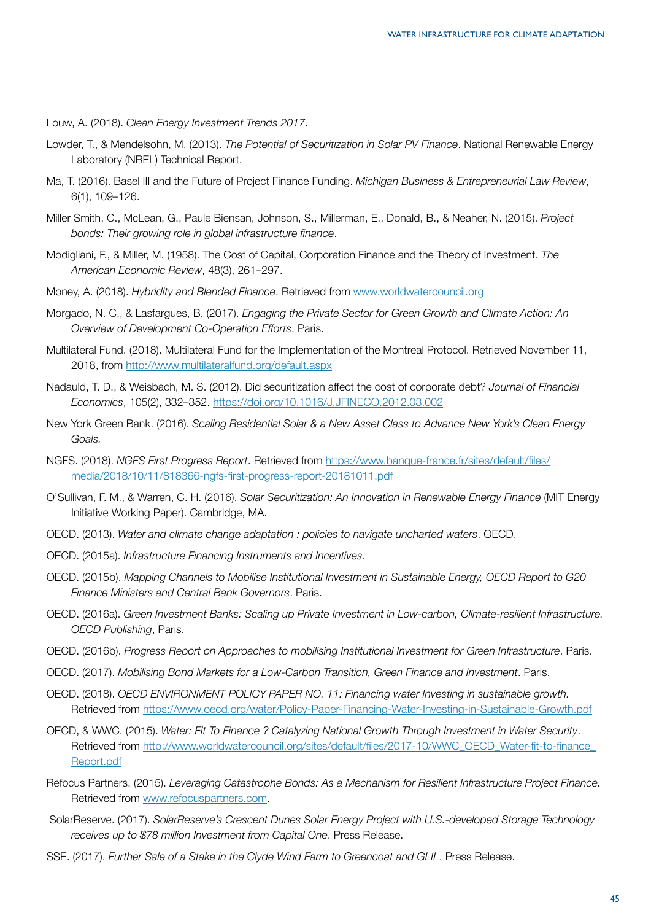Louw, A. (2018). *Clean Energy Investment Trends 2017*.

Lowder, T., & Mendelsohn, M. (2013). *The Potential of Securitization in Solar PV Finance*. National Renewable Energy Laboratory (NREL) Technical Report.

Ma, T. (2016). Basel III and the Future of Project Finance Funding. *Michigan Business & Entrepreneurial Law Review*, 6(1), 109–126.

Miller Smith, C., McLean, G., Paule Biensan, Johnson, S., Millerman, E., Donald, B., & Neaher, N. (2015). *Project bonds: Their growing role in global infrastructure finance*.

Modigliani, F., & Miller, M. (1958). The Cost of Capital, Corporation Finance and the Theory of Investment. *The American Economic Review*, 48(3), 261–297.

Money, A. (2018). *Hybridity and Blended Finance*. Retrieved from www.worldwatercouncil.org

Morgado, N. C., & Lasfargues, B. (2017). *Engaging the Private Sector for Green Growth and Climate Action: An Overview of Development Co-Operation Efforts*. Paris.

Multilateral Fund. (2018). Multilateral Fund for the Implementation of the Montreal Protocol. Retrieved November 11, 2018, from http://www.multilateralfund.org/default.aspx

Nadauld, T. D., & Weisbach, M. S. (2012). Did securitization affect the cost of corporate debt? *Journal of Financial Economics*, 105(2), 332–352. https://doi.org/10.1016/J.JFINECO.2012.03.002

New York Green Bank. (2016). *Scaling Residential Solar & a New Asset Class to Advance New York's Clean Energy Goals.*

NGFS. (2018). *NGFS First Progress Report*. Retrieved from https://www.banque-france.fr/sites/default/files/media/2018/10/11/818366-ngfs-first-progress-report-20181011.pdf

O'Sullivan, F. M., & Warren, C. H. (2016). *Solar Securitization: An Innovation in Renewable Energy Finance* (MIT Energy Initiative Working Paper). Cambridge, MA.

OECD. (2013). *Water and climate change adaptation : policies to navigate uncharted waters*. OECD.

OECD. (2015a). *Infrastructure Financing Instruments and Incentives.*

OECD. (2015b). *Mapping Channels to Mobilise Institutional Investment in Sustainable Energy, OECD Report to G20 Finance Ministers and Central Bank Governors*. Paris.

OECD. (2016a). *Green Investment Banks: Scaling up Private Investment in Low-carbon, Climate-resilient Infrastructure. OECD Publishing*, Paris.

OECD. (2016b). *Progress Report on Approaches to mobilising Institutional Investment for Green Infrastructure*. Paris.

OECD. (2017). *Mobilising Bond Markets for a Low-Carbon Transition, Green Finance and Investment*. Paris.

OECD. (2018). *OECD ENVIRONMENT POLICY PAPER NO. 11: Financing water Investing in sustainable growth.* Retrieved from https://www.oecd.org/water/Policy-Paper-Financing-Water-Investing-in-Sustainable-Growth.pdf

OECD, & WWC. (2015). *Water: Fit To Finance ? Catalyzing National Growth Through Investment in Water Security*. Retrieved from http://www.worldwatercouncil.org/sites/default/files/2017-10/WWC_OECD_Water-fit-to-finance_Report.pdf

Refocus Partners. (2015). *Leveraging Catastrophe Bonds: As a Mechanism for Resilient Infrastructure Project Finance.* Retrieved from www.refocuspartners.com.

SolarReserve. (2017). *SolarReserve's Crescent Dunes Solar Energy Project with U.S.-developed Storage Technology receives up to $78 million Investment from Capital One*. Press Release.

SSE. (2017). *Further Sale of a Stake in the Clyde Wind Farm to Greencoat and GLIL*. Press Release.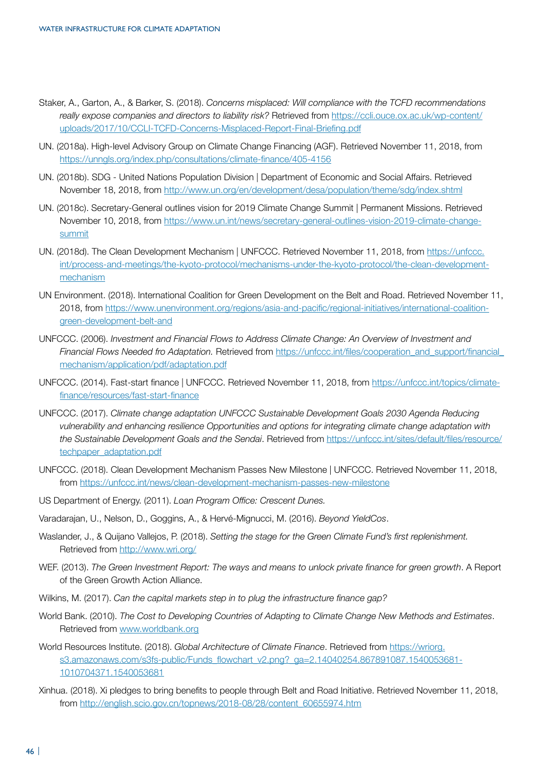Staker, A., Garton, A., & Barker, S. (2018). *Concerns misplaced: Will compliance with the TCFD recommendations really expose companies and directors to liability risk?* Retrieved from https://ccli.ouce.ox.ac.uk/wp-content/uploads/2017/10/CCLI-TCFD-Concerns-Misplaced-Report-Final-Briefing.pdf

UN. (2018a). High-level Advisory Group on Climate Change Financing (AGF). Retrieved November 11, 2018, from https://unngls.org/index.php/consultations/climate-finance/405-4156

UN. (2018b). SDG - United Nations Population Division | Department of Economic and Social Affairs. Retrieved November 18, 2018, from http://www.un.org/en/development/desa/population/theme/sdg/index.shtml

UN. (2018c). Secretary-General outlines vision for 2019 Climate Change Summit | Permanent Missions. Retrieved November 10, 2018, from https://www.un.int/news/secretary-general-outlines-vision-2019-climate-change-summit

UN. (2018d). The Clean Development Mechanism | UNFCCC. Retrieved November 11, 2018, from https://unfccc.int/process-and-meetings/the-kyoto-protocol/mechanisms-under-the-kyoto-protocol/the-clean-development-mechanism

UN Environment. (2018). International Coalition for Green Development on the Belt and Road. Retrieved November 11, 2018, from https://www.unenvironment.org/regions/asia-and-pacific/regional-initiatives/international-coalition-green-development-belt-and

UNFCCC. (2006). *Investment and Financial Flows to Address Climate Change: An Overview of Investment and Financial Flows Needed fro Adaptation.* Retrieved from https://unfccc.int/files/cooperation_and_support/financial_mechanism/application/pdf/adaptation.pdf

UNFCCC. (2014). Fast-start finance | UNFCCC. Retrieved November 11, 2018, from https://unfccc.int/topics/climate-finance/resources/fast-start-finance

UNFCCC. (2017). *Climate change adaptation UNFCCC Sustainable Development Goals 2030 Agenda Reducing vulnerability and enhancing resilience Opportunities and options for integrating climate change adaptation with the Sustainable Development Goals and the Sendai*. Retrieved from https://unfccc.int/sites/default/files/resource/techpaper_adaptation.pdf

UNFCCC. (2018). Clean Development Mechanism Passes New Milestone | UNFCCC. Retrieved November 11, 2018, from https://unfccc.int/news/clean-development-mechanism-passes-new-milestone

US Department of Energy. (2011). *Loan Program Office: Crescent Dunes.*

Varadarajan, U., Nelson, D., Goggins, A., & Hervé-Mignucci, M. (2016). *Beyond YieldCos*.

Waslander, J., & Quijano Vallejos, P. (2018). *Setting the stage for the Green Climate Fund's first replenishment.* Retrieved from http://www.wri.org/

WEF. (2013). *The Green Investment Report: The ways and means to unlock private finance for green growth*. A Report of the Green Growth Action Alliance.

Wilkins, M. (2017). *Can the capital markets step in to plug the infrastructure finance gap?*

World Bank. (2010). *The Cost to Developing Countries of Adapting to Climate Change New Methods and Estimates*. Retrieved from www.worldbank.org

World Resources Institute. (2018). *Global Architecture of Climate Finance*. Retrieved from https://wriorg.s3.amazonaws.com/s3fs-public/Funds_flowchart_v2.png?_ga=2.14040254.867891087.1540053681-1010704371.1540053681

Xinhua. (2018). Xi pledges to bring benefits to people through Belt and Road Initiative. Retrieved November 11, 2018, from http://english.scio.gov.cn/topnews/2018-08/28/content_60655974.htm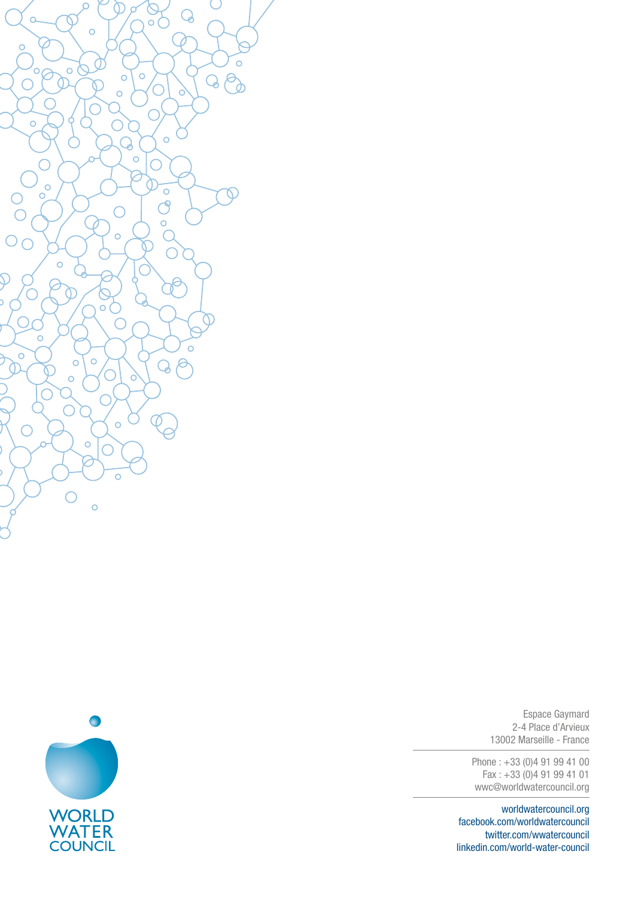WORLD
WATER
COUNCIL

Espace Gaymard
2-4 Place d'Arvieux
13002 Marseille - France

Phone : +33 (0)4 91 99 41 00
Fax : +33 (0)4 91 99 41 01
wwc@worldwatercouncil.org

worldwatercouncil.org
facebook.com/worldwatercouncil
twitter.com/wwatercouncil
linkedin.com/world-water-council